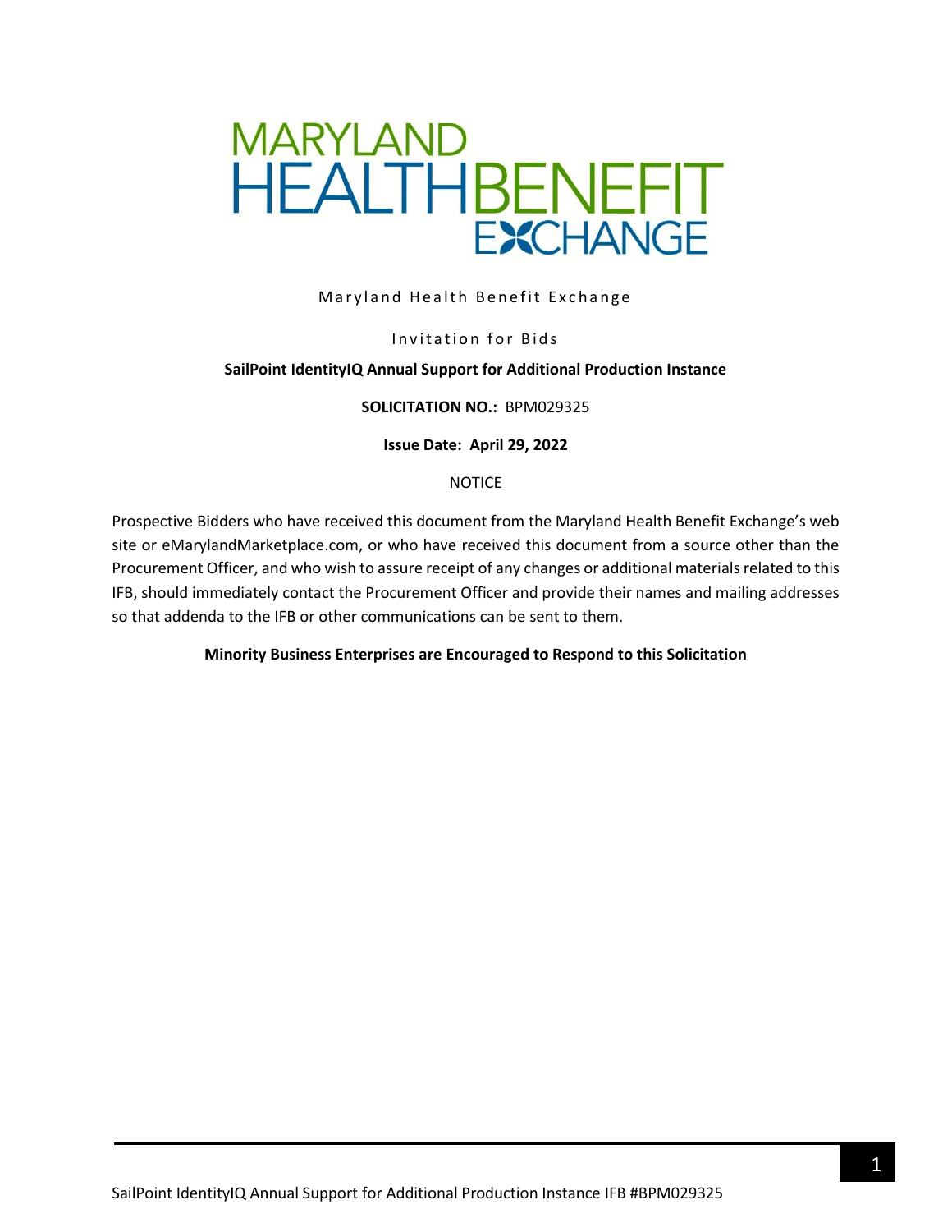# MARYLAND HEALTH BENEFIT EXCHANGE

Maryland Health Benefit Exchange

Invitation for Bids

**SailPoint IdentityIQ Annual Support for Additional Production Instance**

**SOLICITATION NO.:** BPM029325

**Issue Date: April 29, 2022**

NOTICE

Prospective Bidders who have received this document from the Maryland Health Benefit Exchange's web site or eMarylandMarketplace.com, or who have received this document from a source other than the Procurement Officer, and who wish to assure receipt of any changes or additional materials related to this IFB, should immediately contact the Procurement Officer and provide their names and mailing addresses so that addenda to the IFB or other communications can be sent to them.

**Minority Business Enterprises are Encouraged to Respond to this Solicitation**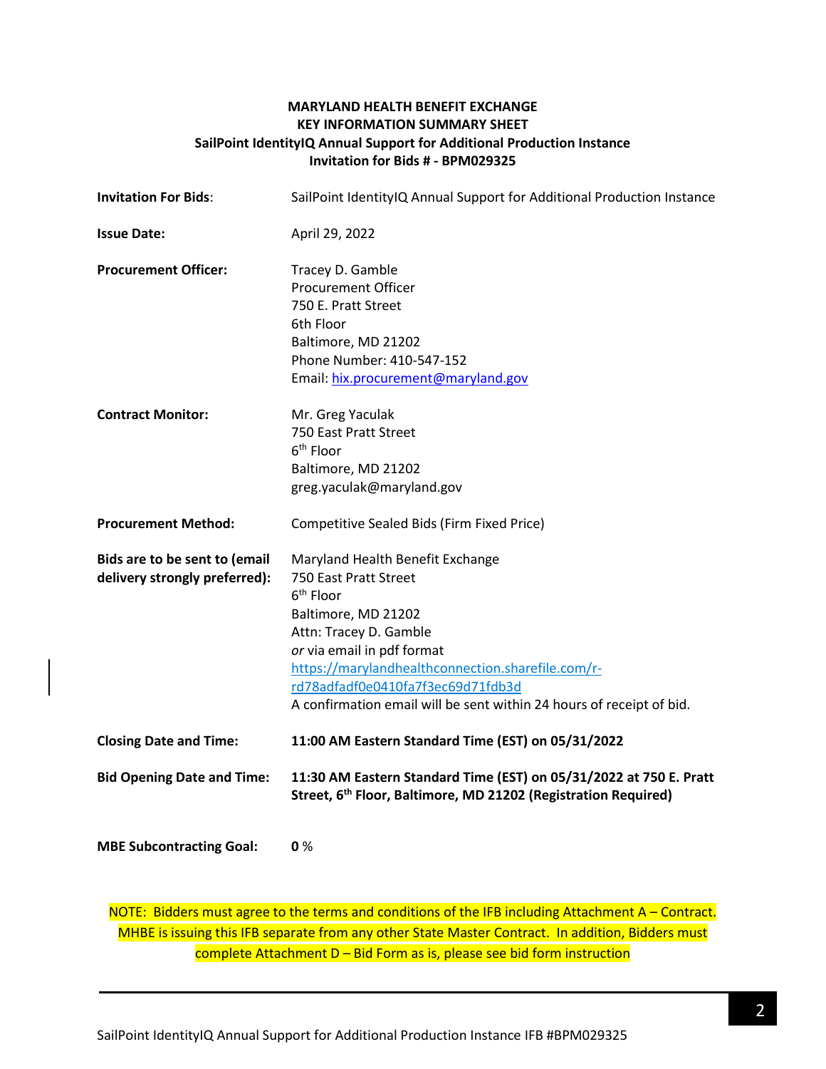**MARYLAND HEALTH BENEFIT EXCHANGE**
**KEY INFORMATION SUMMARY SHEET**
**SailPoint IdentityIQ Annual Support for Additional Production Instance**
**Invitation for Bids # - BPM029325**

| | |
|---|---|
| **Invitation For Bids**: | SailPoint IdentityIQ Annual Support for Additional Production Instance |
| **Issue Date:** | April 29, 2022 |
| **Procurement Officer:** | Tracey D. Gamble<br>Procurement Officer<br>750 E. Pratt Street<br>6th Floor<br>Baltimore, MD 21202<br>Phone Number: 410-547-152<br>Email: hix.procurement@maryland.gov |
| **Contract Monitor:** | Mr. Greg Yaculak<br>750 East Pratt Street<br>6th Floor<br>Baltimore, MD 21202<br>greg.yaculak@maryland.gov |
| **Procurement Method:** | Competitive Sealed Bids (Firm Fixed Price) |
| **Bids are to be sent to (email delivery strongly preferred):** | Maryland Health Benefit Exchange<br>750 East Pratt Street<br>6th Floor<br>Baltimore, MD 21202<br>Attn: Tracey D. Gamble<br>*or* via email in pdf format<br>https://marylandhealthconnection.sharefile.com/r-rd78adfadf0e0410fa7f3ec69d71fdb3d<br>A confirmation email will be sent within 24 hours of receipt of bid. |
| **Closing Date and Time:** | **11:00 AM Eastern Standard Time (EST) on 05/31/2022** |
| **Bid Opening Date and Time:** | **11:30 AM Eastern Standard Time (EST) on 05/31/2022 at 750 E. Pratt Street, 6th Floor, Baltimore, MD 21202 (Registration Required)** |
| **MBE Subcontracting Goal:** | **0** % |

NOTE: Bidders must agree to the terms and conditions of the IFB including Attachment A – Contract. MHBE is issuing this IFB separate from any other State Master Contract. In addition, Bidders must complete Attachment D – Bid Form as is, please see bid form instruction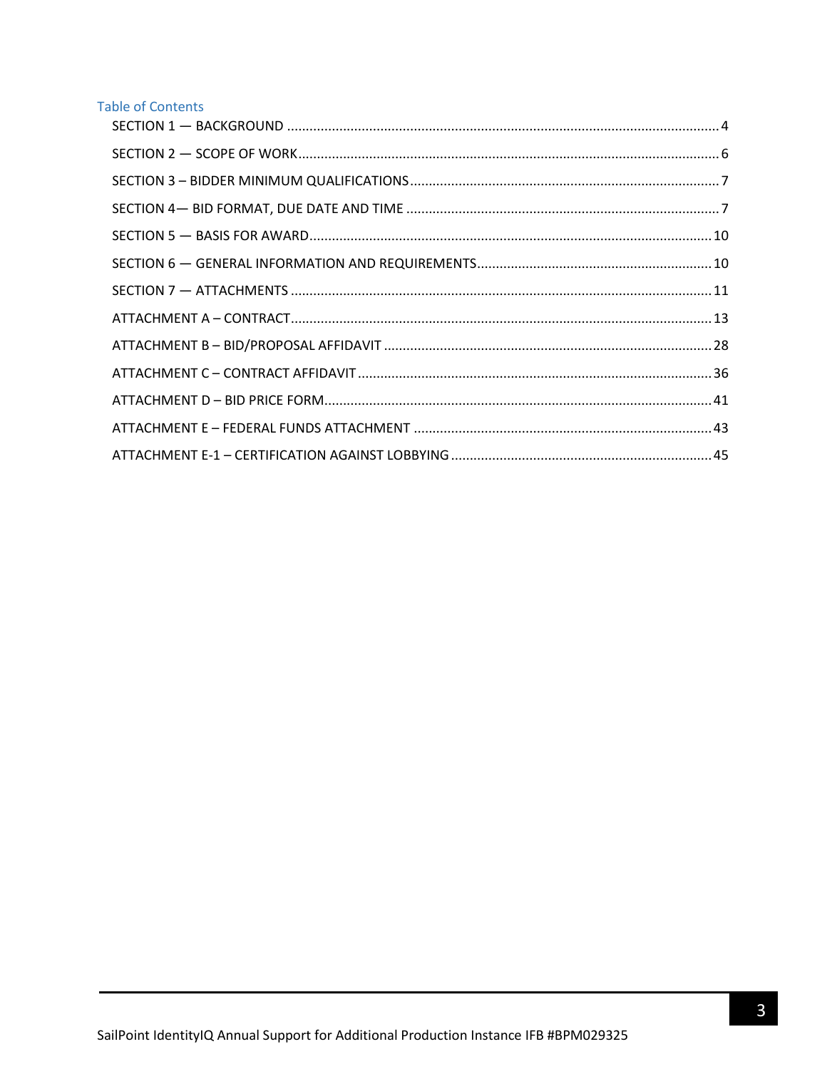## Table of Contents

SECTION 1 — BACKGROUND .................................................................................................................. 4

SECTION 2 — SCOPE OF WORK ............................................................................................................. 6

SECTION 3 – BIDDER MINIMUM QUALIFICATIONS ................................................................................ 7

SECTION 4— BID FORMAT, DUE DATE AND TIME ................................................................................. 7

SECTION 5 — BASIS FOR AWARD ......................................................................................................... 10

SECTION 6 — GENERAL INFORMATION AND REQUIREMENTS ............................................................ 10

SECTION 7 — ATTACHMENTS ............................................................................................................... 11

ATTACHMENT A – CONTRACT ............................................................................................................... 13

ATTACHMENT B – BID/PROPOSAL AFFIDAVIT ....................................................................................... 28

ATTACHMENT C – CONTRACT AFFIDAVIT .............................................................................................. 36

ATTACHMENT D – BID PRICE FORM ...................................................................................................... 41

ATTACHMENT E – FEDERAL FUNDS ATTACHMENT ............................................................................... 43

ATTACHMENT E-1 – CERTIFICATION AGAINST LOBBYING ..................................................................... 45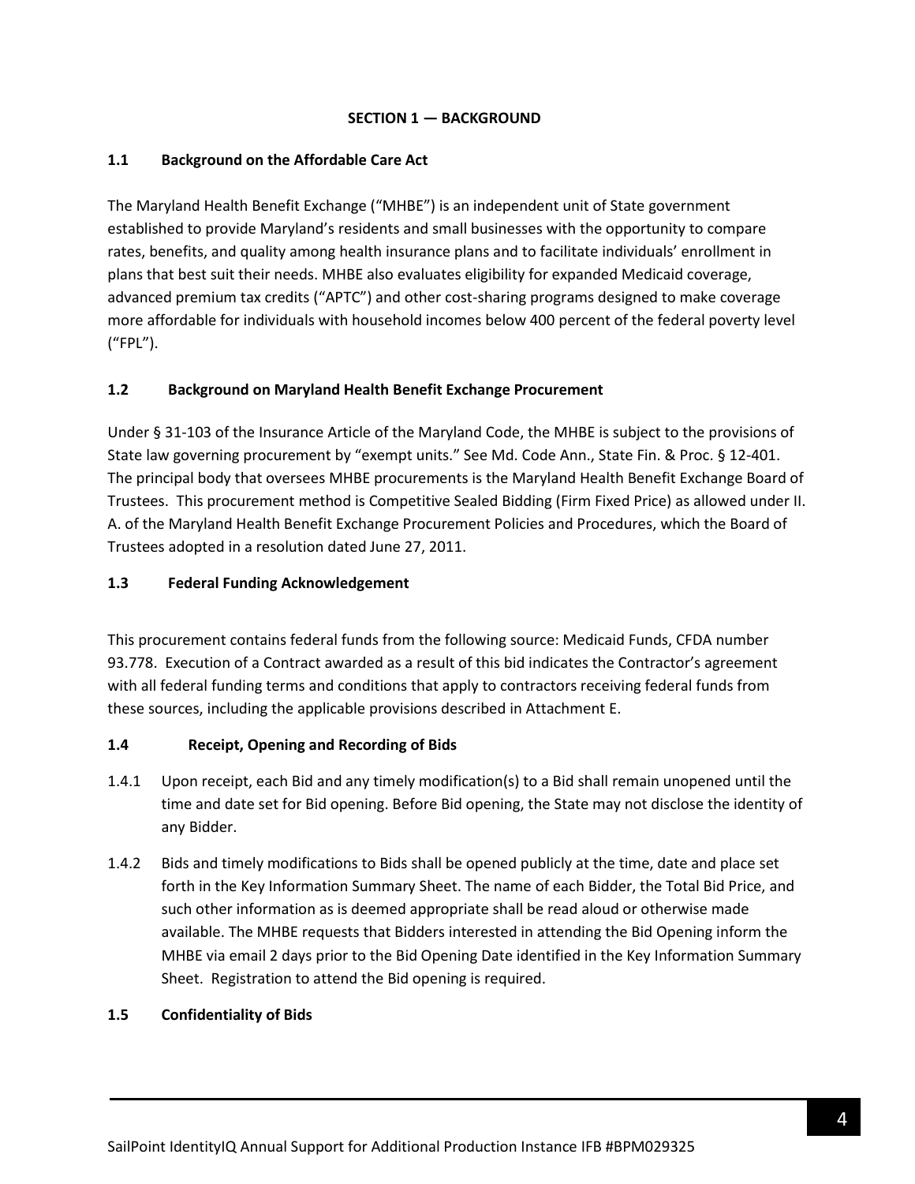## SECTION 1 — BACKGROUND

### 1.1 Background on the Affordable Care Act

The Maryland Health Benefit Exchange ("MHBE") is an independent unit of State government established to provide Maryland's residents and small businesses with the opportunity to compare rates, benefits, and quality among health insurance plans and to facilitate individuals' enrollment in plans that best suit their needs. MHBE also evaluates eligibility for expanded Medicaid coverage, advanced premium tax credits ("APTC") and other cost-sharing programs designed to make coverage more affordable for individuals with household incomes below 400 percent of the federal poverty level ("FPL").

### 1.2 Background on Maryland Health Benefit Exchange Procurement

Under § 31-103 of the Insurance Article of the Maryland Code, the MHBE is subject to the provisions of State law governing procurement by "exempt units." See Md. Code Ann., State Fin. & Proc. § 12-401. The principal body that oversees MHBE procurements is the Maryland Health Benefit Exchange Board of Trustees. This procurement method is Competitive Sealed Bidding (Firm Fixed Price) as allowed under II. A. of the Maryland Health Benefit Exchange Procurement Policies and Procedures, which the Board of Trustees adopted in a resolution dated June 27, 2011.

### 1.3 Federal Funding Acknowledgement

This procurement contains federal funds from the following source: Medicaid Funds, CFDA number 93.778. Execution of a Contract awarded as a result of this bid indicates the Contractor's agreement with all federal funding terms and conditions that apply to contractors receiving federal funds from these sources, including the applicable provisions described in Attachment E.

### 1.4 Receipt, Opening and Recording of Bids

1.4.1 Upon receipt, each Bid and any timely modification(s) to a Bid shall remain unopened until the time and date set for Bid opening. Before Bid opening, the State may not disclose the identity of any Bidder.

1.4.2 Bids and timely modifications to Bids shall be opened publicly at the time, date and place set forth in the Key Information Summary Sheet. The name of each Bidder, the Total Bid Price, and such other information as is deemed appropriate shall be read aloud or otherwise made available. The MHBE requests that Bidders interested in attending the Bid Opening inform the MHBE via email 2 days prior to the Bid Opening Date identified in the Key Information Summary Sheet. Registration to attend the Bid opening is required.

### 1.5 Confidentiality of Bids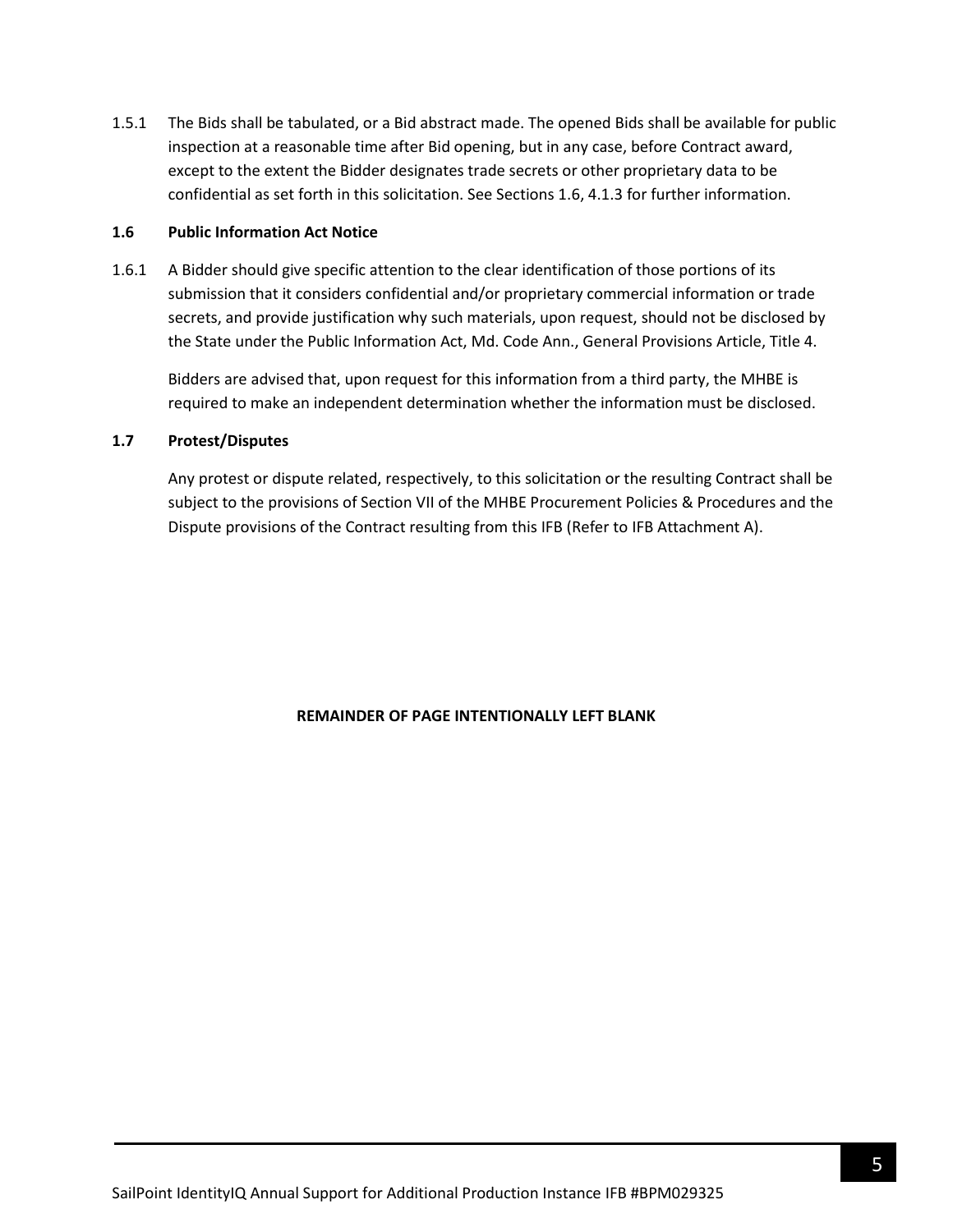1.5.1 The Bids shall be tabulated, or a Bid abstract made. The opened Bids shall be available for public inspection at a reasonable time after Bid opening, but in any case, before Contract award, except to the extent the Bidder designates trade secrets or other proprietary data to be confidential as set forth in this solicitation. See Sections 1.6, 4.1.3 for further information.

### 1.6 Public Information Act Notice

1.6.1 A Bidder should give specific attention to the clear identification of those portions of its submission that it considers confidential and/or proprietary commercial information or trade secrets, and provide justification why such materials, upon request, should not be disclosed by the State under the Public Information Act, Md. Code Ann., General Provisions Article, Title 4.

Bidders are advised that, upon request for this information from a third party, the MHBE is required to make an independent determination whether the information must be disclosed.

### 1.7 Protest/Disputes

Any protest or dispute related, respectively, to this solicitation or the resulting Contract shall be subject to the provisions of Section VII of the MHBE Procurement Policies & Procedures and the Dispute provisions of the Contract resulting from this IFB (Refer to IFB Attachment A).

**REMAINDER OF PAGE INTENTIONALLY LEFT BLANK**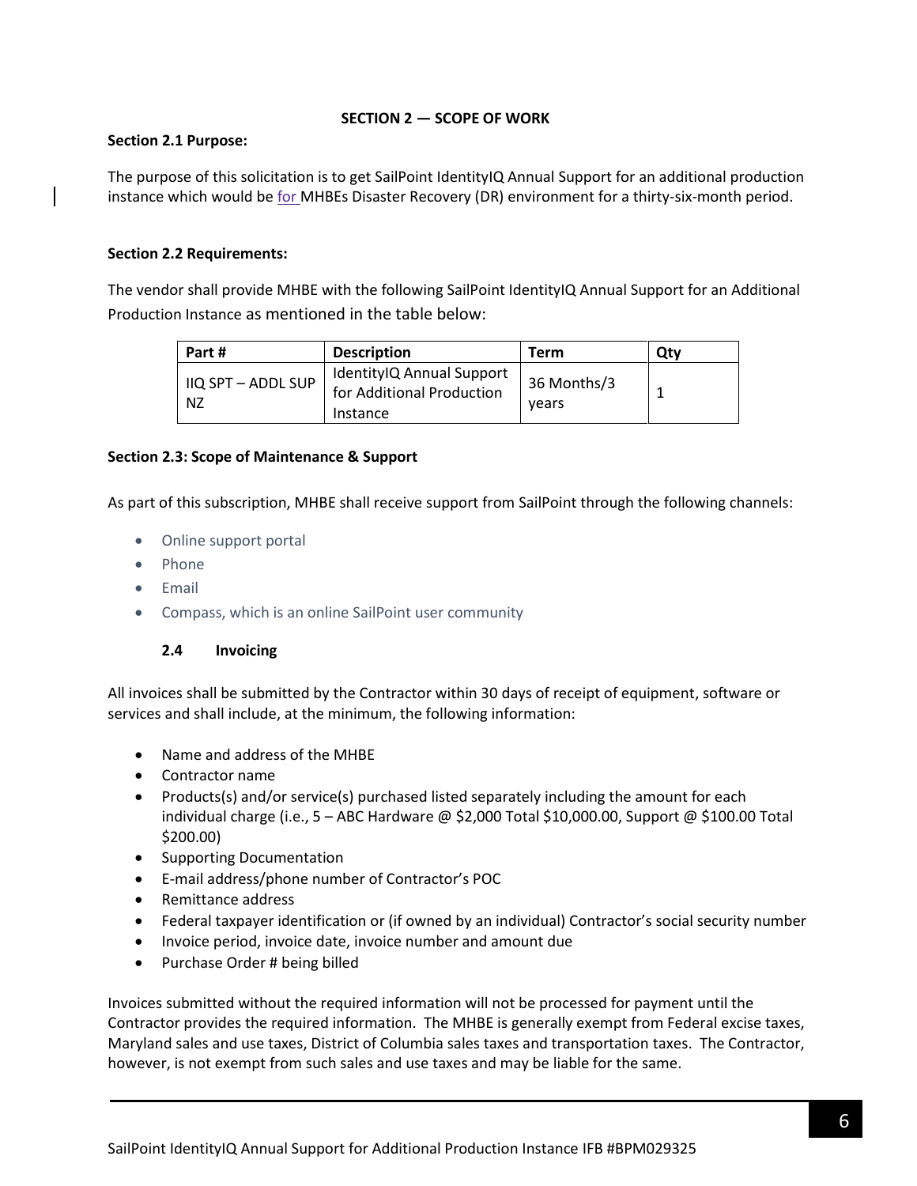## SECTION 2 — SCOPE OF WORK

**Section 2.1 Purpose:**

The purpose of this solicitation is to get SailPoint IdentityIQ Annual Support for an additional production instance which would be for MHBEs Disaster Recovery (DR) environment for a thirty-six-month period.

**Section 2.2 Requirements:**

The vendor shall provide MHBE with the following SailPoint IdentityIQ Annual Support for an Additional Production Instance as mentioned in the table below:

| Part # | Description | Term | Qty |
|---|---|---|---|
| IIQ SPT – ADDL SUP NZ | IdentityIQ Annual Support for Additional Production Instance | 36 Months/3 years | 1 |

**Section 2.3: Scope of Maintenance & Support**

As part of this subscription, MHBE shall receive support from SailPoint through the following channels:

- Online support portal
- Phone
- Email
- Compass, which is an online SailPoint user community

### 2.4 Invoicing

All invoices shall be submitted by the Contractor within 30 days of receipt of equipment, software or services and shall include, at the minimum, the following information:

- Name and address of the MHBE
- Contractor name
- Products(s) and/or service(s) purchased listed separately including the amount for each individual charge (i.e., 5 – ABC Hardware @ $2,000 Total $10,000.00, Support @ $100.00 Total $200.00)
- Supporting Documentation
- E-mail address/phone number of Contractor's POC
- Remittance address
- Federal taxpayer identification or (if owned by an individual) Contractor's social security number
- Invoice period, invoice date, invoice number and amount due
- Purchase Order # being billed

Invoices submitted without the required information will not be processed for payment until the Contractor provides the required information. The MHBE is generally exempt from Federal excise taxes, Maryland sales and use taxes, District of Columbia sales taxes and transportation taxes. The Contractor, however, is not exempt from such sales and use taxes and may be liable for the same.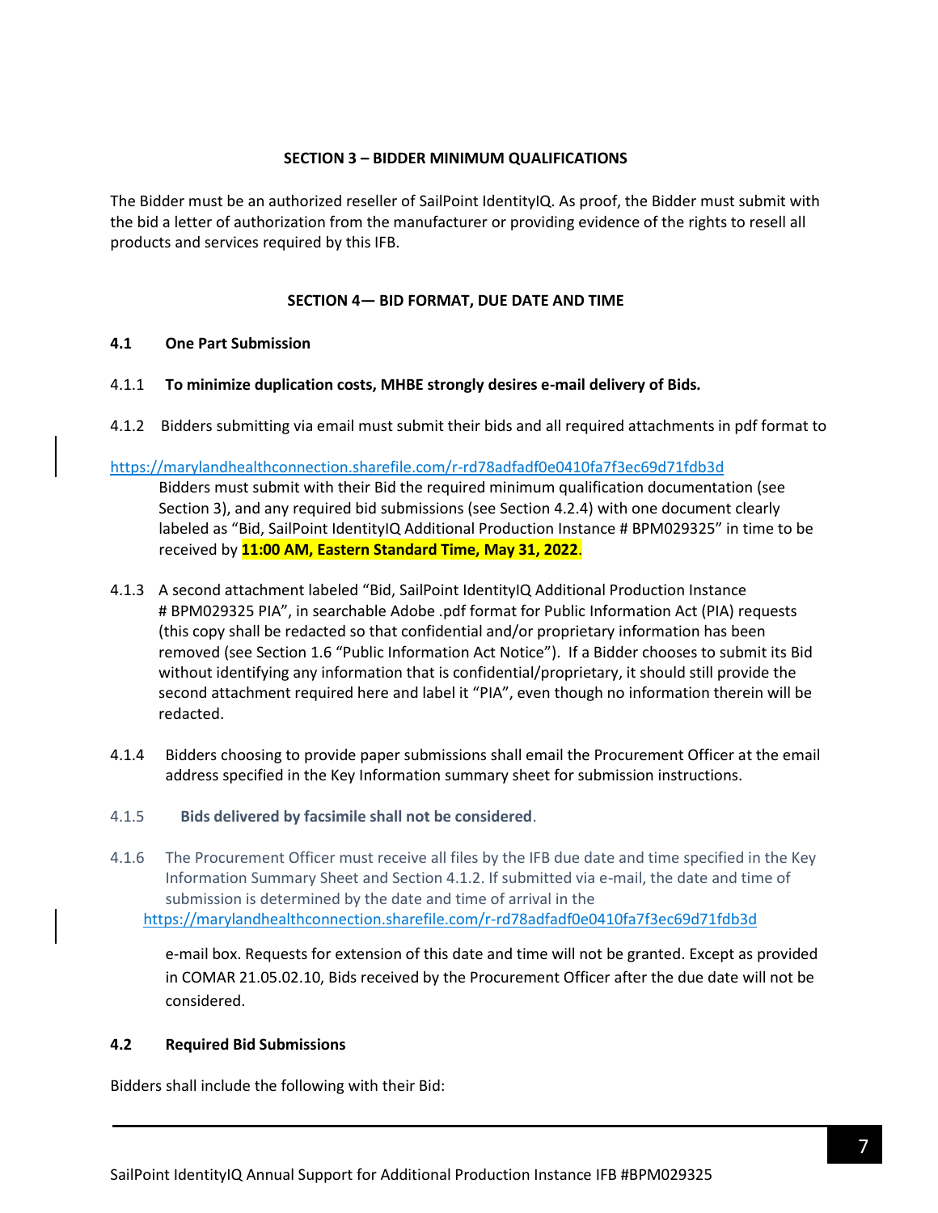## SECTION 3 – BIDDER MINIMUM QUALIFICATIONS

The Bidder must be an authorized reseller of SailPoint IdentityIQ. As proof, the Bidder must submit with the bid a letter of authorization from the manufacturer or providing evidence of the rights to resell all products and services required by this IFB.

## SECTION 4— BID FORMAT, DUE DATE AND TIME

### 4.1 One Part Submission

4.1.1 **To minimize duplication costs, MHBE strongly desires e-mail delivery of Bids.**

4.1.2 Bidders submitting via email must submit their bids and all required attachments in pdf format to

https://marylandhealthconnection.sharefile.com/r-rd78adfadf0e0410fa7f3ec69d71fdb3d

Bidders must submit with their Bid the required minimum qualification documentation (see Section 3), and any required bid submissions (see Section 4.2.4) with one document clearly labeled as "Bid, SailPoint IdentityIQ Additional Production Instance # BPM029325" in time to be received by **11:00 AM, Eastern Standard Time, May 31, 2022**.

4.1.3 A second attachment labeled "Bid, SailPoint IdentityIQ Additional Production Instance # BPM029325 PIA", in searchable Adobe .pdf format for Public Information Act (PIA) requests (this copy shall be redacted so that confidential and/or proprietary information has been removed (see Section 1.6 "Public Information Act Notice"). If a Bidder chooses to submit its Bid without identifying any information that is confidential/proprietary, it should still provide the second attachment required here and label it "PIA", even though no information therein will be redacted.

4.1.4 Bidders choosing to provide paper submissions shall email the Procurement Officer at the email address specified in the Key Information summary sheet for submission instructions.

4.1.5 **Bids delivered by facsimile shall not be considered**.

4.1.6 The Procurement Officer must receive all files by the IFB due date and time specified in the Key Information Summary Sheet and Section 4.1.2. If submitted via e-mail, the date and time of submission is determined by the date and time of arrival in the https://marylandhealthconnection.sharefile.com/r-rd78adfadf0e0410fa7f3ec69d71fdb3d e-mail box. Requests for extension of this date and time will not be granted. Except as provided in COMAR 21.05.02.10, Bids received by the Procurement Officer after the due date will not be considered.

### 4.2 Required Bid Submissions

Bidders shall include the following with their Bid: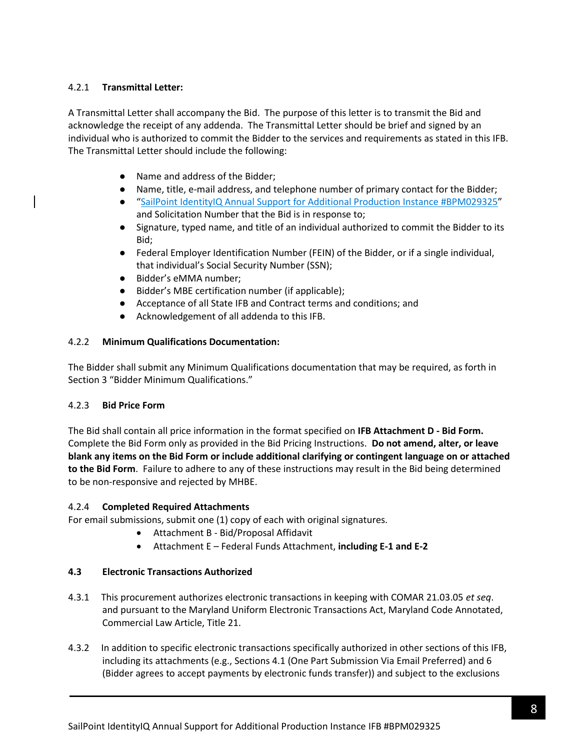#### 4.2.1 **Transmittal Letter:**

A Transmittal Letter shall accompany the Bid. The purpose of this letter is to transmit the Bid and acknowledge the receipt of any addenda. The Transmittal Letter should be brief and signed by an individual who is authorized to commit the Bidder to the services and requirements as stated in this IFB. The Transmittal Letter should include the following:

- Name and address of the Bidder;
- Name, title, e-mail address, and telephone number of primary contact for the Bidder;
- "SailPoint IdentityIQ Annual Support for Additional Production Instance #BPM029325" and Solicitation Number that the Bid is in response to;
- Signature, typed name, and title of an individual authorized to commit the Bidder to its Bid;
- Federal Employer Identification Number (FEIN) of the Bidder, or if a single individual, that individual's Social Security Number (SSN);
- Bidder's eMMA number;
- Bidder's MBE certification number (if applicable);
- Acceptance of all State IFB and Contract terms and conditions; and
- Acknowledgement of all addenda to this IFB.

#### 4.2.2 **Minimum Qualifications Documentation:**

The Bidder shall submit any Minimum Qualifications documentation that may be required, as forth in Section 3 "Bidder Minimum Qualifications."

#### 4.2.3 **Bid Price Form**

The Bid shall contain all price information in the format specified on **IFB Attachment D - Bid Form.** Complete the Bid Form only as provided in the Bid Pricing Instructions. **Do not amend, alter, or leave blank any items on the Bid Form or include additional clarifying or contingent language on or attached to the Bid Form**. Failure to adhere to any of these instructions may result in the Bid being determined to be non-responsive and rejected by MHBE.

#### 4.2.4 **Completed Required Attachments**

For email submissions, submit one (1) copy of each with original signatures.

- Attachment B - Bid/Proposal Affidavit
- Attachment E – Federal Funds Attachment, **including E-1 and E-2**

### 4.3 **Electronic Transactions Authorized**

4.3.1 This procurement authorizes electronic transactions in keeping with COMAR 21.03.05 *et seq*. and pursuant to the Maryland Uniform Electronic Transactions Act, Maryland Code Annotated, Commercial Law Article, Title 21.

4.3.2 In addition to specific electronic transactions specifically authorized in other sections of this IFB, including its attachments (e.g., Sections 4.1 (One Part Submission Via Email Preferred) and 6 (Bidder agrees to accept payments by electronic funds transfer)) and subject to the exclusions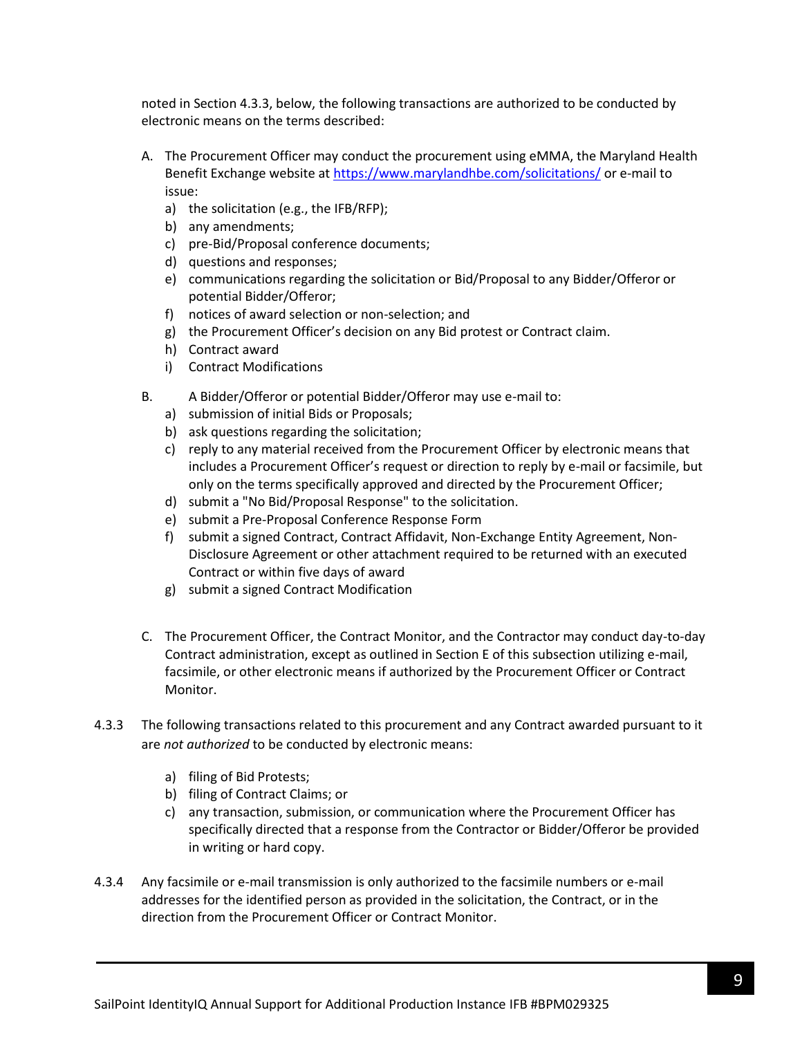noted in Section 4.3.3, below, the following transactions are authorized to be conducted by electronic means on the terms described:

A. The Procurement Officer may conduct the procurement using eMMA, the Maryland Health Benefit Exchange website at https://www.marylandhbe.com/solicitations/ or e-mail to issue:
   a) the solicitation (e.g., the IFB/RFP);
   b) any amendments;
   c) pre-Bid/Proposal conference documents;
   d) questions and responses;
   e) communications regarding the solicitation or Bid/Proposal to any Bidder/Offeror or potential Bidder/Offeror;
   f) notices of award selection or non-selection; and
   g) the Procurement Officer's decision on any Bid protest or Contract claim.
   h) Contract award
   i) Contract Modifications

B. A Bidder/Offeror or potential Bidder/Offeror may use e-mail to:
   a) submission of initial Bids or Proposals;
   b) ask questions regarding the solicitation;
   c) reply to any material received from the Procurement Officer by electronic means that includes a Procurement Officer's request or direction to reply by e-mail or facsimile, but only on the terms specifically approved and directed by the Procurement Officer;
   d) submit a "No Bid/Proposal Response" to the solicitation.
   e) submit a Pre-Proposal Conference Response Form
   f) submit a signed Contract, Contract Affidavit, Non-Exchange Entity Agreement, Non-Disclosure Agreement or other attachment required to be returned with an executed Contract or within five days of award
   g) submit a signed Contract Modification

C. The Procurement Officer, the Contract Monitor, and the Contractor may conduct day-to-day Contract administration, except as outlined in Section E of this subsection utilizing e-mail, facsimile, or other electronic means if authorized by the Procurement Officer or Contract Monitor.

4.3.3 The following transactions related to this procurement and any Contract awarded pursuant to it are *not authorized* to be conducted by electronic means:

   a) filing of Bid Protests;
   b) filing of Contract Claims; or
   c) any transaction, submission, or communication where the Procurement Officer has specifically directed that a response from the Contractor or Bidder/Offeror be provided in writing or hard copy.

4.3.4 Any facsimile or e-mail transmission is only authorized to the facsimile numbers or e-mail addresses for the identified person as provided in the solicitation, the Contract, or in the direction from the Procurement Officer or Contract Monitor.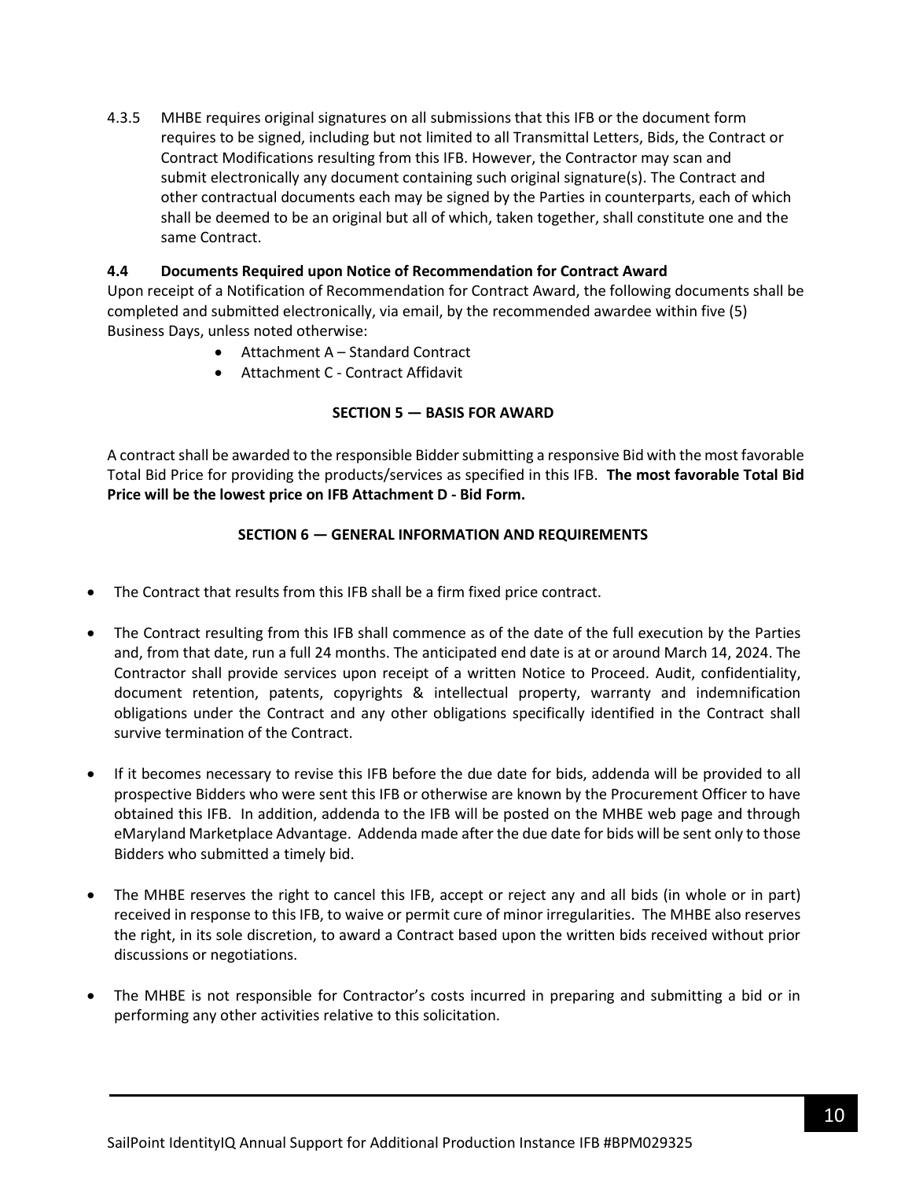4.3.5 MHBE requires original signatures on all submissions that this IFB or the document form requires to be signed, including but not limited to all Transmittal Letters, Bids, the Contract or Contract Modifications resulting from this IFB. However, the Contractor may scan and submit electronically any document containing such original signature(s). The Contract and other contractual documents each may be signed by the Parties in counterparts, each of which shall be deemed to be an original but all of which, taken together, shall constitute one and the same Contract.

### 4.4 Documents Required upon Notice of Recommendation for Contract Award

Upon receipt of a Notification of Recommendation for Contract Award, the following documents shall be completed and submitted electronically, via email, by the recommended awardee within five (5) Business Days, unless noted otherwise:

- Attachment A – Standard Contract
- Attachment C - Contract Affidavit

## SECTION 5 — BASIS FOR AWARD

A contract shall be awarded to the responsible Bidder submitting a responsive Bid with the most favorable Total Bid Price for providing the products/services as specified in this IFB. **The most favorable Total Bid Price will be the lowest price on IFB Attachment D - Bid Form.**

## SECTION 6 — GENERAL INFORMATION AND REQUIREMENTS

- The Contract that results from this IFB shall be a firm fixed price contract.
- The Contract resulting from this IFB shall commence as of the date of the full execution by the Parties and, from that date, run a full 24 months. The anticipated end date is at or around March 14, 2024. The Contractor shall provide services upon receipt of a written Notice to Proceed. Audit, confidentiality, document retention, patents, copyrights & intellectual property, warranty and indemnification obligations under the Contract and any other obligations specifically identified in the Contract shall survive termination of the Contract.
- If it becomes necessary to revise this IFB before the due date for bids, addenda will be provided to all prospective Bidders who were sent this IFB or otherwise are known by the Procurement Officer to have obtained this IFB. In addition, addenda to the IFB will be posted on the MHBE web page and through eMaryland Marketplace Advantage. Addenda made after the due date for bids will be sent only to those Bidders who submitted a timely bid.
- The MHBE reserves the right to cancel this IFB, accept or reject any and all bids (in whole or in part) received in response to this IFB, to waive or permit cure of minor irregularities. The MHBE also reserves the right, in its sole discretion, to award a Contract based upon the written bids received without prior discussions or negotiations.
- The MHBE is not responsible for Contractor's costs incurred in preparing and submitting a bid or in performing any other activities relative to this solicitation.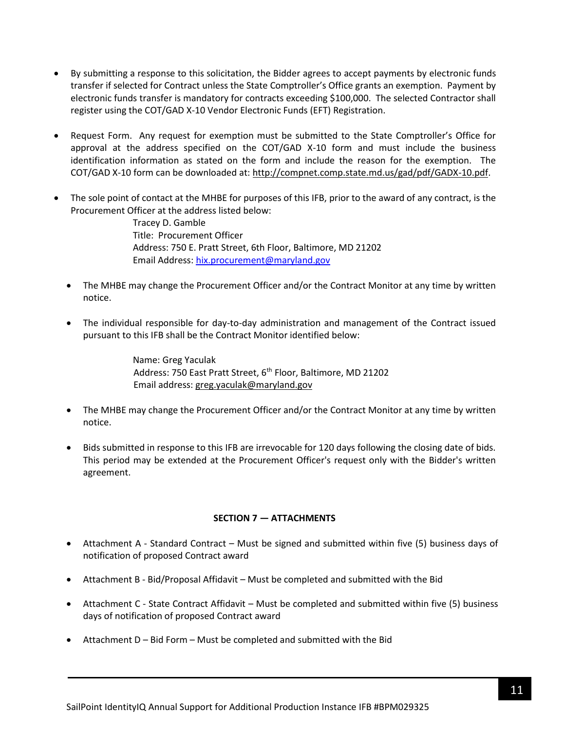- By submitting a response to this solicitation, the Bidder agrees to accept payments by electronic funds transfer if selected for Contract unless the State Comptroller's Office grants an exemption. Payment by electronic funds transfer is mandatory for contracts exceeding $100,000. The selected Contractor shall register using the COT/GAD X-10 Vendor Electronic Funds (EFT) Registration.

- Request Form. Any request for exemption must be submitted to the State Comptroller's Office for approval at the address specified on the COT/GAD X-10 form and must include the business identification information as stated on the form and include the reason for the exemption. The COT/GAD X-10 form can be downloaded at: http://compnet.comp.state.md.us/gad/pdf/GADX-10.pdf.

- The sole point of contact at the MHBE for purposes of this IFB, prior to the award of any contract, is the Procurement Officer at the address listed below:

  Tracey D. Gamble
  Title: Procurement Officer
  Address: 750 E. Pratt Street, 6th Floor, Baltimore, MD 21202
  Email Address: hix.procurement@maryland.gov

  - The MHBE may change the Procurement Officer and/or the Contract Monitor at any time by written notice.

  - The individual responsible for day-to-day administration and management of the Contract issued pursuant to this IFB shall be the Contract Monitor identified below:

    Name: Greg Yaculak
    Address: 750 East Pratt Street, 6th Floor, Baltimore, MD 21202
    Email address: greg.yaculak@maryland.gov

  - The MHBE may change the Procurement Officer and/or the Contract Monitor at any time by written notice.

  - Bids submitted in response to this IFB are irrevocable for 120 days following the closing date of bids. This period may be extended at the Procurement Officer's request only with the Bidder's written agreement.

**SECTION 7 — ATTACHMENTS**

- Attachment A - Standard Contract – Must be signed and submitted within five (5) business days of notification of proposed Contract award

- Attachment B - Bid/Proposal Affidavit – Must be completed and submitted with the Bid

- Attachment C - State Contract Affidavit – Must be completed and submitted within five (5) business days of notification of proposed Contract award

- Attachment D – Bid Form – Must be completed and submitted with the Bid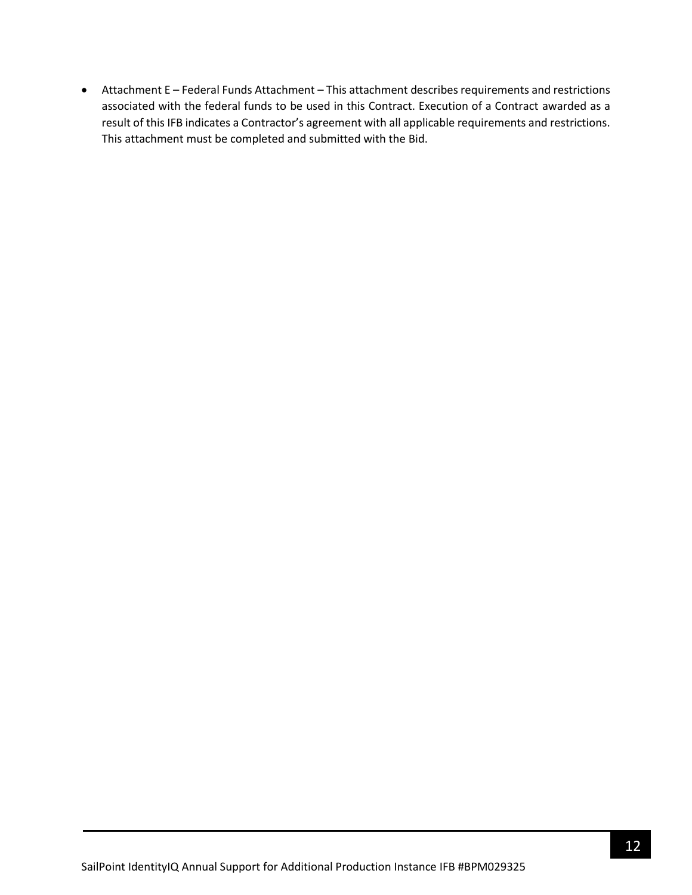- Attachment E – Federal Funds Attachment – This attachment describes requirements and restrictions associated with the federal funds to be used in this Contract. Execution of a Contract awarded as a result of this IFB indicates a Contractor's agreement with all applicable requirements and restrictions. This attachment must be completed and submitted with the Bid.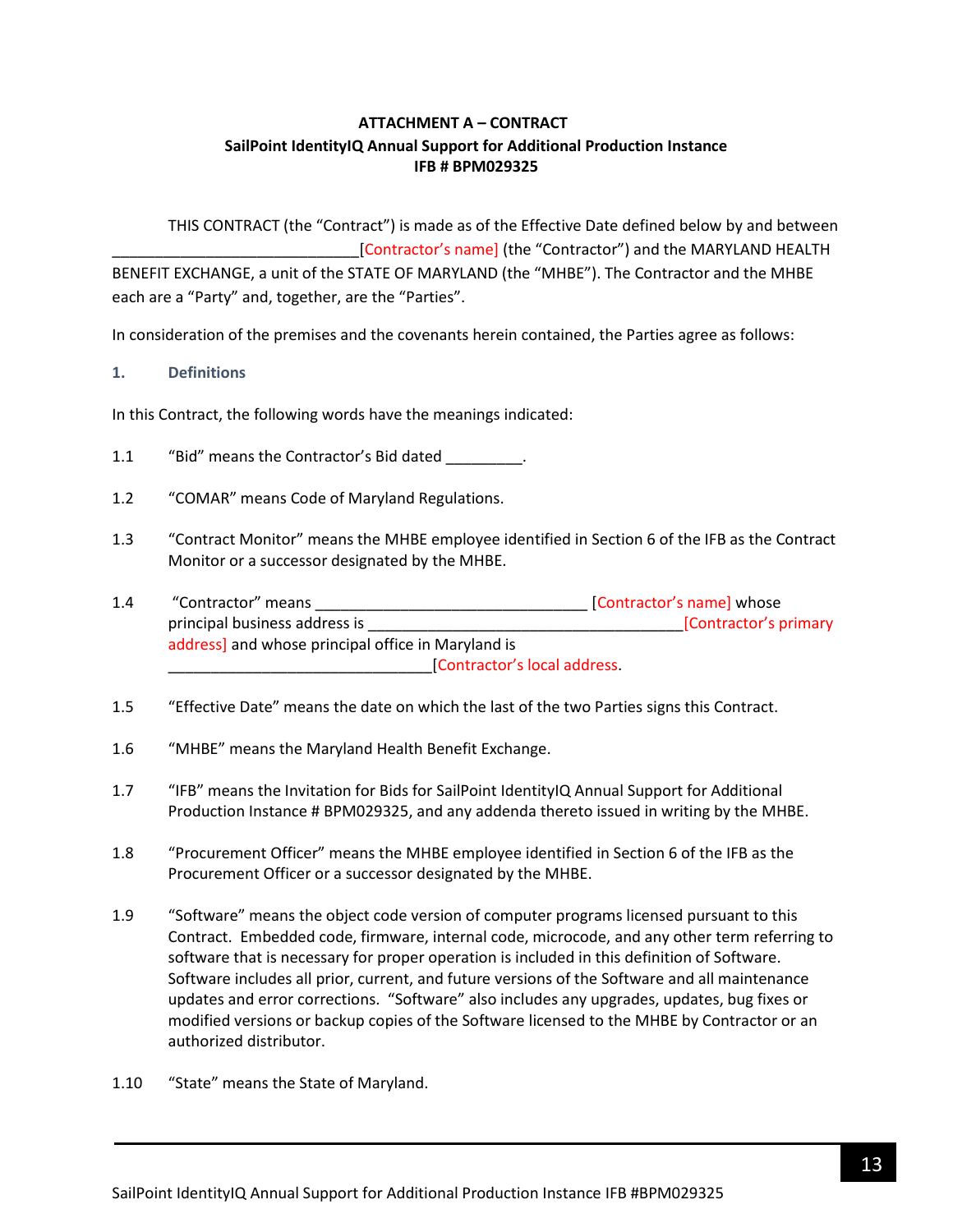**ATTACHMENT A – CONTRACT**
**SailPoint IdentityIQ Annual Support for Additional Production Instance**
**IFB # BPM029325**

THIS CONTRACT (the "Contract") is made as of the Effective Date defined below by and between ______________________________[Contractor's name] (the "Contractor") and the MARYLAND HEALTH BENEFIT EXCHANGE, a unit of the STATE OF MARYLAND (the "MHBE"). The Contractor and the MHBE each are a "Party" and, together, are the "Parties".

In consideration of the premises and the covenants herein contained, the Parties agree as follows:

## 1. Definitions

In this Contract, the following words have the meanings indicated:

1.1 "Bid" means the Contractor's Bid dated _________.

1.2 "COMAR" means Code of Maryland Regulations.

1.3 "Contract Monitor" means the MHBE employee identified in Section 6 of the IFB as the Contract Monitor or a successor designated by the MHBE.

1.4 "Contractor" means _________________________________ [Contractor's name] whose principal business address is _______________________________________[Contractor's primary address] and whose principal office in Maryland is _______________________________[Contractor's local address.

1.5 "Effective Date" means the date on which the last of the two Parties signs this Contract.

1.6 "MHBE" means the Maryland Health Benefit Exchange.

1.7 "IFB" means the Invitation for Bids for SailPoint IdentityIQ Annual Support for Additional Production Instance # BPM029325, and any addenda thereto issued in writing by the MHBE.

1.8 "Procurement Officer" means the MHBE employee identified in Section 6 of the IFB as the Procurement Officer or a successor designated by the MHBE.

1.9 "Software" means the object code version of computer programs licensed pursuant to this Contract. Embedded code, firmware, internal code, microcode, and any other term referring to software that is necessary for proper operation is included in this definition of Software. Software includes all prior, current, and future versions of the Software and all maintenance updates and error corrections. "Software" also includes any upgrades, updates, bug fixes or modified versions or backup copies of the Software licensed to the MHBE by Contractor or an authorized distributor.

1.10 "State" means the State of Maryland.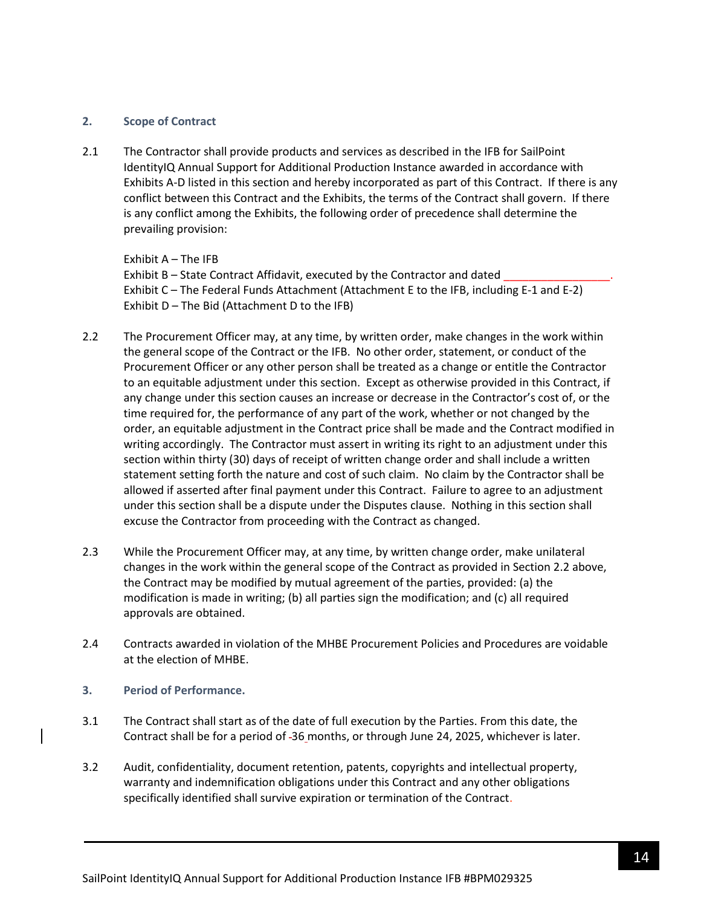## 2. Scope of Contract

2.1 The Contractor shall provide products and services as described in the IFB for SailPoint IdentityIQ Annual Support for Additional Production Instance awarded in accordance with Exhibits A-D listed in this section and hereby incorporated as part of this Contract. If there is any conflict between this Contract and the Exhibits, the terms of the Contract shall govern. If there is any conflict among the Exhibits, the following order of precedence shall determine the prevailing provision:

Exhibit A – The IFB
Exhibit B – State Contract Affidavit, executed by the Contractor and dated _________________.
Exhibit C – The Federal Funds Attachment (Attachment E to the IFB, including E-1 and E-2)
Exhibit D – The Bid (Attachment D to the IFB)

2.2 The Procurement Officer may, at any time, by written order, make changes in the work within the general scope of the Contract or the IFB. No other order, statement, or conduct of the Procurement Officer or any other person shall be treated as a change or entitle the Contractor to an equitable adjustment under this section. Except as otherwise provided in this Contract, if any change under this section causes an increase or decrease in the Contractor's cost of, or the time required for, the performance of any part of the work, whether or not changed by the order, an equitable adjustment in the Contract price shall be made and the Contract modified in writing accordingly. The Contractor must assert in writing its right to an adjustment under this section within thirty (30) days of receipt of written change order and shall include a written statement setting forth the nature and cost of such claim. No claim by the Contractor shall be allowed if asserted after final payment under this Contract. Failure to agree to an adjustment under this section shall be a dispute under the Disputes clause. Nothing in this section shall excuse the Contractor from proceeding with the Contract as changed.

2.3 While the Procurement Officer may, at any time, by written change order, make unilateral changes in the work within the general scope of the Contract as provided in Section 2.2 above, the Contract may be modified by mutual agreement of the parties, provided: (a) the modification is made in writing; (b) all parties sign the modification; and (c) all required approvals are obtained.

2.4 Contracts awarded in violation of the MHBE Procurement Policies and Procedures are voidable at the election of MHBE.

## 3. Period of Performance.

3.1 The Contract shall start as of the date of full execution by the Parties. From this date, the Contract shall be for a period of 36 months, or through June 24, 2025, whichever is later.

3.2 Audit, confidentiality, document retention, patents, copyrights and intellectual property, warranty and indemnification obligations under this Contract and any other obligations specifically identified shall survive expiration or termination of the Contract.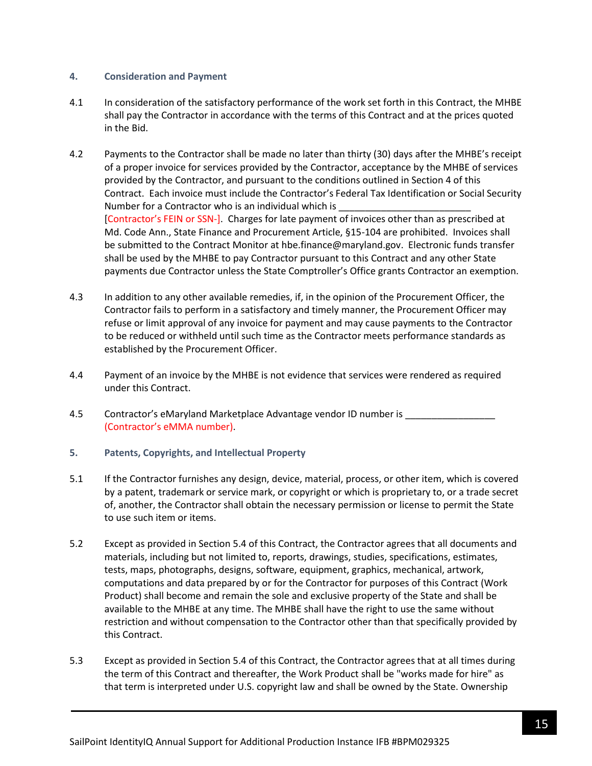## 4. Consideration and Payment

4.1 In consideration of the satisfactory performance of the work set forth in this Contract, the MHBE shall pay the Contractor in accordance with the terms of this Contract and at the prices quoted in the Bid.

4.2 Payments to the Contractor shall be made no later than thirty (30) days after the MHBE's receipt of a proper invoice for services provided by the Contractor, acceptance by the MHBE of services provided by the Contractor, and pursuant to the conditions outlined in Section 4 of this Contract. Each invoice must include the Contractor's Federal Tax Identification or Social Security Number for a Contractor who is an individual which is _________________________ [Contractor's FEIN or SSN-]. Charges for late payment of invoices other than as prescribed at Md. Code Ann., State Finance and Procurement Article, §15-104 are prohibited. Invoices shall be submitted to the Contract Monitor at hbe.finance@maryland.gov. Electronic funds transfer shall be used by the MHBE to pay Contractor pursuant to this Contract and any other State payments due Contractor unless the State Comptroller's Office grants Contractor an exemption.

4.3 In addition to any other available remedies, if, in the opinion of the Procurement Officer, the Contractor fails to perform in a satisfactory and timely manner, the Procurement Officer may refuse or limit approval of any invoice for payment and may cause payments to the Contractor to be reduced or withheld until such time as the Contractor meets performance standards as established by the Procurement Officer.

4.4 Payment of an invoice by the MHBE is not evidence that services were rendered as required under this Contract.

4.5 Contractor's eMaryland Marketplace Advantage vendor ID number is _________________ (Contractor's eMMA number).

## 5. Patents, Copyrights, and Intellectual Property

5.1 If the Contractor furnishes any design, device, material, process, or other item, which is covered by a patent, trademark or service mark, or copyright or which is proprietary to, or a trade secret of, another, the Contractor shall obtain the necessary permission or license to permit the State to use such item or items.

5.2 Except as provided in Section 5.4 of this Contract, the Contractor agrees that all documents and materials, including but not limited to, reports, drawings, studies, specifications, estimates, tests, maps, photographs, designs, software, equipment, graphics, mechanical, artwork, computations and data prepared by or for the Contractor for purposes of this Contract (Work Product) shall become and remain the sole and exclusive property of the State and shall be available to the MHBE at any time. The MHBE shall have the right to use the same without restriction and without compensation to the Contractor other than that specifically provided by this Contract.

5.3 Except as provided in Section 5.4 of this Contract, the Contractor agrees that at all times during the term of this Contract and thereafter, the Work Product shall be "works made for hire" as that term is interpreted under U.S. copyright law and shall be owned by the State. Ownership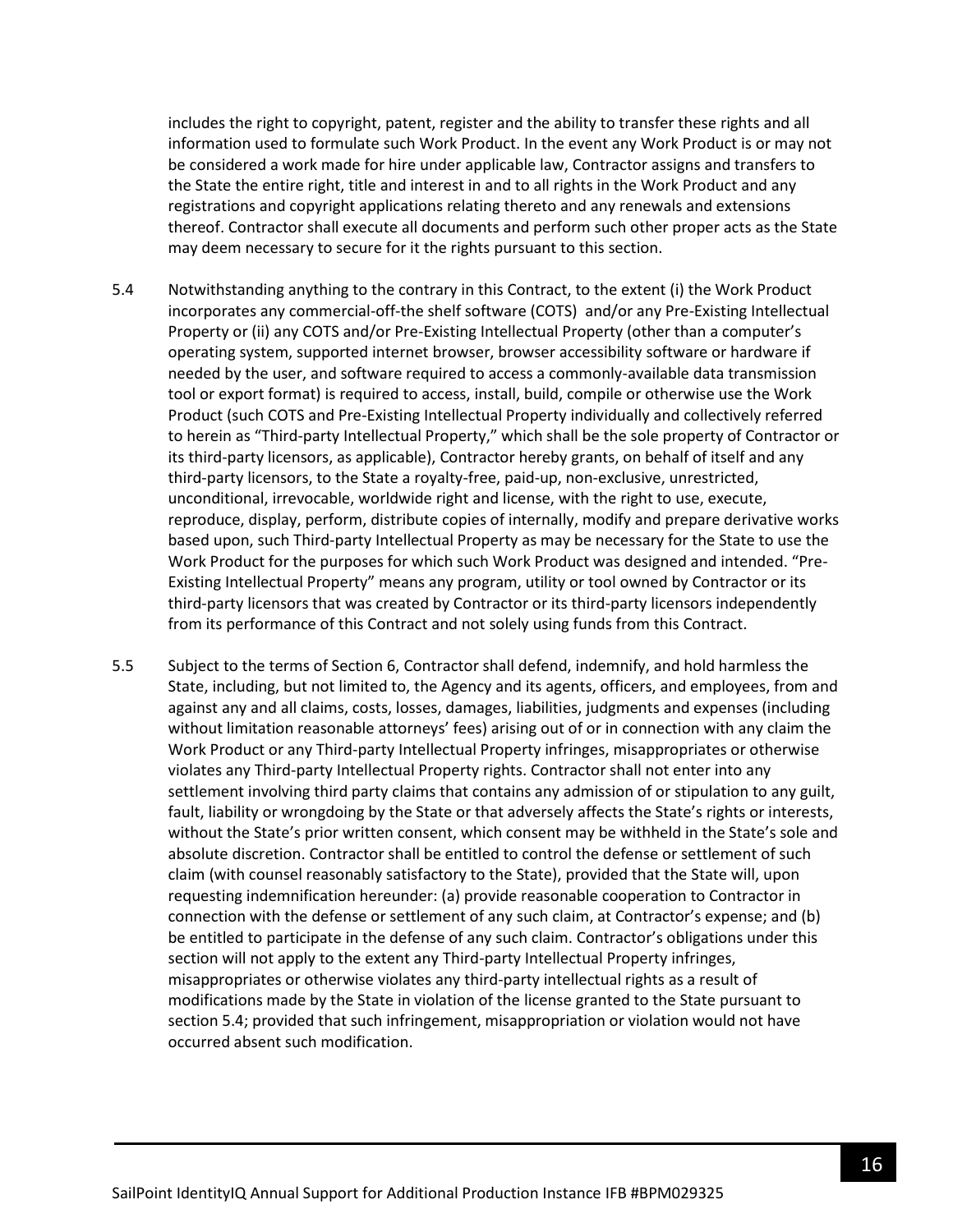includes the right to copyright, patent, register and the ability to transfer these rights and all information used to formulate such Work Product. In the event any Work Product is or may not be considered a work made for hire under applicable law, Contractor assigns and transfers to the State the entire right, title and interest in and to all rights in the Work Product and any registrations and copyright applications relating thereto and any renewals and extensions thereof. Contractor shall execute all documents and perform such other proper acts as the State may deem necessary to secure for it the rights pursuant to this section.

5.4 Notwithstanding anything to the contrary in this Contract, to the extent (i) the Work Product incorporates any commercial-off-the shelf software (COTS) and/or any Pre-Existing Intellectual Property or (ii) any COTS and/or Pre-Existing Intellectual Property (other than a computer's operating system, supported internet browser, browser accessibility software or hardware if needed by the user, and software required to access a commonly-available data transmission tool or export format) is required to access, install, build, compile or otherwise use the Work Product (such COTS and Pre-Existing Intellectual Property individually and collectively referred to herein as "Third-party Intellectual Property," which shall be the sole property of Contractor or its third-party licensors, as applicable), Contractor hereby grants, on behalf of itself and any third-party licensors, to the State a royalty-free, paid-up, non-exclusive, unrestricted, unconditional, irrevocable, worldwide right and license, with the right to use, execute, reproduce, display, perform, distribute copies of internally, modify and prepare derivative works based upon, such Third-party Intellectual Property as may be necessary for the State to use the Work Product for the purposes for which such Work Product was designed and intended. "Pre-Existing Intellectual Property" means any program, utility or tool owned by Contractor or its third-party licensors that was created by Contractor or its third-party licensors independently from its performance of this Contract and not solely using funds from this Contract.

5.5 Subject to the terms of Section 6, Contractor shall defend, indemnify, and hold harmless the State, including, but not limited to, the Agency and its agents, officers, and employees, from and against any and all claims, costs, losses, damages, liabilities, judgments and expenses (including without limitation reasonable attorneys' fees) arising out of or in connection with any claim the Work Product or any Third-party Intellectual Property infringes, misappropriates or otherwise violates any Third-party Intellectual Property rights. Contractor shall not enter into any settlement involving third party claims that contains any admission of or stipulation to any guilt, fault, liability or wrongdoing by the State or that adversely affects the State's rights or interests, without the State's prior written consent, which consent may be withheld in the State's sole and absolute discretion. Contractor shall be entitled to control the defense or settlement of such claim (with counsel reasonably satisfactory to the State), provided that the State will, upon requesting indemnification hereunder: (a) provide reasonable cooperation to Contractor in connection with the defense or settlement of any such claim, at Contractor's expense; and (b) be entitled to participate in the defense of any such claim. Contractor's obligations under this section will not apply to the extent any Third-party Intellectual Property infringes, misappropriates or otherwise violates any third-party intellectual rights as a result of modifications made by the State in violation of the license granted to the State pursuant to section 5.4; provided that such infringement, misappropriation or violation would not have occurred absent such modification.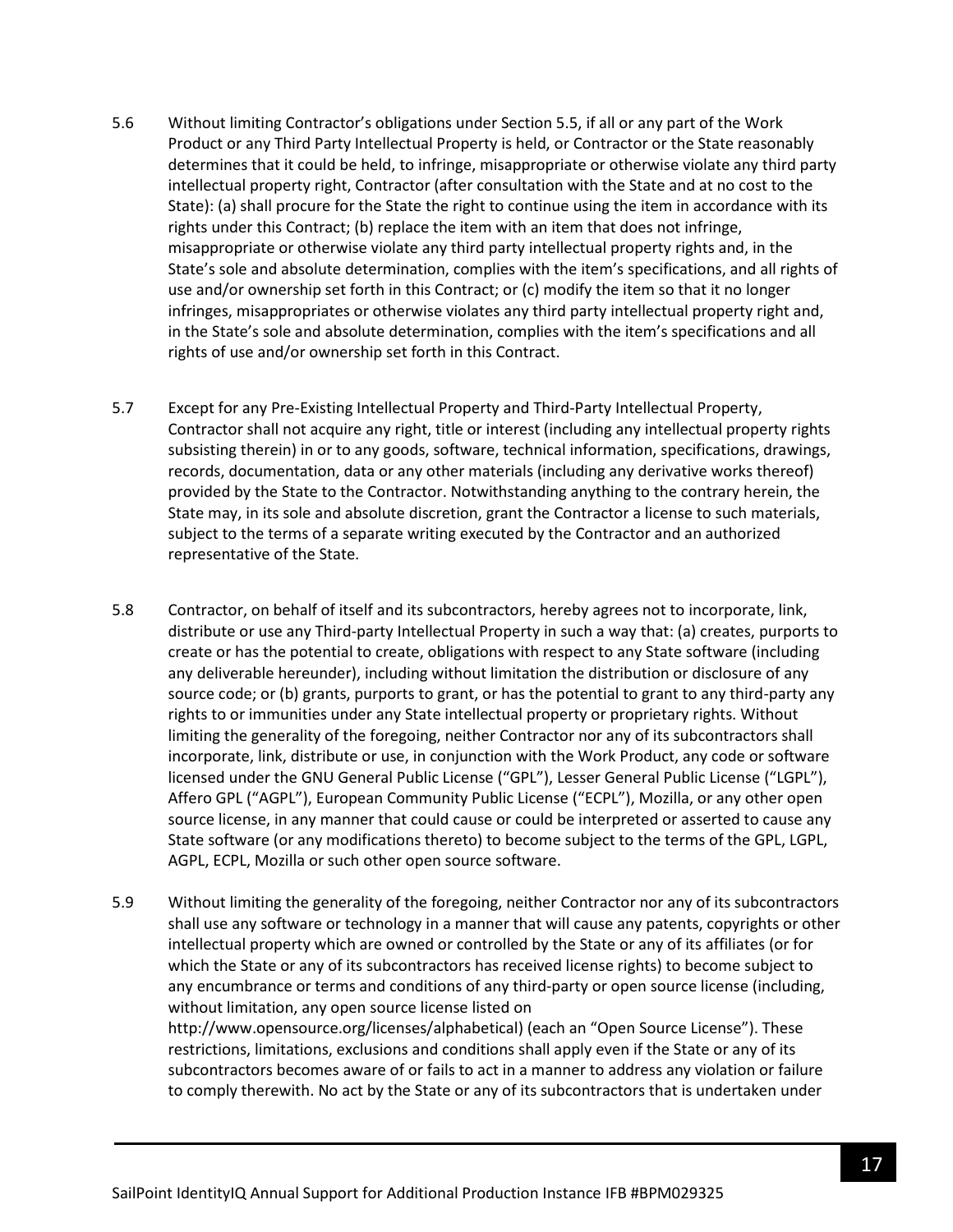5.6 Without limiting Contractor's obligations under Section 5.5, if all or any part of the Work Product or any Third Party Intellectual Property is held, or Contractor or the State reasonably determines that it could be held, to infringe, misappropriate or otherwise violate any third party intellectual property right, Contractor (after consultation with the State and at no cost to the State): (a) shall procure for the State the right to continue using the item in accordance with its rights under this Contract; (b) replace the item with an item that does not infringe, misappropriate or otherwise violate any third party intellectual property rights and, in the State's sole and absolute determination, complies with the item's specifications, and all rights of use and/or ownership set forth in this Contract; or (c) modify the item so that it no longer infringes, misappropriates or otherwise violates any third party intellectual property right and, in the State's sole and absolute determination, complies with the item's specifications and all rights of use and/or ownership set forth in this Contract.

5.7 Except for any Pre-Existing Intellectual Property and Third-Party Intellectual Property, Contractor shall not acquire any right, title or interest (including any intellectual property rights subsisting therein) in or to any goods, software, technical information, specifications, drawings, records, documentation, data or any other materials (including any derivative works thereof) provided by the State to the Contractor. Notwithstanding anything to the contrary herein, the State may, in its sole and absolute discretion, grant the Contractor a license to such materials, subject to the terms of a separate writing executed by the Contractor and an authorized representative of the State.

5.8 Contractor, on behalf of itself and its subcontractors, hereby agrees not to incorporate, link, distribute or use any Third-party Intellectual Property in such a way that: (a) creates, purports to create or has the potential to create, obligations with respect to any State software (including any deliverable hereunder), including without limitation the distribution or disclosure of any source code; or (b) grants, purports to grant, or has the potential to grant to any third-party any rights to or immunities under any State intellectual property or proprietary rights. Without limiting the generality of the foregoing, neither Contractor nor any of its subcontractors shall incorporate, link, distribute or use, in conjunction with the Work Product, any code or software licensed under the GNU General Public License ("GPL"), Lesser General Public License ("LGPL"), Affero GPL ("AGPL"), European Community Public License ("ECPL"), Mozilla, or any other open source license, in any manner that could cause or could be interpreted or asserted to cause any State software (or any modifications thereto) to become subject to the terms of the GPL, LGPL, AGPL, ECPL, Mozilla or such other open source software.

5.9 Without limiting the generality of the foregoing, neither Contractor nor any of its subcontractors shall use any software or technology in a manner that will cause any patents, copyrights or other intellectual property which are owned or controlled by the State or any of its affiliates (or for which the State or any of its subcontractors has received license rights) to become subject to any encumbrance or terms and conditions of any third-party or open source license (including, without limitation, any open source license listed on http://www.opensource.org/licenses/alphabetical) (each an "Open Source License"). These restrictions, limitations, exclusions and conditions shall apply even if the State or any of its subcontractors becomes aware of or fails to act in a manner to address any violation or failure to comply therewith. No act by the State or any of its subcontractors that is undertaken under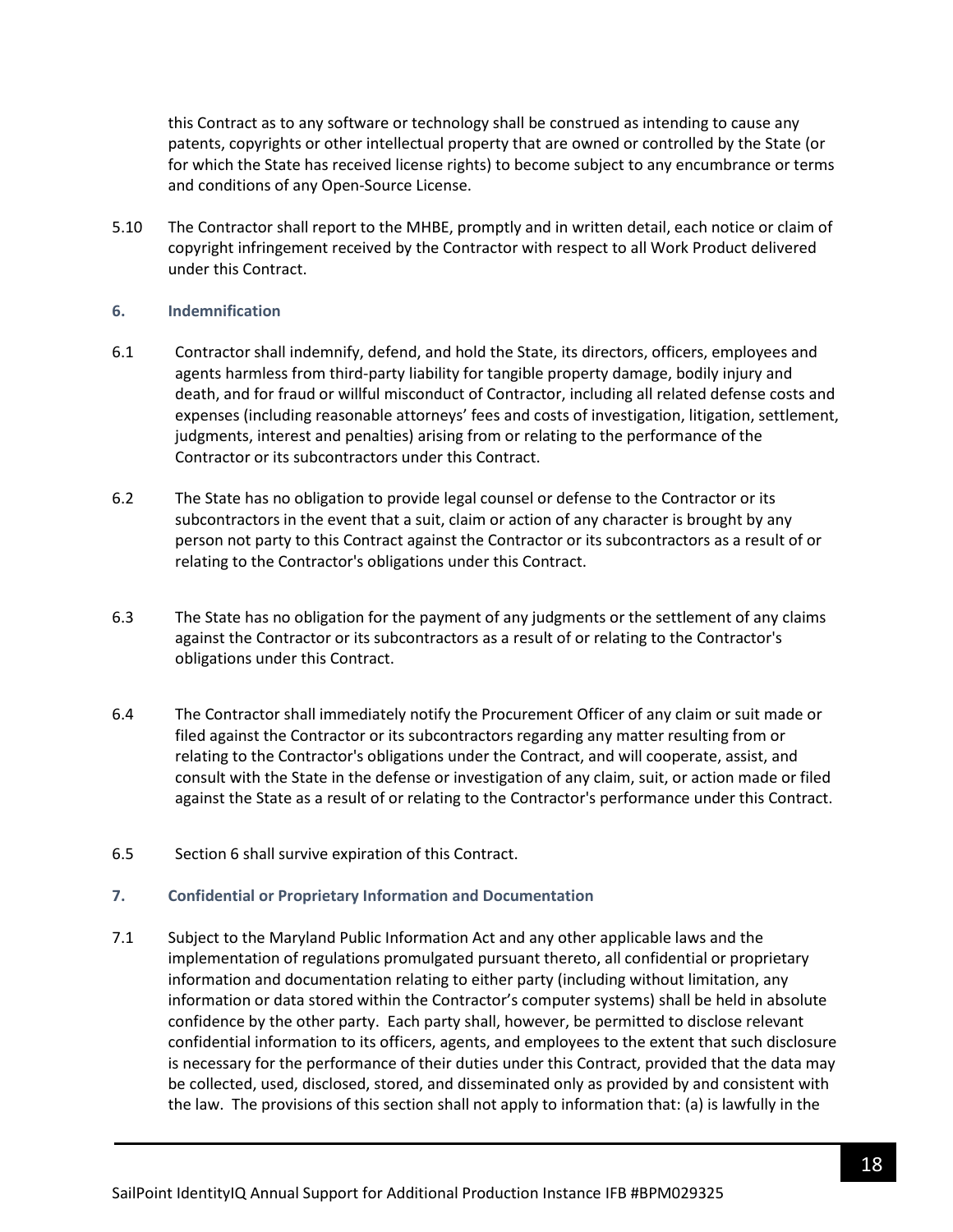this Contract as to any software or technology shall be construed as intending to cause any patents, copyrights or other intellectual property that are owned or controlled by the State (or for which the State has received license rights) to become subject to any encumbrance or terms and conditions of any Open-Source License.

5.10 The Contractor shall report to the MHBE, promptly and in written detail, each notice or claim of copyright infringement received by the Contractor with respect to all Work Product delivered under this Contract.

### 6. Indemnification

6.1 Contractor shall indemnify, defend, and hold the State, its directors, officers, employees and agents harmless from third-party liability for tangible property damage, bodily injury and death, and for fraud or willful misconduct of Contractor, including all related defense costs and expenses (including reasonable attorneys' fees and costs of investigation, litigation, settlement, judgments, interest and penalties) arising from or relating to the performance of the Contractor or its subcontractors under this Contract.

6.2 The State has no obligation to provide legal counsel or defense to the Contractor or its subcontractors in the event that a suit, claim or action of any character is brought by any person not party to this Contract against the Contractor or its subcontractors as a result of or relating to the Contractor's obligations under this Contract.

6.3 The State has no obligation for the payment of any judgments or the settlement of any claims against the Contractor or its subcontractors as a result of or relating to the Contractor's obligations under this Contract.

6.4 The Contractor shall immediately notify the Procurement Officer of any claim or suit made or filed against the Contractor or its subcontractors regarding any matter resulting from or relating to the Contractor's obligations under the Contract, and will cooperate, assist, and consult with the State in the defense or investigation of any claim, suit, or action made or filed against the State as a result of or relating to the Contractor's performance under this Contract.

6.5 Section 6 shall survive expiration of this Contract.

### 7. Confidential or Proprietary Information and Documentation

7.1 Subject to the Maryland Public Information Act and any other applicable laws and the implementation of regulations promulgated pursuant thereto, all confidential or proprietary information and documentation relating to either party (including without limitation, any information or data stored within the Contractor's computer systems) shall be held in absolute confidence by the other party. Each party shall, however, be permitted to disclose relevant confidential information to its officers, agents, and employees to the extent that such disclosure is necessary for the performance of their duties under this Contract, provided that the data may be collected, used, disclosed, stored, and disseminated only as provided by and consistent with the law. The provisions of this section shall not apply to information that: (a) is lawfully in the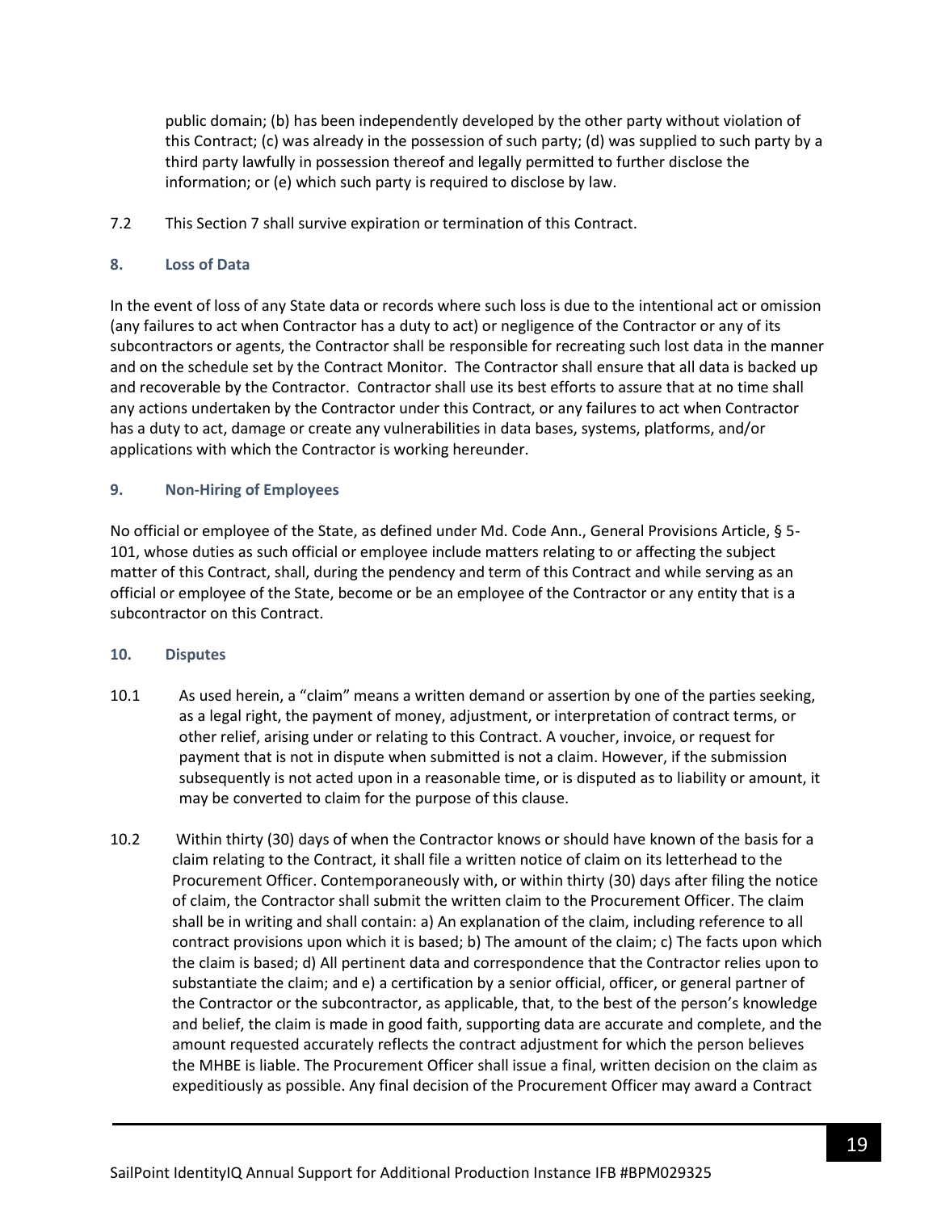public domain; (b) has been independently developed by the other party without violation of this Contract; (c) was already in the possession of such party; (d) was supplied to such party by a third party lawfully in possession thereof and legally permitted to further disclose the information; or (e) which such party is required to disclose by law.

7.2 This Section 7 shall survive expiration or termination of this Contract.

### 8. Loss of Data

In the event of loss of any State data or records where such loss is due to the intentional act or omission (any failures to act when Contractor has a duty to act) or negligence of the Contractor or any of its subcontractors or agents, the Contractor shall be responsible for recreating such lost data in the manner and on the schedule set by the Contract Monitor. The Contractor shall ensure that all data is backed up and recoverable by the Contractor. Contractor shall use its best efforts to assure that at no time shall any actions undertaken by the Contractor under this Contract, or any failures to act when Contractor has a duty to act, damage or create any vulnerabilities in data bases, systems, platforms, and/or applications with which the Contractor is working hereunder.

### 9. Non-Hiring of Employees

No official or employee of the State, as defined under Md. Code Ann., General Provisions Article, § 5-101, whose duties as such official or employee include matters relating to or affecting the subject matter of this Contract, shall, during the pendency and term of this Contract and while serving as an official or employee of the State, become or be an employee of the Contractor or any entity that is a subcontractor on this Contract.

### 10. Disputes

10.1 As used herein, a "claim" means a written demand or assertion by one of the parties seeking, as a legal right, the payment of money, adjustment, or interpretation of contract terms, or other relief, arising under or relating to this Contract. A voucher, invoice, or request for payment that is not in dispute when submitted is not a claim. However, if the submission subsequently is not acted upon in a reasonable time, or is disputed as to liability or amount, it may be converted to claim for the purpose of this clause.

10.2 Within thirty (30) days of when the Contractor knows or should have known of the basis for a claim relating to the Contract, it shall file a written notice of claim on its letterhead to the Procurement Officer. Contemporaneously with, or within thirty (30) days after filing the notice of claim, the Contractor shall submit the written claim to the Procurement Officer. The claim shall be in writing and shall contain: a) An explanation of the claim, including reference to all contract provisions upon which it is based; b) The amount of the claim; c) The facts upon which the claim is based; d) All pertinent data and correspondence that the Contractor relies upon to substantiate the claim; and e) a certification by a senior official, officer, or general partner of the Contractor or the subcontractor, as applicable, that, to the best of the person's knowledge and belief, the claim is made in good faith, supporting data are accurate and complete, and the amount requested accurately reflects the contract adjustment for which the person believes the MHBE is liable. The Procurement Officer shall issue a final, written decision on the claim as expeditiously as possible. Any final decision of the Procurement Officer may award a Contract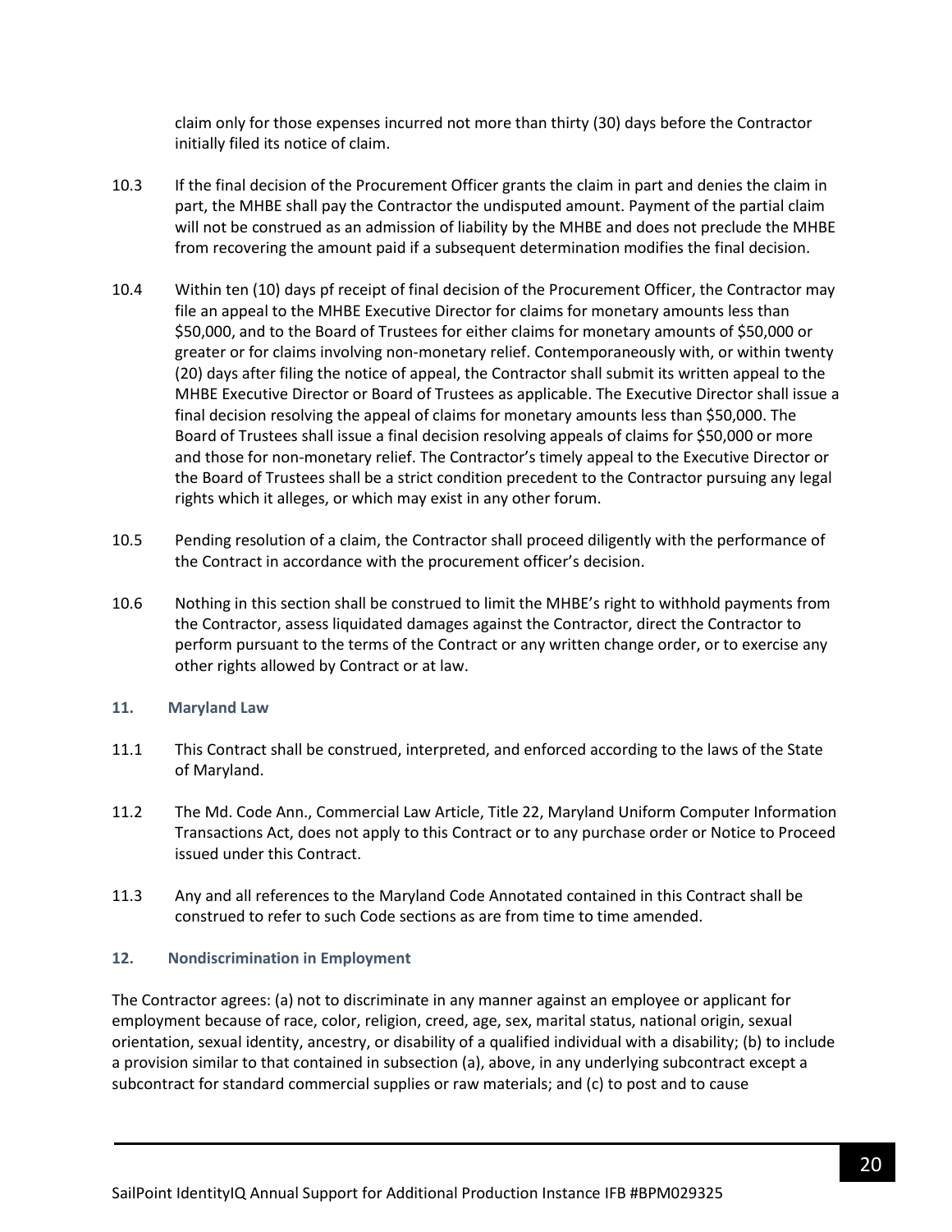claim only for those expenses incurred not more than thirty (30) days before the Contractor initially filed its notice of claim.

10.3 If the final decision of the Procurement Officer grants the claim in part and denies the claim in part, the MHBE shall pay the Contractor the undisputed amount. Payment of the partial claim will not be construed as an admission of liability by the MHBE and does not preclude the MHBE from recovering the amount paid if a subsequent determination modifies the final decision.

10.4 Within ten (10) days pf receipt of final decision of the Procurement Officer, the Contractor may file an appeal to the MHBE Executive Director for claims for monetary amounts less than $50,000, and to the Board of Trustees for either claims for monetary amounts of $50,000 or greater or for claims involving non-monetary relief. Contemporaneously with, or within twenty (20) days after filing the notice of appeal, the Contractor shall submit its written appeal to the MHBE Executive Director or Board of Trustees as applicable. The Executive Director shall issue a final decision resolving the appeal of claims for monetary amounts less than $50,000. The Board of Trustees shall issue a final decision resolving appeals of claims for $50,000 or more and those for non-monetary relief. The Contractor's timely appeal to the Executive Director or the Board of Trustees shall be a strict condition precedent to the Contractor pursuing any legal rights which it alleges, or which may exist in any other forum.

10.5 Pending resolution of a claim, the Contractor shall proceed diligently with the performance of the Contract in accordance with the procurement officer's decision.

10.6 Nothing in this section shall be construed to limit the MHBE's right to withhold payments from the Contractor, assess liquidated damages against the Contractor, direct the Contractor to perform pursuant to the terms of the Contract or any written change order, or to exercise any other rights allowed by Contract or at law.

### 11. Maryland Law

11.1 This Contract shall be construed, interpreted, and enforced according to the laws of the State of Maryland.

11.2 The Md. Code Ann., Commercial Law Article, Title 22, Maryland Uniform Computer Information Transactions Act, does not apply to this Contract or to any purchase order or Notice to Proceed issued under this Contract.

11.3 Any and all references to the Maryland Code Annotated contained in this Contract shall be construed to refer to such Code sections as are from time to time amended.

### 12. Nondiscrimination in Employment

The Contractor agrees: (a) not to discriminate in any manner against an employee or applicant for employment because of race, color, religion, creed, age, sex, marital status, national origin, sexual orientation, sexual identity, ancestry, or disability of a qualified individual with a disability; (b) to include a provision similar to that contained in subsection (a), above, in any underlying subcontract except a subcontract for standard commercial supplies or raw materials; and (c) to post and to cause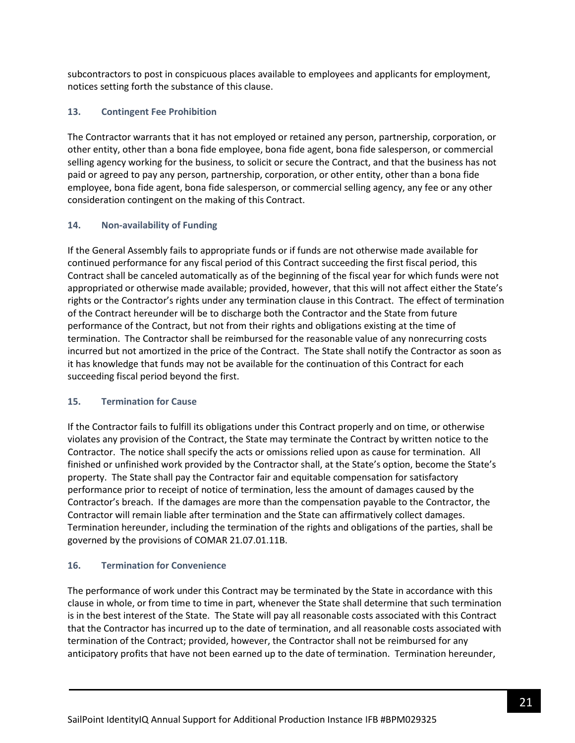subcontractors to post in conspicuous places available to employees and applicants for employment, notices setting forth the substance of this clause.

### 13. Contingent Fee Prohibition

The Contractor warrants that it has not employed or retained any person, partnership, corporation, or other entity, other than a bona fide employee, bona fide agent, bona fide salesperson, or commercial selling agency working for the business, to solicit or secure the Contract, and that the business has not paid or agreed to pay any person, partnership, corporation, or other entity, other than a bona fide employee, bona fide agent, bona fide salesperson, or commercial selling agency, any fee or any other consideration contingent on the making of this Contract.

### 14. Non-availability of Funding

If the General Assembly fails to appropriate funds or if funds are not otherwise made available for continued performance for any fiscal period of this Contract succeeding the first fiscal period, this Contract shall be canceled automatically as of the beginning of the fiscal year for which funds were not appropriated or otherwise made available; provided, however, that this will not affect either the State's rights or the Contractor's rights under any termination clause in this Contract. The effect of termination of the Contract hereunder will be to discharge both the Contractor and the State from future performance of the Contract, but not from their rights and obligations existing at the time of termination. The Contractor shall be reimbursed for the reasonable value of any nonrecurring costs incurred but not amortized in the price of the Contract. The State shall notify the Contractor as soon as it has knowledge that funds may not be available for the continuation of this Contract for each succeeding fiscal period beyond the first.

### 15. Termination for Cause

If the Contractor fails to fulfill its obligations under this Contract properly and on time, or otherwise violates any provision of the Contract, the State may terminate the Contract by written notice to the Contractor. The notice shall specify the acts or omissions relied upon as cause for termination. All finished or unfinished work provided by the Contractor shall, at the State's option, become the State's property. The State shall pay the Contractor fair and equitable compensation for satisfactory performance prior to receipt of notice of termination, less the amount of damages caused by the Contractor's breach. If the damages are more than the compensation payable to the Contractor, the Contractor will remain liable after termination and the State can affirmatively collect damages. Termination hereunder, including the termination of the rights and obligations of the parties, shall be governed by the provisions of COMAR 21.07.01.11B.

### 16. Termination for Convenience

The performance of work under this Contract may be terminated by the State in accordance with this clause in whole, or from time to time in part, whenever the State shall determine that such termination is in the best interest of the State. The State will pay all reasonable costs associated with this Contract that the Contractor has incurred up to the date of termination, and all reasonable costs associated with termination of the Contract; provided, however, the Contractor shall not be reimbursed for any anticipatory profits that have not been earned up to the date of termination. Termination hereunder,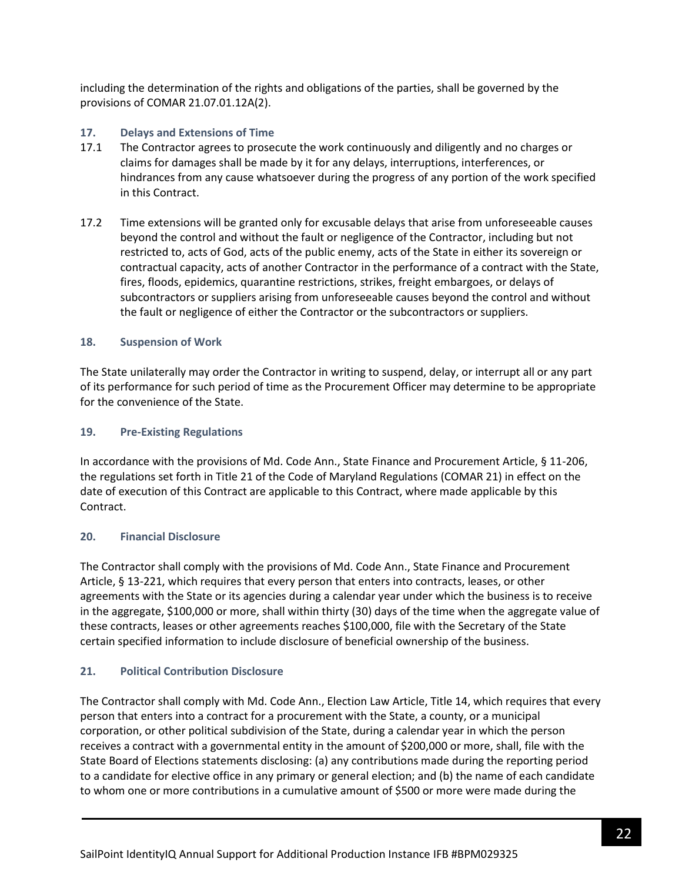including the determination of the rights and obligations of the parties, shall be governed by the provisions of COMAR 21.07.01.12A(2).

### 17. Delays and Extensions of Time

17.1 The Contractor agrees to prosecute the work continuously and diligently and no charges or claims for damages shall be made by it for any delays, interruptions, interferences, or hindrances from any cause whatsoever during the progress of any portion of the work specified in this Contract.

17.2 Time extensions will be granted only for excusable delays that arise from unforeseeable causes beyond the control and without the fault or negligence of the Contractor, including but not restricted to, acts of God, acts of the public enemy, acts of the State in either its sovereign or contractual capacity, acts of another Contractor in the performance of a contract with the State, fires, floods, epidemics, quarantine restrictions, strikes, freight embargoes, or delays of subcontractors or suppliers arising from unforeseeable causes beyond the control and without the fault or negligence of either the Contractor or the subcontractors or suppliers.

### 18. Suspension of Work

The State unilaterally may order the Contractor in writing to suspend, delay, or interrupt all or any part of its performance for such period of time as the Procurement Officer may determine to be appropriate for the convenience of the State.

### 19. Pre-Existing Regulations

In accordance with the provisions of Md. Code Ann., State Finance and Procurement Article, § 11-206, the regulations set forth in Title 21 of the Code of Maryland Regulations (COMAR 21) in effect on the date of execution of this Contract are applicable to this Contract, where made applicable by this Contract.

### 20. Financial Disclosure

The Contractor shall comply with the provisions of Md. Code Ann., State Finance and Procurement Article, § 13-221, which requires that every person that enters into contracts, leases, or other agreements with the State or its agencies during a calendar year under which the business is to receive in the aggregate, $100,000 or more, shall within thirty (30) days of the time when the aggregate value of these contracts, leases or other agreements reaches $100,000, file with the Secretary of the State certain specified information to include disclosure of beneficial ownership of the business.

### 21. Political Contribution Disclosure

The Contractor shall comply with Md. Code Ann., Election Law Article, Title 14, which requires that every person that enters into a contract for a procurement with the State, a county, or a municipal corporation, or other political subdivision of the State, during a calendar year in which the person receives a contract with a governmental entity in the amount of $200,000 or more, shall, file with the State Board of Elections statements disclosing: (a) any contributions made during the reporting period to a candidate for elective office in any primary or general election; and (b) the name of each candidate to whom one or more contributions in a cumulative amount of $500 or more were made during the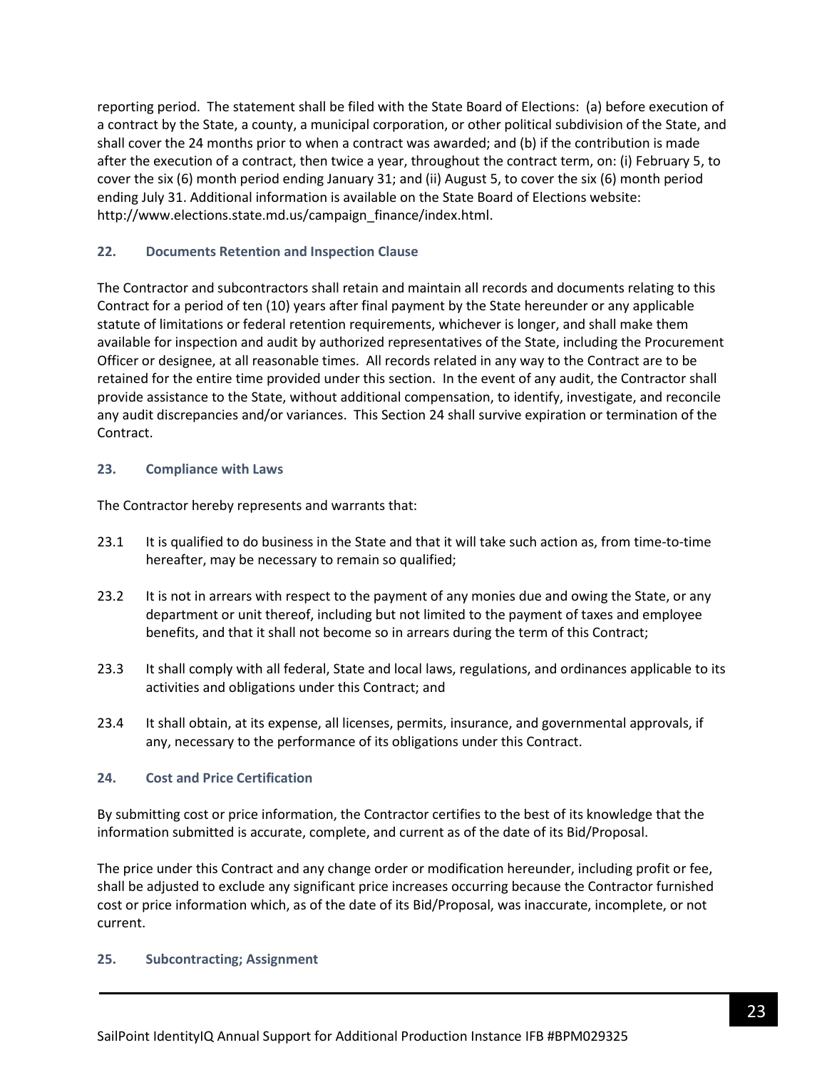reporting period. The statement shall be filed with the State Board of Elections: (a) before execution of a contract by the State, a county, a municipal corporation, or other political subdivision of the State, and shall cover the 24 months prior to when a contract was awarded; and (b) if the contribution is made after the execution of a contract, then twice a year, throughout the contract term, on: (i) February 5, to cover the six (6) month period ending January 31; and (ii) August 5, to cover the six (6) month period ending July 31. Additional information is available on the State Board of Elections website: http://www.elections.state.md.us/campaign_finance/index.html.

### 22. Documents Retention and Inspection Clause

The Contractor and subcontractors shall retain and maintain all records and documents relating to this Contract for a period of ten (10) years after final payment by the State hereunder or any applicable statute of limitations or federal retention requirements, whichever is longer, and shall make them available for inspection and audit by authorized representatives of the State, including the Procurement Officer or designee, at all reasonable times. All records related in any way to the Contract are to be retained for the entire time provided under this section. In the event of any audit, the Contractor shall provide assistance to the State, without additional compensation, to identify, investigate, and reconcile any audit discrepancies and/or variances. This Section 24 shall survive expiration or termination of the Contract.

### 23. Compliance with Laws

The Contractor hereby represents and warrants that:

23.1 It is qualified to do business in the State and that it will take such action as, from time-to-time hereafter, may be necessary to remain so qualified;

23.2 It is not in arrears with respect to the payment of any monies due and owing the State, or any department or unit thereof, including but not limited to the payment of taxes and employee benefits, and that it shall not become so in arrears during the term of this Contract;

23.3 It shall comply with all federal, State and local laws, regulations, and ordinances applicable to its activities and obligations under this Contract; and

23.4 It shall obtain, at its expense, all licenses, permits, insurance, and governmental approvals, if any, necessary to the performance of its obligations under this Contract.

### 24. Cost and Price Certification

By submitting cost or price information, the Contractor certifies to the best of its knowledge that the information submitted is accurate, complete, and current as of the date of its Bid/Proposal.

The price under this Contract and any change order or modification hereunder, including profit or fee, shall be adjusted to exclude any significant price increases occurring because the Contractor furnished cost or price information which, as of the date of its Bid/Proposal, was inaccurate, incomplete, or not current.

### 25. Subcontracting; Assignment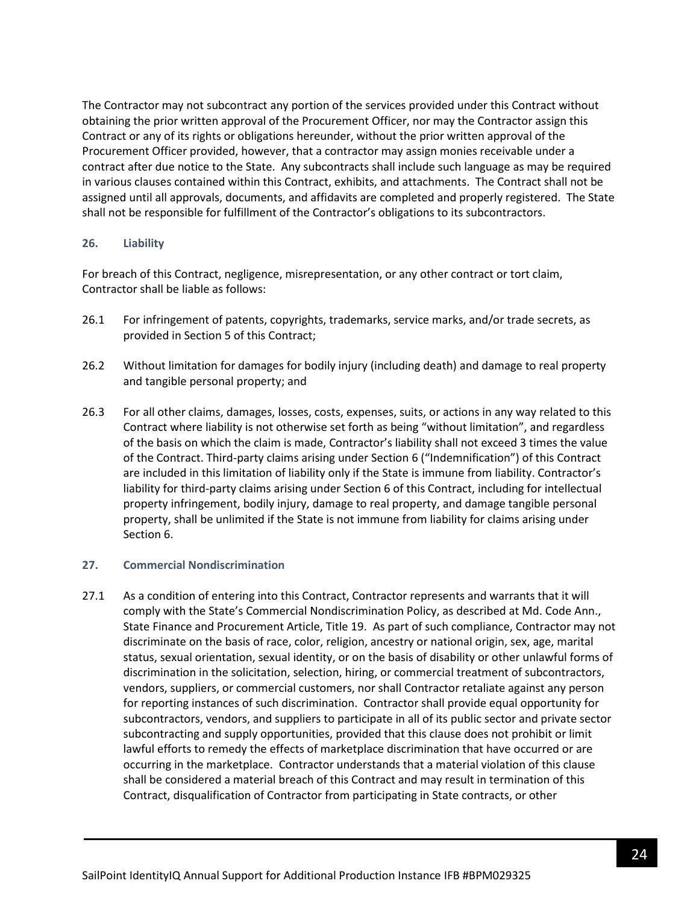The Contractor may not subcontract any portion of the services provided under this Contract without obtaining the prior written approval of the Procurement Officer, nor may the Contractor assign this Contract or any of its rights or obligations hereunder, without the prior written approval of the Procurement Officer provided, however, that a contractor may assign monies receivable under a contract after due notice to the State. Any subcontracts shall include such language as may be required in various clauses contained within this Contract, exhibits, and attachments. The Contract shall not be assigned until all approvals, documents, and affidavits are completed and properly registered. The State shall not be responsible for fulfillment of the Contractor's obligations to its subcontractors.

### 26. Liability

For breach of this Contract, negligence, misrepresentation, or any other contract or tort claim, Contractor shall be liable as follows:

26.1 For infringement of patents, copyrights, trademarks, service marks, and/or trade secrets, as provided in Section 5 of this Contract;

26.2 Without limitation for damages for bodily injury (including death) and damage to real property and tangible personal property; and

26.3 For all other claims, damages, losses, costs, expenses, suits, or actions in any way related to this Contract where liability is not otherwise set forth as being "without limitation", and regardless of the basis on which the claim is made, Contractor's liability shall not exceed 3 times the value of the Contract. Third-party claims arising under Section 6 ("Indemnification") of this Contract are included in this limitation of liability only if the State is immune from liability. Contractor's liability for third-party claims arising under Section 6 of this Contract, including for intellectual property infringement, bodily injury, damage to real property, and damage tangible personal property, shall be unlimited if the State is not immune from liability for claims arising under Section 6.

### 27. Commercial Nondiscrimination

27.1 As a condition of entering into this Contract, Contractor represents and warrants that it will comply with the State's Commercial Nondiscrimination Policy, as described at Md. Code Ann., State Finance and Procurement Article, Title 19. As part of such compliance, Contractor may not discriminate on the basis of race, color, religion, ancestry or national origin, sex, age, marital status, sexual orientation, sexual identity, or on the basis of disability or other unlawful forms of discrimination in the solicitation, selection, hiring, or commercial treatment of subcontractors, vendors, suppliers, or commercial customers, nor shall Contractor retaliate against any person for reporting instances of such discrimination. Contractor shall provide equal opportunity for subcontractors, vendors, and suppliers to participate in all of its public sector and private sector subcontracting and supply opportunities, provided that this clause does not prohibit or limit lawful efforts to remedy the effects of marketplace discrimination that have occurred or are occurring in the marketplace. Contractor understands that a material violation of this clause shall be considered a material breach of this Contract and may result in termination of this Contract, disqualification of Contractor from participating in State contracts, or other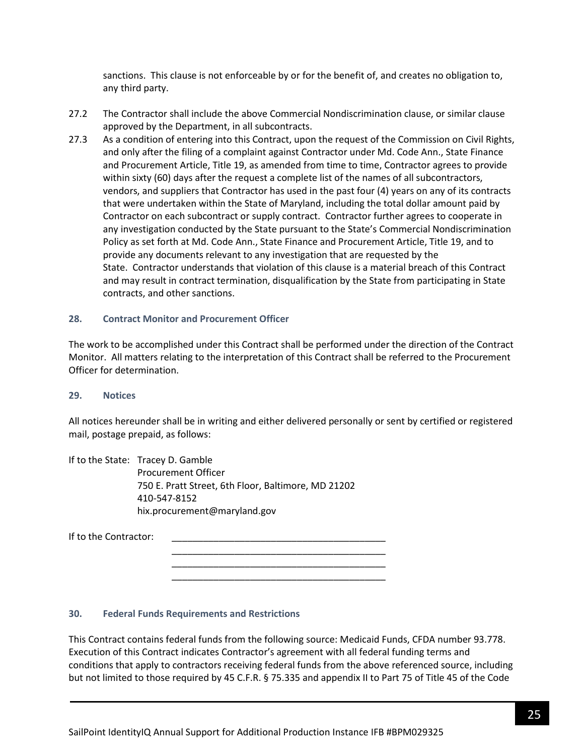sanctions. This clause is not enforceable by or for the benefit of, and creates no obligation to, any third party.

27.2 The Contractor shall include the above Commercial Nondiscrimination clause, or similar clause approved by the Department, in all subcontracts.

27.3 As a condition of entering into this Contract, upon the request of the Commission on Civil Rights, and only after the filing of a complaint against Contractor under Md. Code Ann., State Finance and Procurement Article, Title 19, as amended from time to time, Contractor agrees to provide within sixty (60) days after the request a complete list of the names of all subcontractors, vendors, and suppliers that Contractor has used in the past four (4) years on any of its contracts that were undertaken within the State of Maryland, including the total dollar amount paid by Contractor on each subcontract or supply contract. Contractor further agrees to cooperate in any investigation conducted by the State pursuant to the State's Commercial Nondiscrimination Policy as set forth at Md. Code Ann., State Finance and Procurement Article, Title 19, and to provide any documents relevant to any investigation that are requested by the State. Contractor understands that violation of this clause is a material breach of this Contract and may result in contract termination, disqualification by the State from participating in State contracts, and other sanctions.

## 28. Contract Monitor and Procurement Officer

The work to be accomplished under this Contract shall be performed under the direction of the Contract Monitor. All matters relating to the interpretation of this Contract shall be referred to the Procurement Officer for determination.

## 29. Notices

All notices hereunder shall be in writing and either delivered personally or sent by certified or registered mail, postage prepaid, as follows:

If to the State: Tracey D. Gamble
Procurement Officer
750 E. Pratt Street, 6th Floor, Baltimore, MD 21202
410-547-8152
hix.procurement@maryland.gov

If to the Contractor: ________________________________________
________________________________________
________________________________________
________________________________________

## 30. Federal Funds Requirements and Restrictions

This Contract contains federal funds from the following source: Medicaid Funds, CFDA number 93.778. Execution of this Contract indicates Contractor's agreement with all federal funding terms and conditions that apply to contractors receiving federal funds from the above referenced source, including but not limited to those required by 45 C.F.R. § 75.335 and appendix II to Part 75 of Title 45 of the Code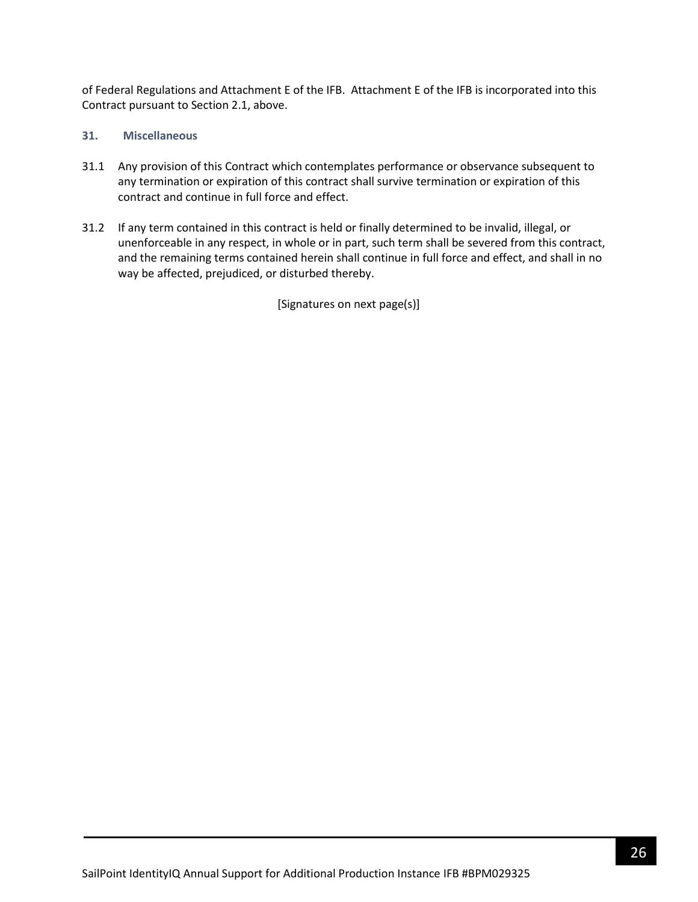of Federal Regulations and Attachment E of the IFB. Attachment E of the IFB is incorporated into this Contract pursuant to Section 2.1, above.

### 31. Miscellaneous

31.1 Any provision of this Contract which contemplates performance or observance subsequent to any termination or expiration of this contract shall survive termination or expiration of this contract and continue in full force and effect.

31.2 If any term contained in this contract is held or finally determined to be invalid, illegal, or unenforceable in any respect, in whole or in part, such term shall be severed from this contract, and the remaining terms contained herein shall continue in full force and effect, and shall in no way be affected, prejudiced, or disturbed thereby.

[Signatures on next page(s)]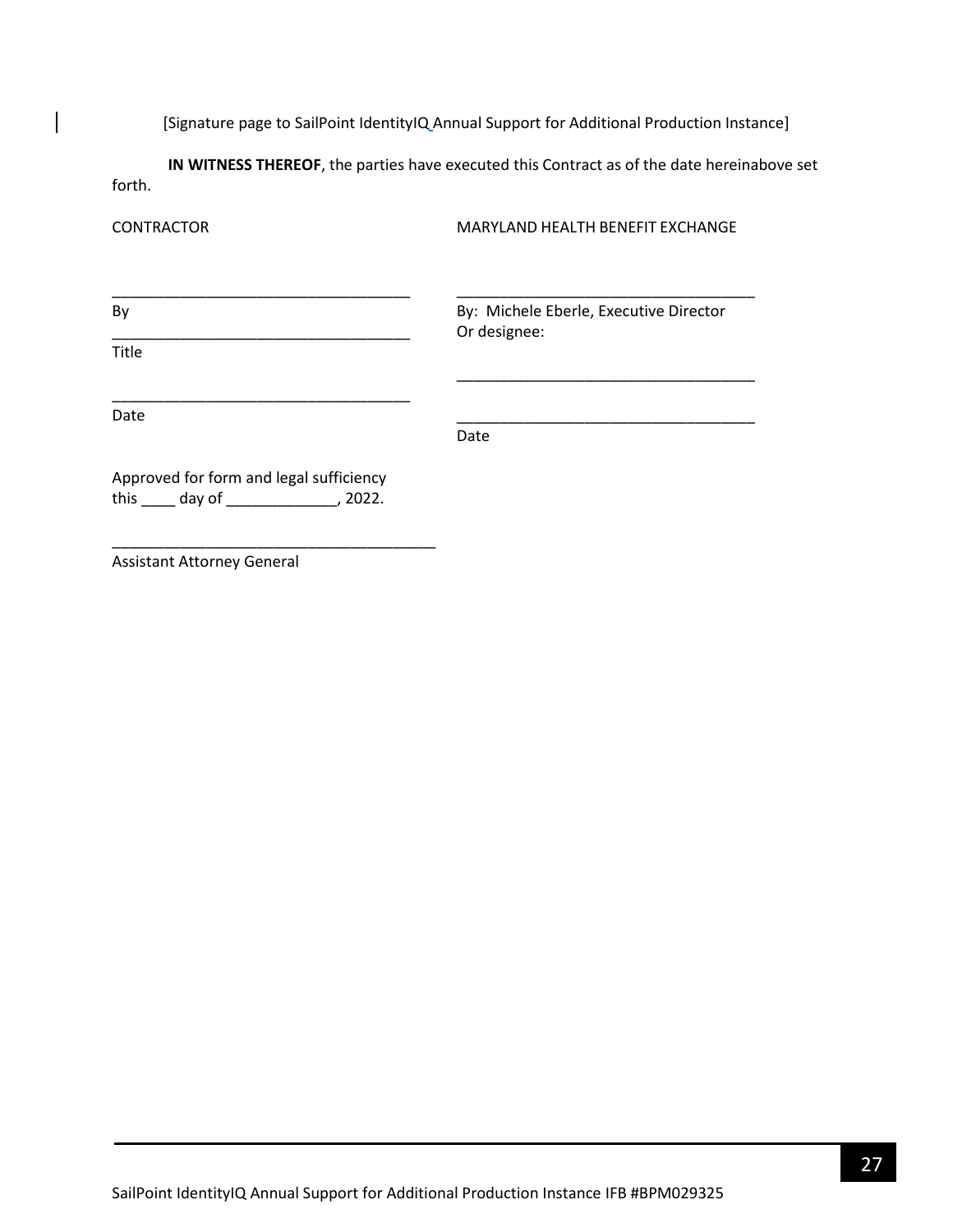[Signature page to SailPoint IdentityIQ Annual Support for Additional Production Instance]

**IN WITNESS THEREOF**, the parties have executed this Contract as of the date hereinabove set forth.

| CONTRACTOR | MARYLAND HEALTH BENEFIT EXCHANGE |
|---|---|
| ___________________________________ | ___________________________________ |
| By | By: Michele Eberle, Executive Director Or designee: |
| ___________________________________ | |
| Title | ___________________________________ |
| ___________________________________ | ___________________________________ |
| Date | Date |

Approved for form and legal sufficiency
this ____ day of _____________, 2022.

_______________________________________
Assistant Attorney General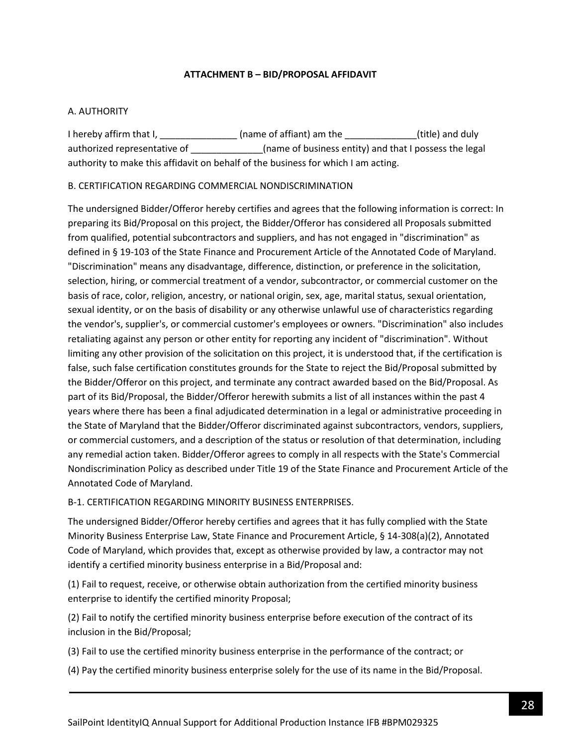# ATTACHMENT B – BID/PROPOSAL AFFIDAVIT

A. AUTHORITY

I hereby affirm that I, _______________ (name of affiant) am the ______________(title) and duly authorized representative of ______________(name of business entity) and that I possess the legal authority to make this affidavit on behalf of the business for which I am acting.

B. CERTIFICATION REGARDING COMMERCIAL NONDISCRIMINATION

The undersigned Bidder/Offeror hereby certifies and agrees that the following information is correct: In preparing its Bid/Proposal on this project, the Bidder/Offeror has considered all Proposals submitted from qualified, potential subcontractors and suppliers, and has not engaged in "discrimination" as defined in § 19-103 of the State Finance and Procurement Article of the Annotated Code of Maryland. "Discrimination" means any disadvantage, difference, distinction, or preference in the solicitation, selection, hiring, or commercial treatment of a vendor, subcontractor, or commercial customer on the basis of race, color, religion, ancestry, or national origin, sex, age, marital status, sexual orientation, sexual identity, or on the basis of disability or any otherwise unlawful use of characteristics regarding the vendor's, supplier's, or commercial customer's employees or owners. "Discrimination" also includes retaliating against any person or other entity for reporting any incident of "discrimination". Without limiting any other provision of the solicitation on this project, it is understood that, if the certification is false, such false certification constitutes grounds for the State to reject the Bid/Proposal submitted by the Bidder/Offeror on this project, and terminate any contract awarded based on the Bid/Proposal. As part of its Bid/Proposal, the Bidder/Offeror herewith submits a list of all instances within the past 4 years where there has been a final adjudicated determination in a legal or administrative proceeding in the State of Maryland that the Bidder/Offeror discriminated against subcontractors, vendors, suppliers, or commercial customers, and a description of the status or resolution of that determination, including any remedial action taken. Bidder/Offeror agrees to comply in all respects with the State's Commercial Nondiscrimination Policy as described under Title 19 of the State Finance and Procurement Article of the Annotated Code of Maryland.

B-1. CERTIFICATION REGARDING MINORITY BUSINESS ENTERPRISES.

The undersigned Bidder/Offeror hereby certifies and agrees that it has fully complied with the State Minority Business Enterprise Law, State Finance and Procurement Article, § 14-308(a)(2), Annotated Code of Maryland, which provides that, except as otherwise provided by law, a contractor may not identify a certified minority business enterprise in a Bid/Proposal and:

(1) Fail to request, receive, or otherwise obtain authorization from the certified minority business enterprise to identify the certified minority Proposal;

(2) Fail to notify the certified minority business enterprise before execution of the contract of its inclusion in the Bid/Proposal;

(3) Fail to use the certified minority business enterprise in the performance of the contract; or

(4) Pay the certified minority business enterprise solely for the use of its name in the Bid/Proposal.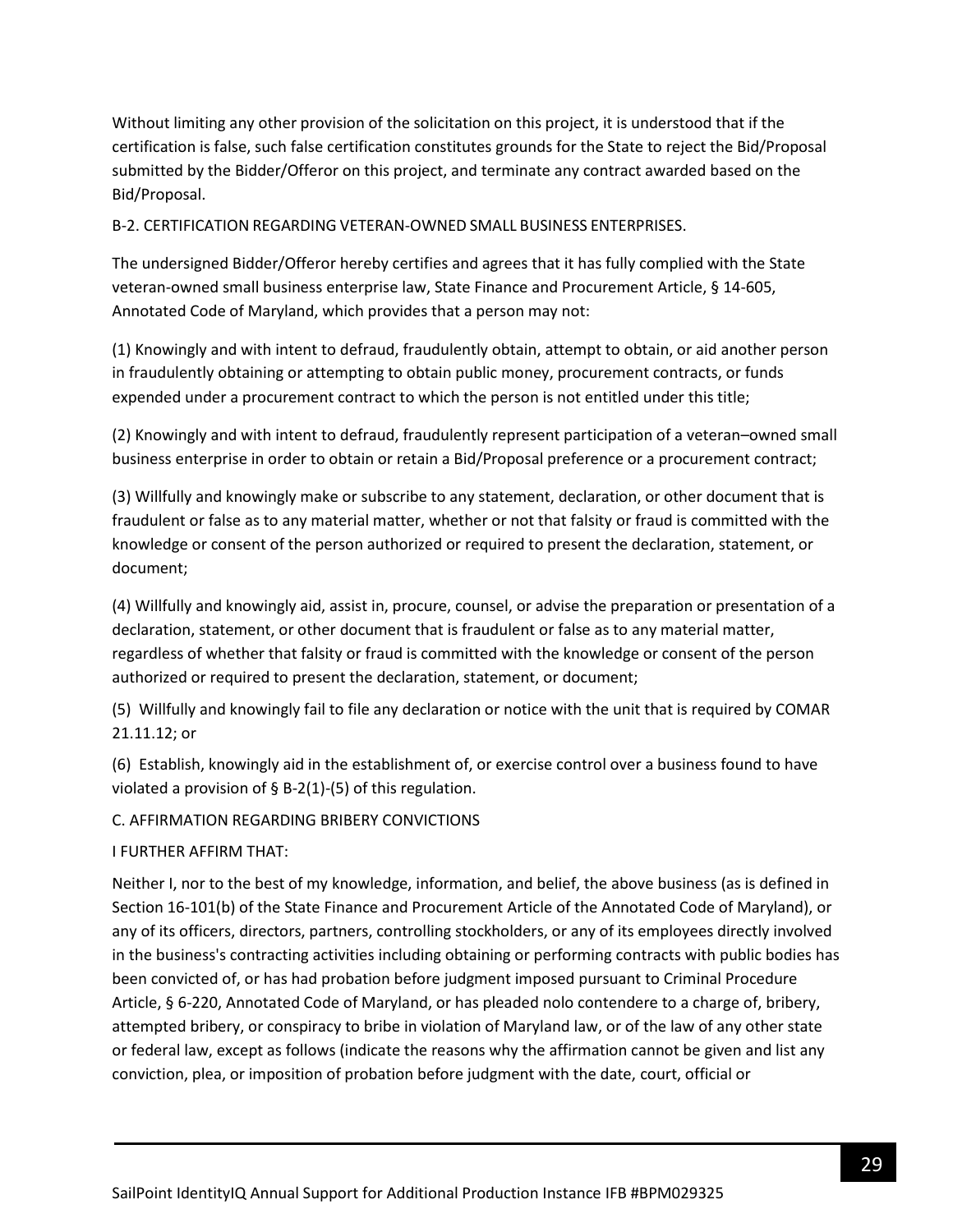Without limiting any other provision of the solicitation on this project, it is understood that if the certification is false, such false certification constitutes grounds for the State to reject the Bid/Proposal submitted by the Bidder/Offeror on this project, and terminate any contract awarded based on the Bid/Proposal.

B-2. CERTIFICATION REGARDING VETERAN-OWNED SMALL BUSINESS ENTERPRISES.

The undersigned Bidder/Offeror hereby certifies and agrees that it has fully complied with the State veteran-owned small business enterprise law, State Finance and Procurement Article, § 14-605, Annotated Code of Maryland, which provides that a person may not:

(1) Knowingly and with intent to defraud, fraudulently obtain, attempt to obtain, or aid another person in fraudulently obtaining or attempting to obtain public money, procurement contracts, or funds expended under a procurement contract to which the person is not entitled under this title;

(2) Knowingly and with intent to defraud, fraudulently represent participation of a veteran–owned small business enterprise in order to obtain or retain a Bid/Proposal preference or a procurement contract;

(3) Willfully and knowingly make or subscribe to any statement, declaration, or other document that is fraudulent or false as to any material matter, whether or not that falsity or fraud is committed with the knowledge or consent of the person authorized or required to present the declaration, statement, or document;

(4) Willfully and knowingly aid, assist in, procure, counsel, or advise the preparation or presentation of a declaration, statement, or other document that is fraudulent or false as to any material matter, regardless of whether that falsity or fraud is committed with the knowledge or consent of the person authorized or required to present the declaration, statement, or document;

(5) Willfully and knowingly fail to file any declaration or notice with the unit that is required by COMAR 21.11.12; or

(6) Establish, knowingly aid in the establishment of, or exercise control over a business found to have violated a provision of § B-2(1)-(5) of this regulation.

C. AFFIRMATION REGARDING BRIBERY CONVICTIONS

I FURTHER AFFIRM THAT:

Neither I, nor to the best of my knowledge, information, and belief, the above business (as is defined in Section 16-101(b) of the State Finance and Procurement Article of the Annotated Code of Maryland), or any of its officers, directors, partners, controlling stockholders, or any of its employees directly involved in the business's contracting activities including obtaining or performing contracts with public bodies has been convicted of, or has had probation before judgment imposed pursuant to Criminal Procedure Article, § 6-220, Annotated Code of Maryland, or has pleaded nolo contendere to a charge of, bribery, attempted bribery, or conspiracy to bribe in violation of Maryland law, or of the law of any other state or federal law, except as follows (indicate the reasons why the affirmation cannot be given and list any conviction, plea, or imposition of probation before judgment with the date, court, official or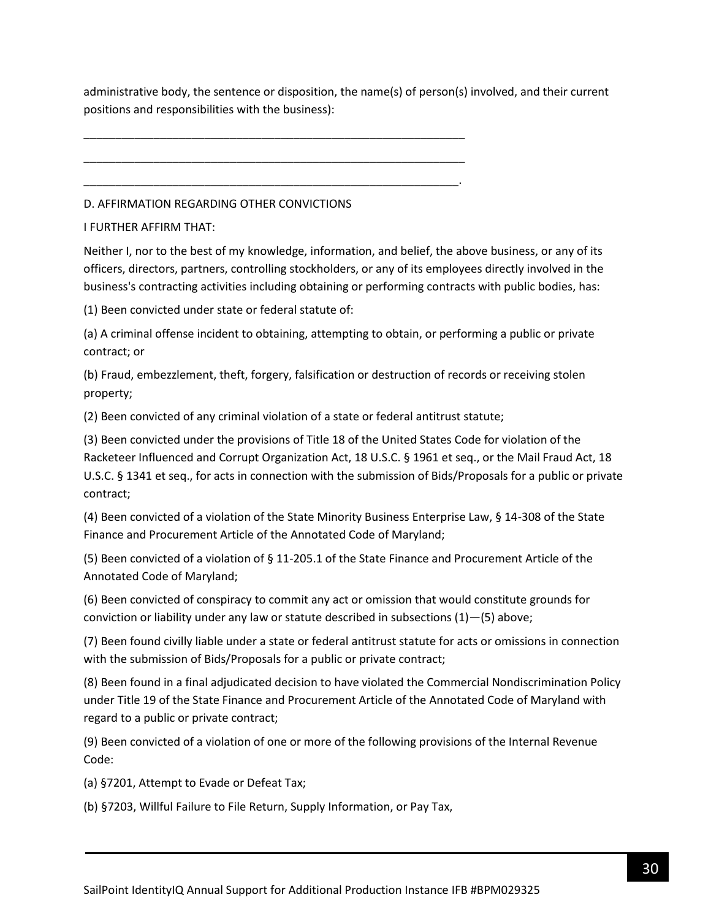administrative body, the sentence or disposition, the name(s) of person(s) involved, and their current positions and responsibilities with the business):

\_\_\_\_\_\_\_\_\_\_\_\_\_\_\_\_\_\_\_\_\_\_\_\_\_\_\_\_\_\_\_\_\_\_\_\_\_\_\_\_\_\_\_\_\_\_\_\_\_\_\_\_\_\_\_\_\_\_\_\_\_\_

\_\_\_\_\_\_\_\_\_\_\_\_\_\_\_\_\_\_\_\_\_\_\_\_\_\_\_\_\_\_\_\_\_\_\_\_\_\_\_\_\_\_\_\_\_\_\_\_\_\_\_\_\_\_\_\_\_\_\_\_\_\_

\_\_\_\_\_\_\_\_\_\_\_\_\_\_\_\_\_\_\_\_\_\_\_\_\_\_\_\_\_\_\_\_\_\_\_\_\_\_\_\_\_\_\_\_\_\_\_\_\_\_\_\_\_\_\_\_\_\_\_\_\_.

D. AFFIRMATION REGARDING OTHER CONVICTIONS

I FURTHER AFFIRM THAT:

Neither I, nor to the best of my knowledge, information, and belief, the above business, or any of its officers, directors, partners, controlling stockholders, or any of its employees directly involved in the business's contracting activities including obtaining or performing contracts with public bodies, has:

(1) Been convicted under state or federal statute of:

(a) A criminal offense incident to obtaining, attempting to obtain, or performing a public or private contract; or

(b) Fraud, embezzlement, theft, forgery, falsification or destruction of records or receiving stolen property;

(2) Been convicted of any criminal violation of a state or federal antitrust statute;

(3) Been convicted under the provisions of Title 18 of the United States Code for violation of the Racketeer Influenced and Corrupt Organization Act, 18 U.S.C. § 1961 et seq., or the Mail Fraud Act, 18 U.S.C. § 1341 et seq., for acts in connection with the submission of Bids/Proposals for a public or private contract;

(4) Been convicted of a violation of the State Minority Business Enterprise Law, § 14-308 of the State Finance and Procurement Article of the Annotated Code of Maryland;

(5) Been convicted of a violation of § 11-205.1 of the State Finance and Procurement Article of the Annotated Code of Maryland;

(6) Been convicted of conspiracy to commit any act or omission that would constitute grounds for conviction or liability under any law or statute described in subsections (1)—(5) above;

(7) Been found civilly liable under a state or federal antitrust statute for acts or omissions in connection with the submission of Bids/Proposals for a public or private contract;

(8) Been found in a final adjudicated decision to have violated the Commercial Nondiscrimination Policy under Title 19 of the State Finance and Procurement Article of the Annotated Code of Maryland with regard to a public or private contract;

(9) Been convicted of a violation of one or more of the following provisions of the Internal Revenue Code:

(a) §7201, Attempt to Evade or Defeat Tax;

(b) §7203, Willful Failure to File Return, Supply Information, or Pay Tax,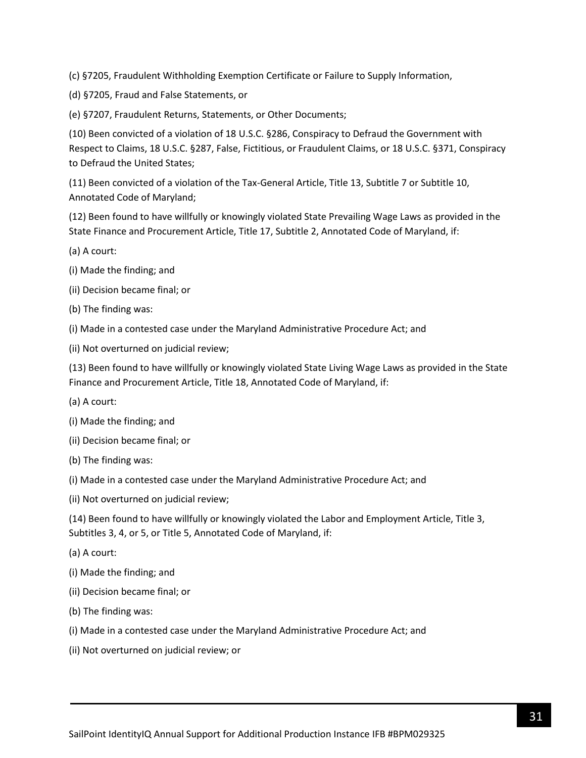(c) §7205, Fraudulent Withholding Exemption Certificate or Failure to Supply Information,

(d) §7205, Fraud and False Statements, or

(e) §7207, Fraudulent Returns, Statements, or Other Documents;

(10) Been convicted of a violation of 18 U.S.C. §286, Conspiracy to Defraud the Government with Respect to Claims, 18 U.S.C. §287, False, Fictitious, or Fraudulent Claims, or 18 U.S.C. §371, Conspiracy to Defraud the United States;

(11) Been convicted of a violation of the Tax-General Article, Title 13, Subtitle 7 or Subtitle 10, Annotated Code of Maryland;

(12) Been found to have willfully or knowingly violated State Prevailing Wage Laws as provided in the State Finance and Procurement Article, Title 17, Subtitle 2, Annotated Code of Maryland, if:

(a) A court:

(i) Made the finding; and

(ii) Decision became final; or

(b) The finding was:

(i) Made in a contested case under the Maryland Administrative Procedure Act; and

(ii) Not overturned on judicial review;

(13) Been found to have willfully or knowingly violated State Living Wage Laws as provided in the State Finance and Procurement Article, Title 18, Annotated Code of Maryland, if:

(a) A court:

(i) Made the finding; and

(ii) Decision became final; or

(b) The finding was:

(i) Made in a contested case under the Maryland Administrative Procedure Act; and

(ii) Not overturned on judicial review;

(14) Been found to have willfully or knowingly violated the Labor and Employment Article, Title 3, Subtitles 3, 4, or 5, or Title 5, Annotated Code of Maryland, if:

(a) A court:

(i) Made the finding; and

(ii) Decision became final; or

(b) The finding was:

(i) Made in a contested case under the Maryland Administrative Procedure Act; and

(ii) Not overturned on judicial review; or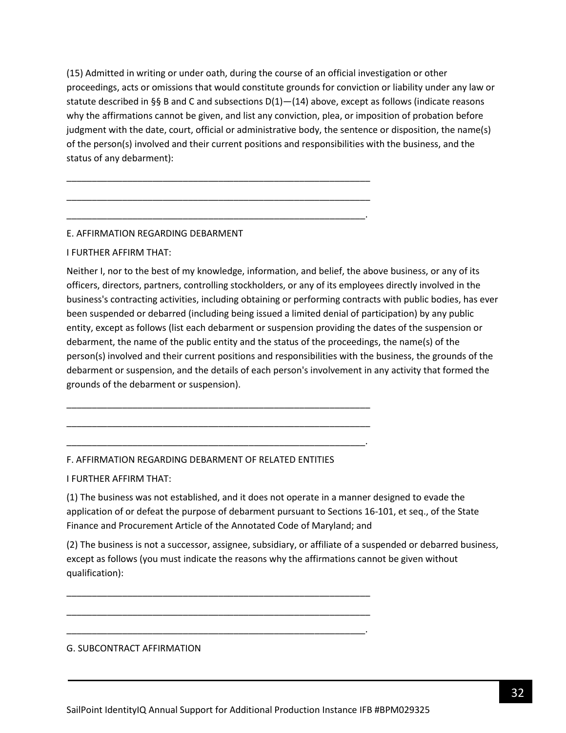(15) Admitted in writing or under oath, during the course of an official investigation or other proceedings, acts or omissions that would constitute grounds for conviction or liability under any law or statute described in §§ B and C and subsections D(1)—(14) above, except as follows (indicate reasons why the affirmations cannot be given, and list any conviction, plea, or imposition of probation before judgment with the date, court, official or administrative body, the sentence or disposition, the name(s) of the person(s) involved and their current positions and responsibilities with the business, and the status of any debarment):

_______________________________________________________________

_______________________________________________________________

_______________________________________________________________.

E. AFFIRMATION REGARDING DEBARMENT

I FURTHER AFFIRM THAT:

Neither I, nor to the best of my knowledge, information, and belief, the above business, or any of its officers, directors, partners, controlling stockholders, or any of its employees directly involved in the business's contracting activities, including obtaining or performing contracts with public bodies, has ever been suspended or debarred (including being issued a limited denial of participation) by any public entity, except as follows (list each debarment or suspension providing the dates of the suspension or debarment, the name of the public entity and the status of the proceedings, the name(s) of the person(s) involved and their current positions and responsibilities with the business, the grounds of the debarment or suspension, and the details of each person's involvement in any activity that formed the grounds of the debarment or suspension).

_______________________________________________________________

_______________________________________________________________

_______________________________________________________________.

F. AFFIRMATION REGARDING DEBARMENT OF RELATED ENTITIES

I FURTHER AFFIRM THAT:

(1) The business was not established, and it does not operate in a manner designed to evade the application of or defeat the purpose of debarment pursuant to Sections 16-101, et seq., of the State Finance and Procurement Article of the Annotated Code of Maryland; and

(2) The business is not a successor, assignee, subsidiary, or affiliate of a suspended or debarred business, except as follows (you must indicate the reasons why the affirmations cannot be given without qualification):

_______________________________________________________________

_______________________________________________________________

_______________________________________________________________.

G. SUBCONTRACT AFFIRMATION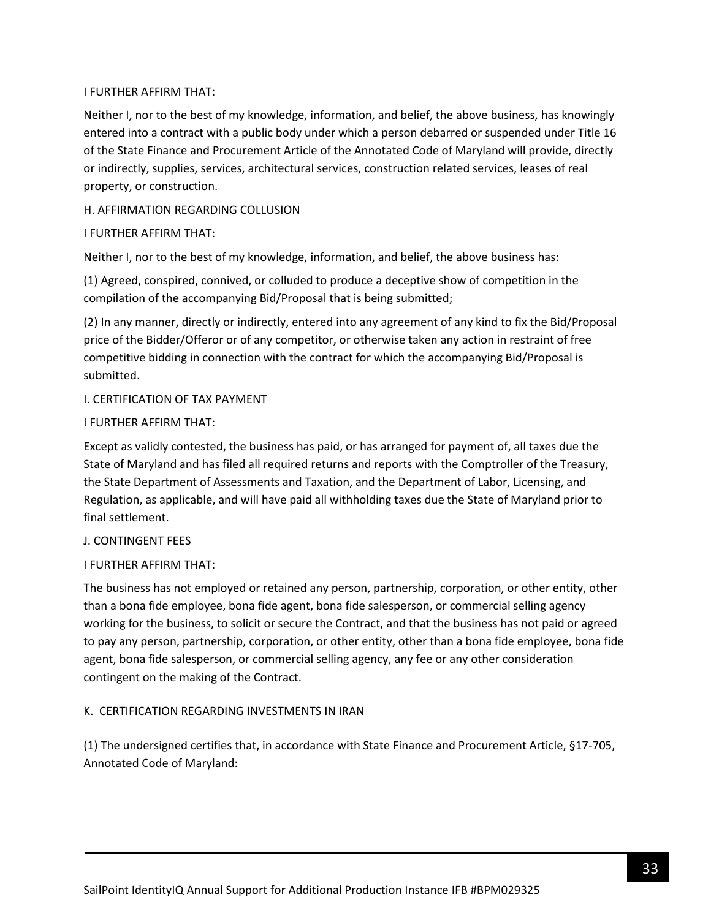I FURTHER AFFIRM THAT:

Neither I, nor to the best of my knowledge, information, and belief, the above business, has knowingly entered into a contract with a public body under which a person debarred or suspended under Title 16 of the State Finance and Procurement Article of the Annotated Code of Maryland will provide, directly or indirectly, supplies, services, architectural services, construction related services, leases of real property, or construction.

H. AFFIRMATION REGARDING COLLUSION

I FURTHER AFFIRM THAT:

Neither I, nor to the best of my knowledge, information, and belief, the above business has:

(1) Agreed, conspired, connived, or colluded to produce a deceptive show of competition in the compilation of the accompanying Bid/Proposal that is being submitted;

(2) In any manner, directly or indirectly, entered into any agreement of any kind to fix the Bid/Proposal price of the Bidder/Offeror or of any competitor, or otherwise taken any action in restraint of free competitive bidding in connection with the contract for which the accompanying Bid/Proposal is submitted.

I. CERTIFICATION OF TAX PAYMENT

I FURTHER AFFIRM THAT:

Except as validly contested, the business has paid, or has arranged for payment of, all taxes due the State of Maryland and has filed all required returns and reports with the Comptroller of the Treasury, the State Department of Assessments and Taxation, and the Department of Labor, Licensing, and Regulation, as applicable, and will have paid all withholding taxes due the State of Maryland prior to final settlement.

J. CONTINGENT FEES

I FURTHER AFFIRM THAT:

The business has not employed or retained any person, partnership, corporation, or other entity, other than a bona fide employee, bona fide agent, bona fide salesperson, or commercial selling agency working for the business, to solicit or secure the Contract, and that the business has not paid or agreed to pay any person, partnership, corporation, or other entity, other than a bona fide employee, bona fide agent, bona fide salesperson, or commercial selling agency, any fee or any other consideration contingent on the making of the Contract.

K. CERTIFICATION REGARDING INVESTMENTS IN IRAN

(1) The undersigned certifies that, in accordance with State Finance and Procurement Article, §17-705, Annotated Code of Maryland: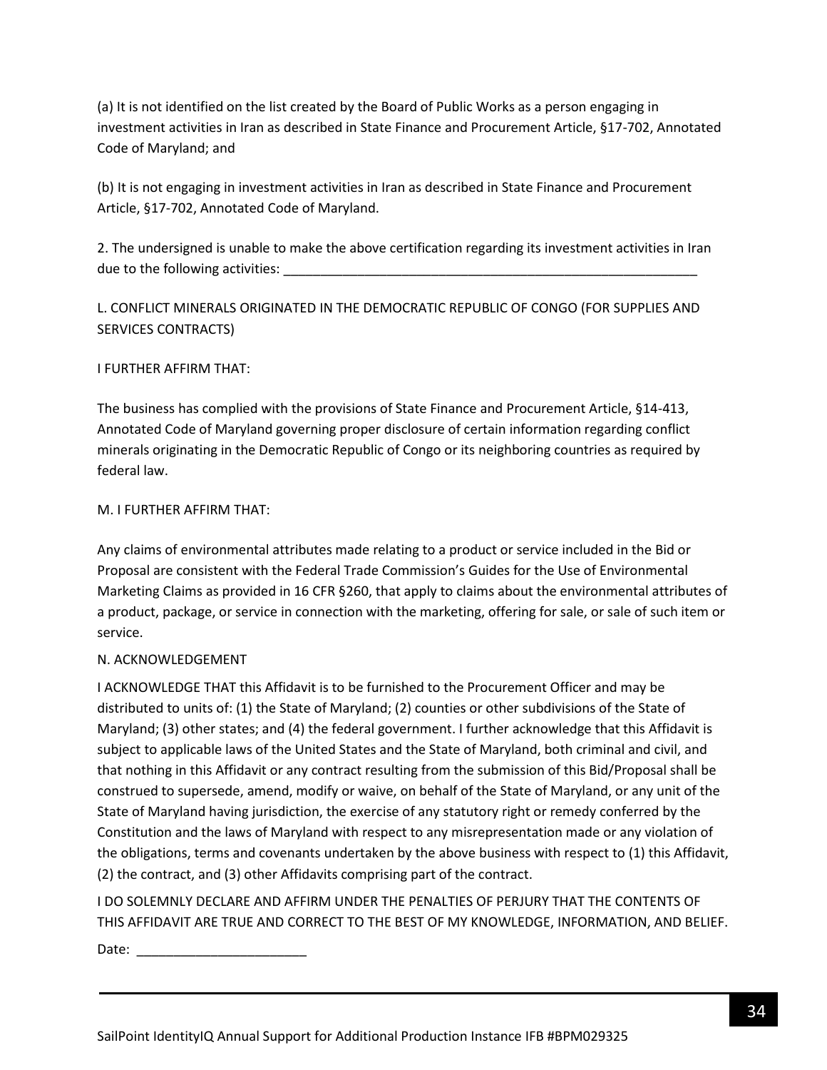(a) It is not identified on the list created by the Board of Public Works as a person engaging in investment activities in Iran as described in State Finance and Procurement Article, §17-702, Annotated Code of Maryland; and

(b) It is not engaging in investment activities in Iran as described in State Finance and Procurement Article, §17-702, Annotated Code of Maryland.

2. The undersigned is unable to make the above certification regarding its investment activities in Iran due to the following activities: ___________________________________________________________

L. CONFLICT MINERALS ORIGINATED IN THE DEMOCRATIC REPUBLIC OF CONGO (FOR SUPPLIES AND SERVICES CONTRACTS)

I FURTHER AFFIRM THAT:

The business has complied with the provisions of State Finance and Procurement Article, §14-413, Annotated Code of Maryland governing proper disclosure of certain information regarding conflict minerals originating in the Democratic Republic of Congo or its neighboring countries as required by federal law.

M. I FURTHER AFFIRM THAT:

Any claims of environmental attributes made relating to a product or service included in the Bid or Proposal are consistent with the Federal Trade Commission's Guides for the Use of Environmental Marketing Claims as provided in 16 CFR §260, that apply to claims about the environmental attributes of a product, package, or service in connection with the marketing, offering for sale, or sale of such item or service.

N. ACKNOWLEDGEMENT

I ACKNOWLEDGE THAT this Affidavit is to be furnished to the Procurement Officer and may be distributed to units of: (1) the State of Maryland; (2) counties or other subdivisions of the State of Maryland; (3) other states; and (4) the federal government. I further acknowledge that this Affidavit is subject to applicable laws of the United States and the State of Maryland, both criminal and civil, and that nothing in this Affidavit or any contract resulting from the submission of this Bid/Proposal shall be construed to supersede, amend, modify or waive, on behalf of the State of Maryland, or any unit of the State of Maryland having jurisdiction, the exercise of any statutory right or remedy conferred by the Constitution and the laws of Maryland with respect to any misrepresentation made or any violation of the obligations, terms and covenants undertaken by the above business with respect to (1) this Affidavit, (2) the contract, and (3) other Affidavits comprising part of the contract.

I DO SOLEMNLY DECLARE AND AFFIRM UNDER THE PENALTIES OF PERJURY THAT THE CONTENTS OF THIS AFFIDAVIT ARE TRUE AND CORRECT TO THE BEST OF MY KNOWLEDGE, INFORMATION, AND BELIEF.

Date: ________________________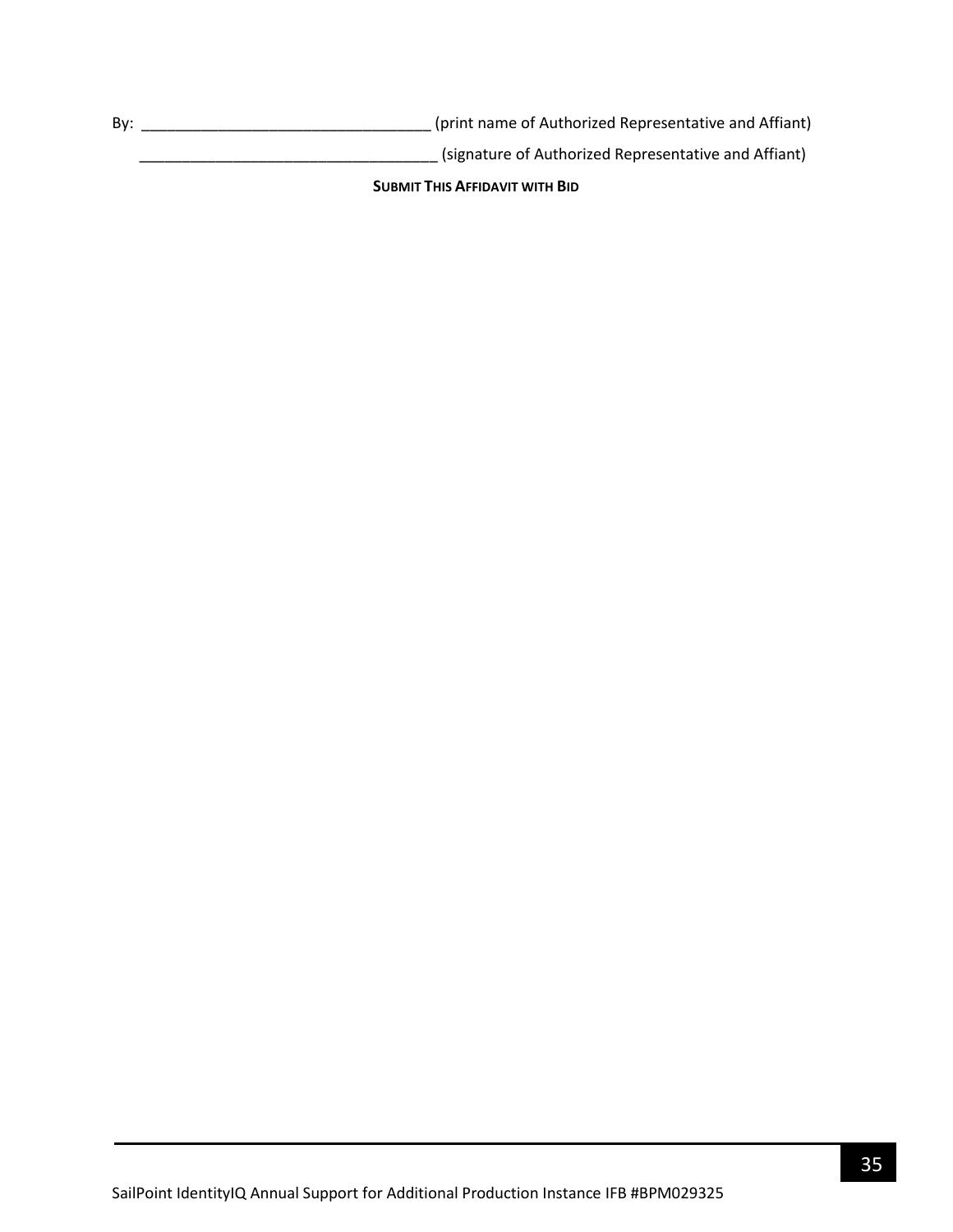By: ___________________________________ (print name of Authorized Representative and Affiant)

___________________________________ (signature of Authorized Representative and Affiant)

**SUBMIT THIS AFFIDAVIT WITH BID**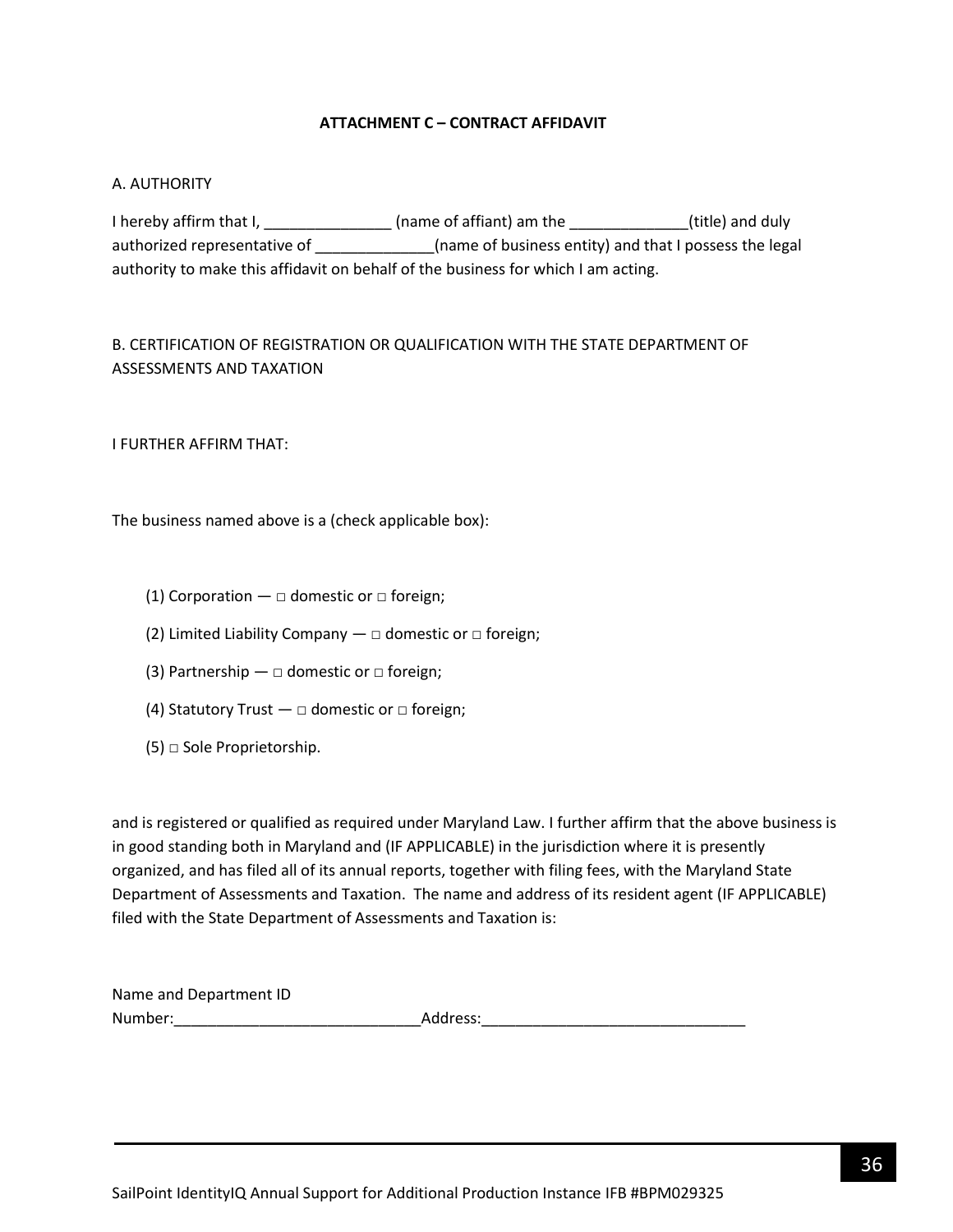**ATTACHMENT C – CONTRACT AFFIDAVIT**

A. AUTHORITY

I hereby affirm that I, _______________ (name of affiant) am the ______________(title) and duly authorized representative of ______________(name of business entity) and that I possess the legal authority to make this affidavit on behalf of the business for which I am acting.

B. CERTIFICATION OF REGISTRATION OR QUALIFICATION WITH THE STATE DEPARTMENT OF ASSESSMENTS AND TAXATION

I FURTHER AFFIRM THAT:

The business named above is a (check applicable box):

(1) Corporation — □ domestic or □ foreign;

(2) Limited Liability Company — □ domestic or □ foreign;

(3) Partnership — □ domestic or □ foreign;

(4) Statutory Trust — □ domestic or □ foreign;

(5) □ Sole Proprietorship.

and is registered or qualified as required under Maryland Law. I further affirm that the above business is in good standing both in Maryland and (IF APPLICABLE) in the jurisdiction where it is presently organized, and has filed all of its annual reports, together with filing fees, with the Maryland State Department of Assessments and Taxation. The name and address of its resident agent (IF APPLICABLE) filed with the State Department of Assessments and Taxation is:

Name and Department ID Number:_____________________________Address:_______________________________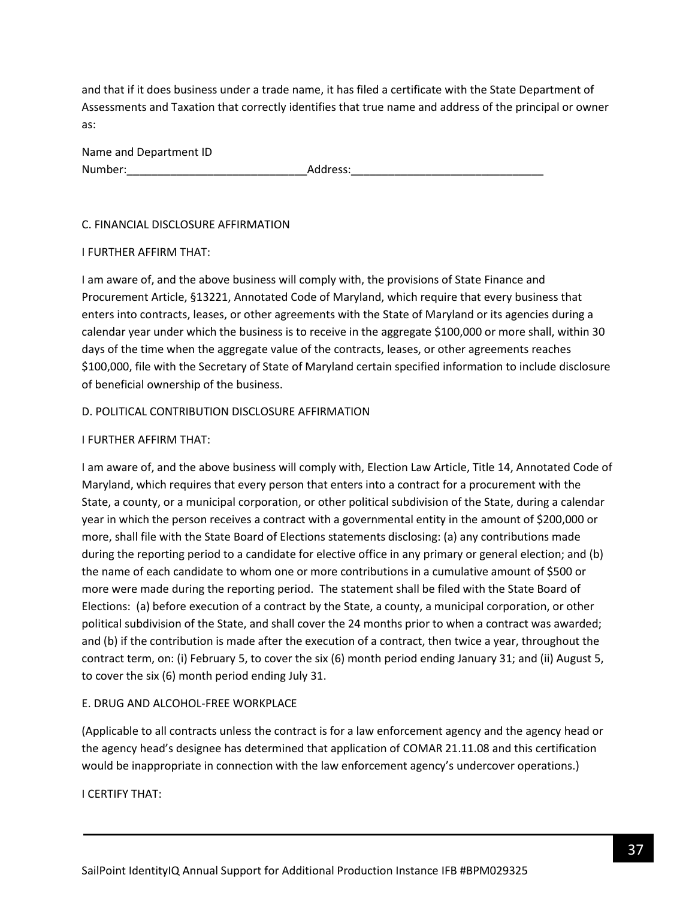and that if it does business under a trade name, it has filed a certificate with the State Department of Assessments and Taxation that correctly identifies that true name and address of the principal or owner as:

Name and Department ID Number:_____________________________Address:_______________________________

C. FINANCIAL DISCLOSURE AFFIRMATION

I FURTHER AFFIRM THAT:

I am aware of, and the above business will comply with, the provisions of State Finance and Procurement Article, §13221, Annotated Code of Maryland, which require that every business that enters into contracts, leases, or other agreements with the State of Maryland or its agencies during a calendar year under which the business is to receive in the aggregate $100,000 or more shall, within 30 days of the time when the aggregate value of the contracts, leases, or other agreements reaches $100,000, file with the Secretary of State of Maryland certain specified information to include disclosure of beneficial ownership of the business.

D. POLITICAL CONTRIBUTION DISCLOSURE AFFIRMATION

I FURTHER AFFIRM THAT:

I am aware of, and the above business will comply with, Election Law Article, Title 14, Annotated Code of Maryland, which requires that every person that enters into a contract for a procurement with the State, a county, or a municipal corporation, or other political subdivision of the State, during a calendar year in which the person receives a contract with a governmental entity in the amount of $200,000 or more, shall file with the State Board of Elections statements disclosing: (a) any contributions made during the reporting period to a candidate for elective office in any primary or general election; and (b) the name of each candidate to whom one or more contributions in a cumulative amount of $500 or more were made during the reporting period. The statement shall be filed with the State Board of Elections: (a) before execution of a contract by the State, a county, a municipal corporation, or other political subdivision of the State, and shall cover the 24 months prior to when a contract was awarded; and (b) if the contribution is made after the execution of a contract, then twice a year, throughout the contract term, on: (i) February 5, to cover the six (6) month period ending January 31; and (ii) August 5, to cover the six (6) month period ending July 31.

E. DRUG AND ALCOHOL-FREE WORKPLACE

(Applicable to all contracts unless the contract is for a law enforcement agency and the agency head or the agency head's designee has determined that application of COMAR 21.11.08 and this certification would be inappropriate in connection with the law enforcement agency's undercover operations.)

I CERTIFY THAT: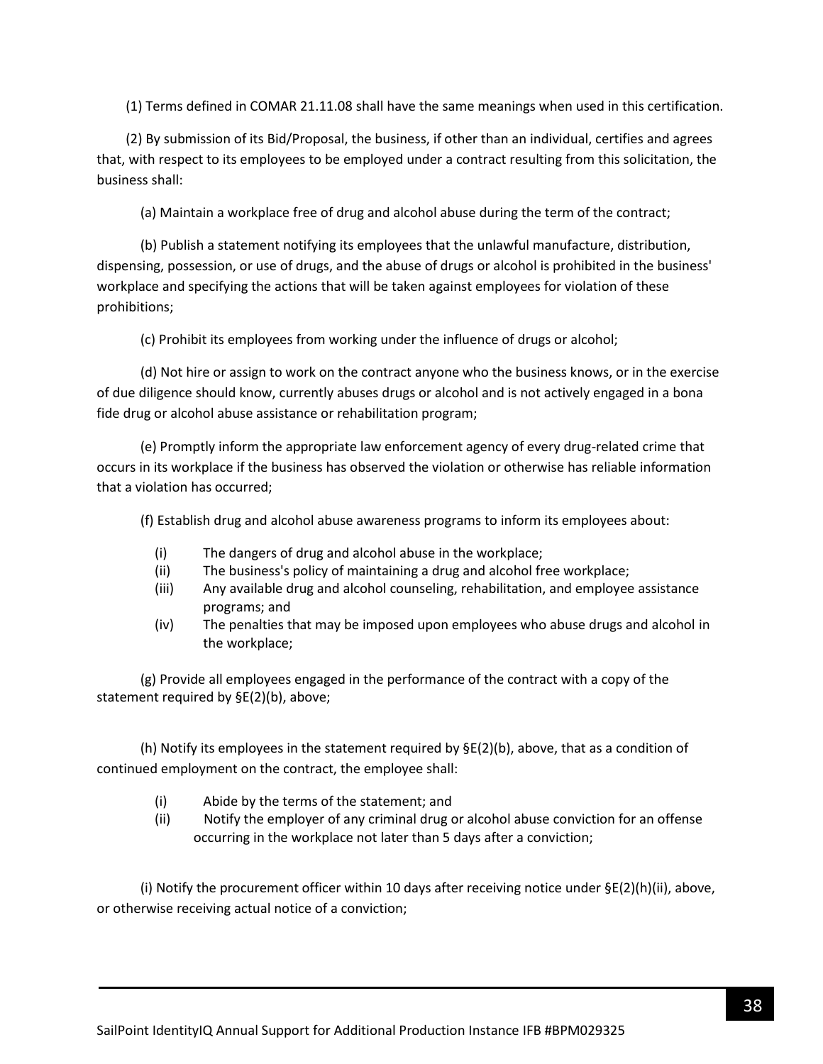(1) Terms defined in COMAR 21.11.08 shall have the same meanings when used in this certification.

(2) By submission of its Bid/Proposal, the business, if other than an individual, certifies and agrees that, with respect to its employees to be employed under a contract resulting from this solicitation, the business shall:

(a) Maintain a workplace free of drug and alcohol abuse during the term of the contract;

(b) Publish a statement notifying its employees that the unlawful manufacture, distribution, dispensing, possession, or use of drugs, and the abuse of drugs or alcohol is prohibited in the business' workplace and specifying the actions that will be taken against employees for violation of these prohibitions;

(c) Prohibit its employees from working under the influence of drugs or alcohol;

(d) Not hire or assign to work on the contract anyone who the business knows, or in the exercise of due diligence should know, currently abuses drugs or alcohol and is not actively engaged in a bona fide drug or alcohol abuse assistance or rehabilitation program;

(e) Promptly inform the appropriate law enforcement agency of every drug-related crime that occurs in its workplace if the business has observed the violation or otherwise has reliable information that a violation has occurred;

(f) Establish drug and alcohol abuse awareness programs to inform its employees about:

- (i) The dangers of drug and alcohol abuse in the workplace;
- (ii) The business's policy of maintaining a drug and alcohol free workplace;
- (iii) Any available drug and alcohol counseling, rehabilitation, and employee assistance programs; and
- (iv) The penalties that may be imposed upon employees who abuse drugs and alcohol in the workplace;

(g) Provide all employees engaged in the performance of the contract with a copy of the statement required by §E(2)(b), above;

(h) Notify its employees in the statement required by §E(2)(b), above, that as a condition of continued employment on the contract, the employee shall:

- (i) Abide by the terms of the statement; and
- (ii) Notify the employer of any criminal drug or alcohol abuse conviction for an offense occurring in the workplace not later than 5 days after a conviction;

(i) Notify the procurement officer within 10 days after receiving notice under §E(2)(h)(ii), above, or otherwise receiving actual notice of a conviction;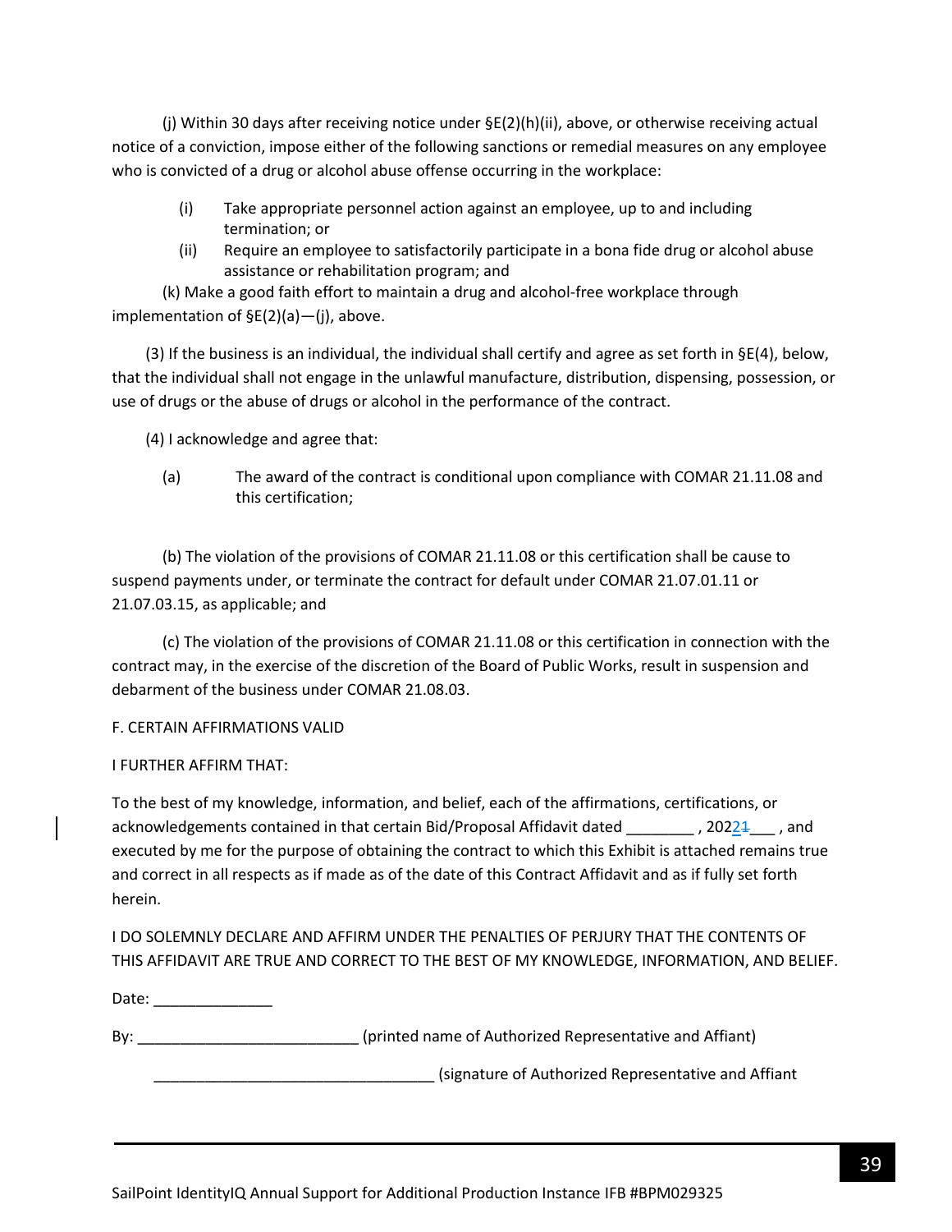(j) Within 30 days after receiving notice under §E(2)(h)(ii), above, or otherwise receiving actual notice of a conviction, impose either of the following sanctions or remedial measures on any employee who is convicted of a drug or alcohol abuse offense occurring in the workplace:

(i) Take appropriate personnel action against an employee, up to and including termination; or

(ii) Require an employee to satisfactorily participate in a bona fide drug or alcohol abuse assistance or rehabilitation program; and

(k) Make a good faith effort to maintain a drug and alcohol-free workplace through implementation of §E(2)(a)—(j), above.

(3) If the business is an individual, the individual shall certify and agree as set forth in §E(4), below, that the individual shall not engage in the unlawful manufacture, distribution, dispensing, possession, or use of drugs or the abuse of drugs or alcohol in the performance of the contract.

(4) I acknowledge and agree that:

(a) The award of the contract is conditional upon compliance with COMAR 21.11.08 and this certification;

(b) The violation of the provisions of COMAR 21.11.08 or this certification shall be cause to suspend payments under, or terminate the contract for default under COMAR 21.07.01.11 or 21.07.03.15, as applicable; and

(c) The violation of the provisions of COMAR 21.11.08 or this certification in connection with the contract may, in the exercise of the discretion of the Board of Public Works, result in suspension and debarment of the business under COMAR 21.08.03.

F. CERTAIN AFFIRMATIONS VALID

I FURTHER AFFIRM THAT:

To the best of my knowledge, information, and belief, each of the affirmations, certifications, or acknowledgements contained in that certain Bid/Proposal Affidavit dated ________ , 20221___ , and executed by me for the purpose of obtaining the contract to which this Exhibit is attached remains true and correct in all respects as if made as of the date of this Contract Affidavit and as if fully set forth herein.

I DO SOLEMNLY DECLARE AND AFFIRM UNDER THE PENALTIES OF PERJURY THAT THE CONTENTS OF THIS AFFIDAVIT ARE TRUE AND CORRECT TO THE BEST OF MY KNOWLEDGE, INFORMATION, AND BELIEF.

Date: ______________

By: __________________________ (printed name of Authorized Representative and Affiant)

_________________________________ (signature of Authorized Representative and Affiant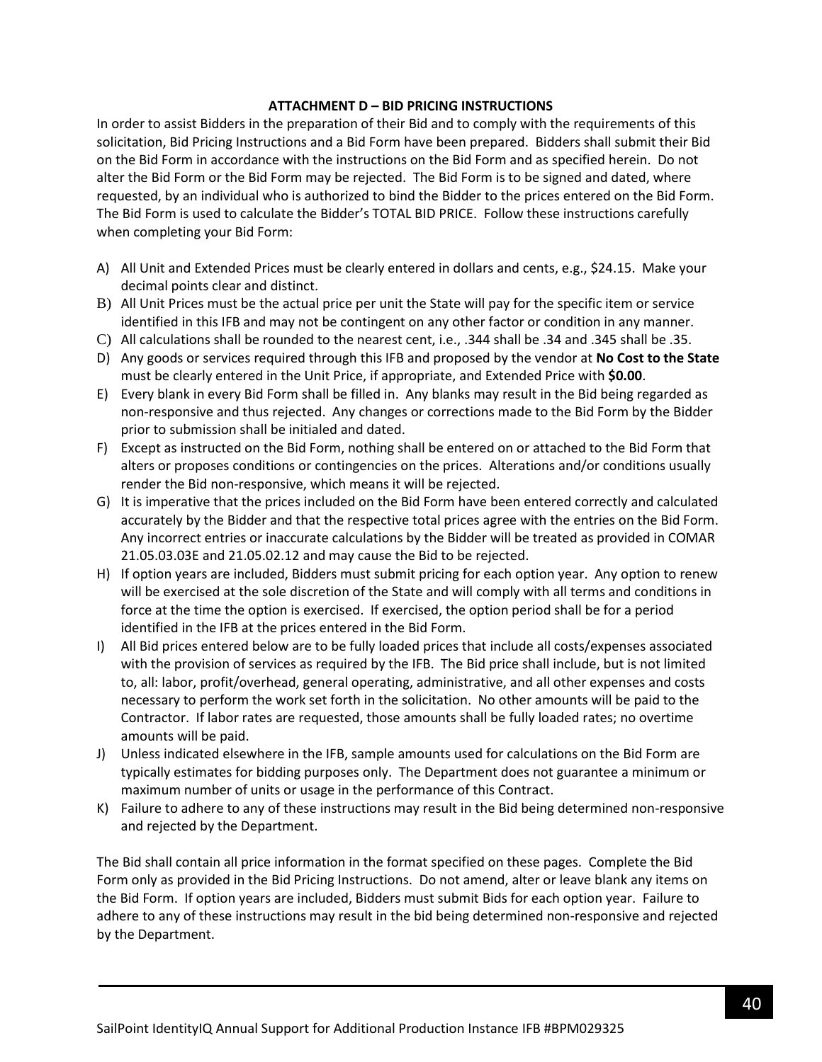## ATTACHMENT D – BID PRICING INSTRUCTIONS

In order to assist Bidders in the preparation of their Bid and to comply with the requirements of this solicitation, Bid Pricing Instructions and a Bid Form have been prepared. Bidders shall submit their Bid on the Bid Form in accordance with the instructions on the Bid Form and as specified herein. Do not alter the Bid Form or the Bid Form may be rejected. The Bid Form is to be signed and dated, where requested, by an individual who is authorized to bind the Bidder to the prices entered on the Bid Form. The Bid Form is used to calculate the Bidder's TOTAL BID PRICE. Follow these instructions carefully when completing your Bid Form:

A) All Unit and Extended Prices must be clearly entered in dollars and cents, e.g., $24.15. Make your decimal points clear and distinct.
B) All Unit Prices must be the actual price per unit the State will pay for the specific item or service identified in this IFB and may not be contingent on any other factor or condition in any manner.
C) All calculations shall be rounded to the nearest cent, i.e., .344 shall be .34 and .345 shall be .35.
D) Any goods or services required through this IFB and proposed by the vendor at **No Cost to the State** must be clearly entered in the Unit Price, if appropriate, and Extended Price with **$0.00**.
E) Every blank in every Bid Form shall be filled in. Any blanks may result in the Bid being regarded as non-responsive and thus rejected. Any changes or corrections made to the Bid Form by the Bidder prior to submission shall be initialed and dated.
F) Except as instructed on the Bid Form, nothing shall be entered on or attached to the Bid Form that alters or proposes conditions or contingencies on the prices. Alterations and/or conditions usually render the Bid non-responsive, which means it will be rejected.
G) It is imperative that the prices included on the Bid Form have been entered correctly and calculated accurately by the Bidder and that the respective total prices agree with the entries on the Bid Form. Any incorrect entries or inaccurate calculations by the Bidder will be treated as provided in COMAR 21.05.03.03E and 21.05.02.12 and may cause the Bid to be rejected.
H) If option years are included, Bidders must submit pricing for each option year. Any option to renew will be exercised at the sole discretion of the State and will comply with all terms and conditions in force at the time the option is exercised. If exercised, the option period shall be for a period identified in the IFB at the prices entered in the Bid Form.
I) All Bid prices entered below are to be fully loaded prices that include all costs/expenses associated with the provision of services as required by the IFB. The Bid price shall include, but is not limited to, all: labor, profit/overhead, general operating, administrative, and all other expenses and costs necessary to perform the work set forth in the solicitation. No other amounts will be paid to the Contractor. If labor rates are requested, those amounts shall be fully loaded rates; no overtime amounts will be paid.
J) Unless indicated elsewhere in the IFB, sample amounts used for calculations on the Bid Form are typically estimates for bidding purposes only. The Department does not guarantee a minimum or maximum number of units or usage in the performance of this Contract.
K) Failure to adhere to any of these instructions may result in the Bid being determined non-responsive and rejected by the Department.

The Bid shall contain all price information in the format specified on these pages. Complete the Bid Form only as provided in the Bid Pricing Instructions. Do not amend, alter or leave blank any items on the Bid Form. If option years are included, Bidders must submit Bids for each option year. Failure to adhere to any of these instructions may result in the bid being determined non-responsive and rejected by the Department.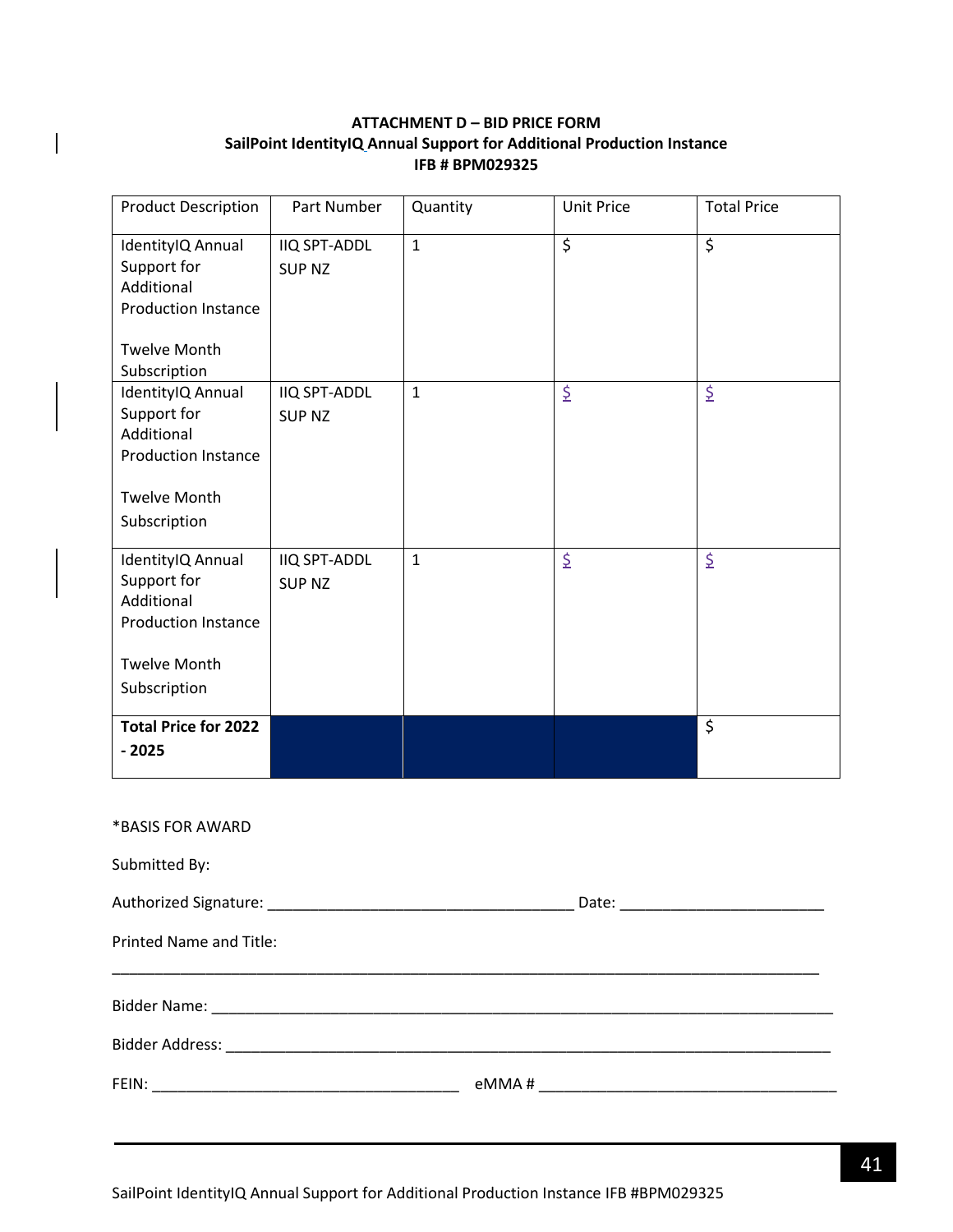**ATTACHMENT D – BID PRICE FORM**
**SailPoint IdentityIQ Annual Support for Additional Production Instance**
**IFB # BPM029325**

| Product Description | Part Number | Quantity | Unit Price | Total Price |
|---|---|---|---|---|
| IdentityIQ Annual Support for Additional Production Instance<br><br>Twelve Month Subscription | IIQ SPT-ADDL SUP NZ | 1 | $ | $ |
| IdentityIQ Annual Support for Additional Production Instance<br><br>Twelve Month Subscription | IIQ SPT-ADDL SUP NZ | 1 | $ | $ |
| IdentityIQ Annual Support for Additional Production Instance<br><br>Twelve Month Subscription | IIQ SPT-ADDL SUP NZ | 1 | $ | $ |
| **Total Price for 2022 - 2025** | | | | $ |

*BASIS FOR AWARD

Submitted By:

Authorized Signature: ____________________________________ Date: ________________________

Printed Name and Title:

_____________________________________________________________________________________

Bidder Name: _________________________________________________________________________

Bidder Address: _______________________________________________________________________

FEIN: ____________________________________ eMMA # __________________________________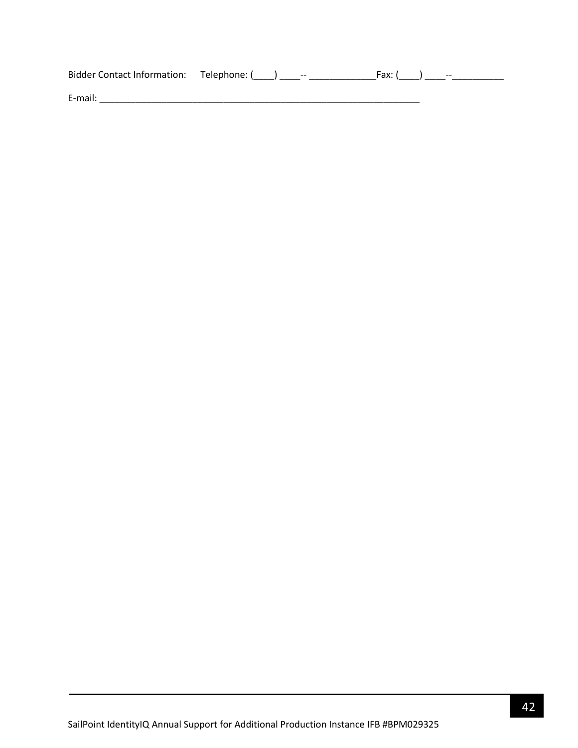Bidder Contact Information: Telephone: (____) ____-- _____________Fax: (____) ____--__________

E-mail: _________________________________________________________________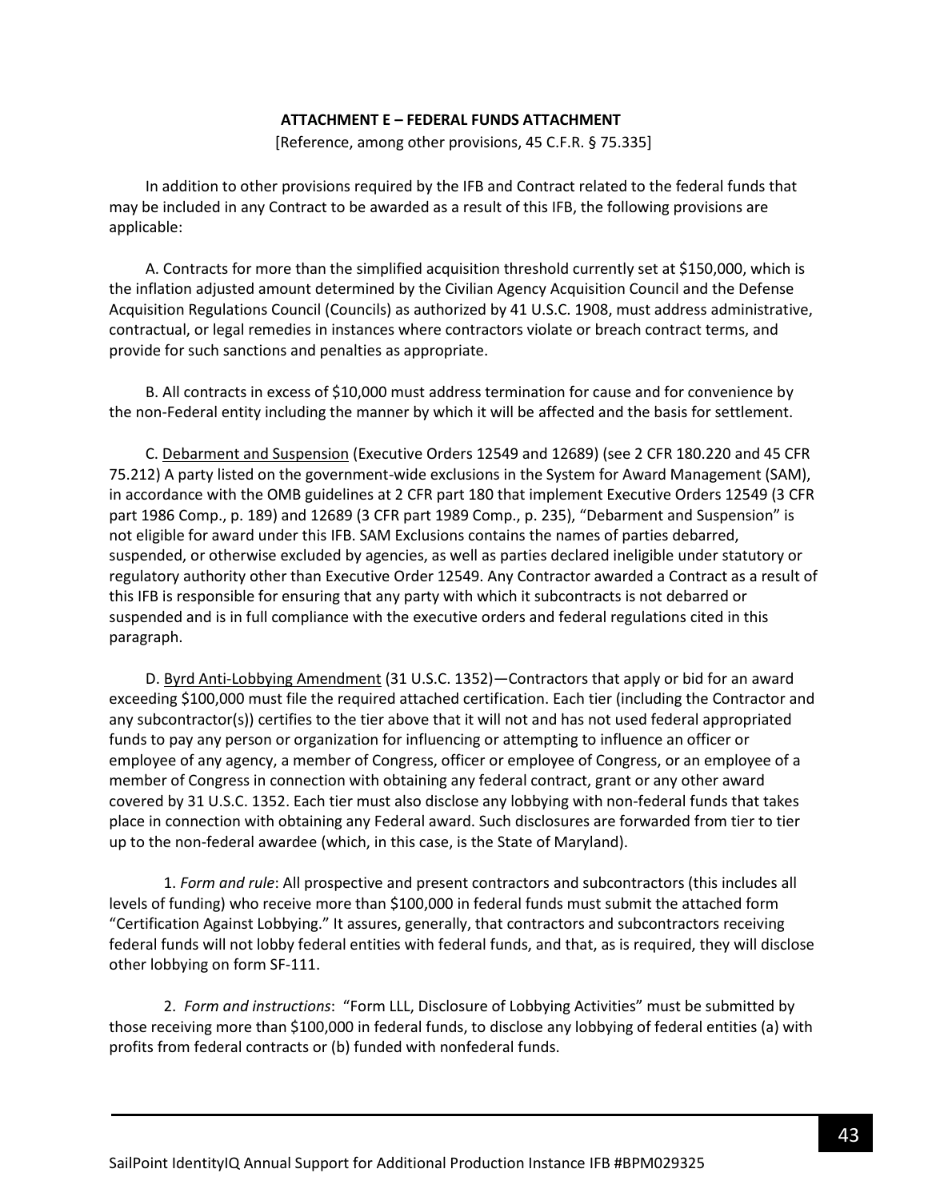**ATTACHMENT E – FEDERAL FUNDS ATTACHMENT**

[Reference, among other provisions, 45 C.F.R. § 75.335]

In addition to other provisions required by the IFB and Contract related to the federal funds that may be included in any Contract to be awarded as a result of this IFB, the following provisions are applicable:

A. Contracts for more than the simplified acquisition threshold currently set at $150,000, which is the inflation adjusted amount determined by the Civilian Agency Acquisition Council and the Defense Acquisition Regulations Council (Councils) as authorized by 41 U.S.C. 1908, must address administrative, contractual, or legal remedies in instances where contractors violate or breach contract terms, and provide for such sanctions and penalties as appropriate.

B. All contracts in excess of $10,000 must address termination for cause and for convenience by the non-Federal entity including the manner by which it will be affected and the basis for settlement.

C. Debarment and Suspension (Executive Orders 12549 and 12689) (see 2 CFR 180.220 and 45 CFR 75.212) A party listed on the government-wide exclusions in the System for Award Management (SAM), in accordance with the OMB guidelines at 2 CFR part 180 that implement Executive Orders 12549 (3 CFR part 1986 Comp., p. 189) and 12689 (3 CFR part 1989 Comp., p. 235), "Debarment and Suspension" is not eligible for award under this IFB. SAM Exclusions contains the names of parties debarred, suspended, or otherwise excluded by agencies, as well as parties declared ineligible under statutory or regulatory authority other than Executive Order 12549. Any Contractor awarded a Contract as a result of this IFB is responsible for ensuring that any party with which it subcontracts is not debarred or suspended and is in full compliance with the executive orders and federal regulations cited in this paragraph.

D. Byrd Anti-Lobbying Amendment (31 U.S.C. 1352)—Contractors that apply or bid for an award exceeding $100,000 must file the required attached certification. Each tier (including the Contractor and any subcontractor(s)) certifies to the tier above that it will not and has not used federal appropriated funds to pay any person or organization for influencing or attempting to influence an officer or employee of any agency, a member of Congress, officer or employee of Congress, or an employee of a member of Congress in connection with obtaining any federal contract, grant or any other award covered by 31 U.S.C. 1352. Each tier must also disclose any lobbying with non-federal funds that takes place in connection with obtaining any Federal award. Such disclosures are forwarded from tier to tier up to the non-federal awardee (which, in this case, is the State of Maryland).

1. *Form and rule*: All prospective and present contractors and subcontractors (this includes all levels of funding) who receive more than $100,000 in federal funds must submit the attached form "Certification Against Lobbying." It assures, generally, that contractors and subcontractors receiving federal funds will not lobby federal entities with federal funds, and that, as is required, they will disclose other lobbying on form SF-111.

2. *Form and instructions*: "Form LLL, Disclosure of Lobbying Activities" must be submitted by those receiving more than $100,000 in federal funds, to disclose any lobbying of federal entities (a) with profits from federal contracts or (b) funded with nonfederal funds.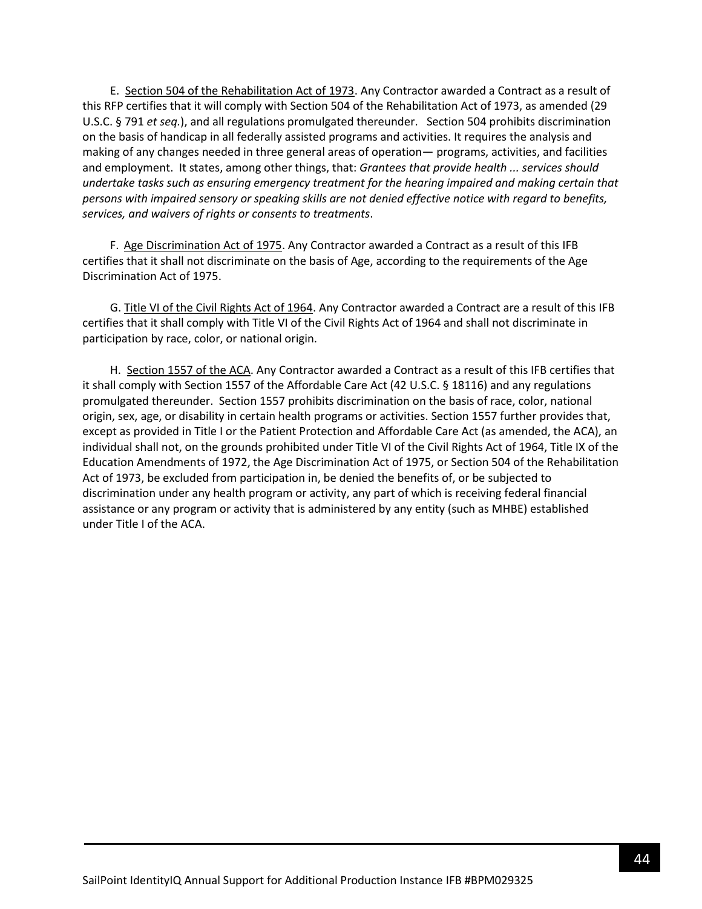E. <u>Section 504 of the Rehabilitation Act of 1973</u>. Any Contractor awarded a Contract as a result of this RFP certifies that it will comply with Section 504 of the Rehabilitation Act of 1973, as amended (29 U.S.C. § 791 *et seq.*), and all regulations promulgated thereunder. Section 504 prohibits discrimination on the basis of handicap in all federally assisted programs and activities. It requires the analysis and making of any changes needed in three general areas of operation— programs, activities, and facilities and employment. It states, among other things, that: *Grantees that provide health ... services should undertake tasks such as ensuring emergency treatment for the hearing impaired and making certain that persons with impaired sensory or speaking skills are not denied effective notice with regard to benefits, services, and waivers of rights or consents to treatments*.

F. <u>Age Discrimination Act of 1975</u>. Any Contractor awarded a Contract as a result of this IFB certifies that it shall not discriminate on the basis of Age, according to the requirements of the Age Discrimination Act of 1975.

G. <u>Title VI of the Civil Rights Act of 1964</u>. Any Contractor awarded a Contract are a result of this IFB certifies that it shall comply with Title VI of the Civil Rights Act of 1964 and shall not discriminate in participation by race, color, or national origin.

H. <u>Section 1557 of the ACA</u>. Any Contractor awarded a Contract as a result of this IFB certifies that it shall comply with Section 1557 of the Affordable Care Act (42 U.S.C. § 18116) and any regulations promulgated thereunder. Section 1557 prohibits discrimination on the basis of race, color, national origin, sex, age, or disability in certain health programs or activities. Section 1557 further provides that, except as provided in Title I or the Patient Protection and Affordable Care Act (as amended, the ACA), an individual shall not, on the grounds prohibited under Title VI of the Civil Rights Act of 1964, Title IX of the Education Amendments of 1972, the Age Discrimination Act of 1975, or Section 504 of the Rehabilitation Act of 1973, be excluded from participation in, be denied the benefits of, or be subjected to discrimination under any health program or activity, any part of which is receiving federal financial assistance or any program or activity that is administered by any entity (such as MHBE) established under Title I of the ACA.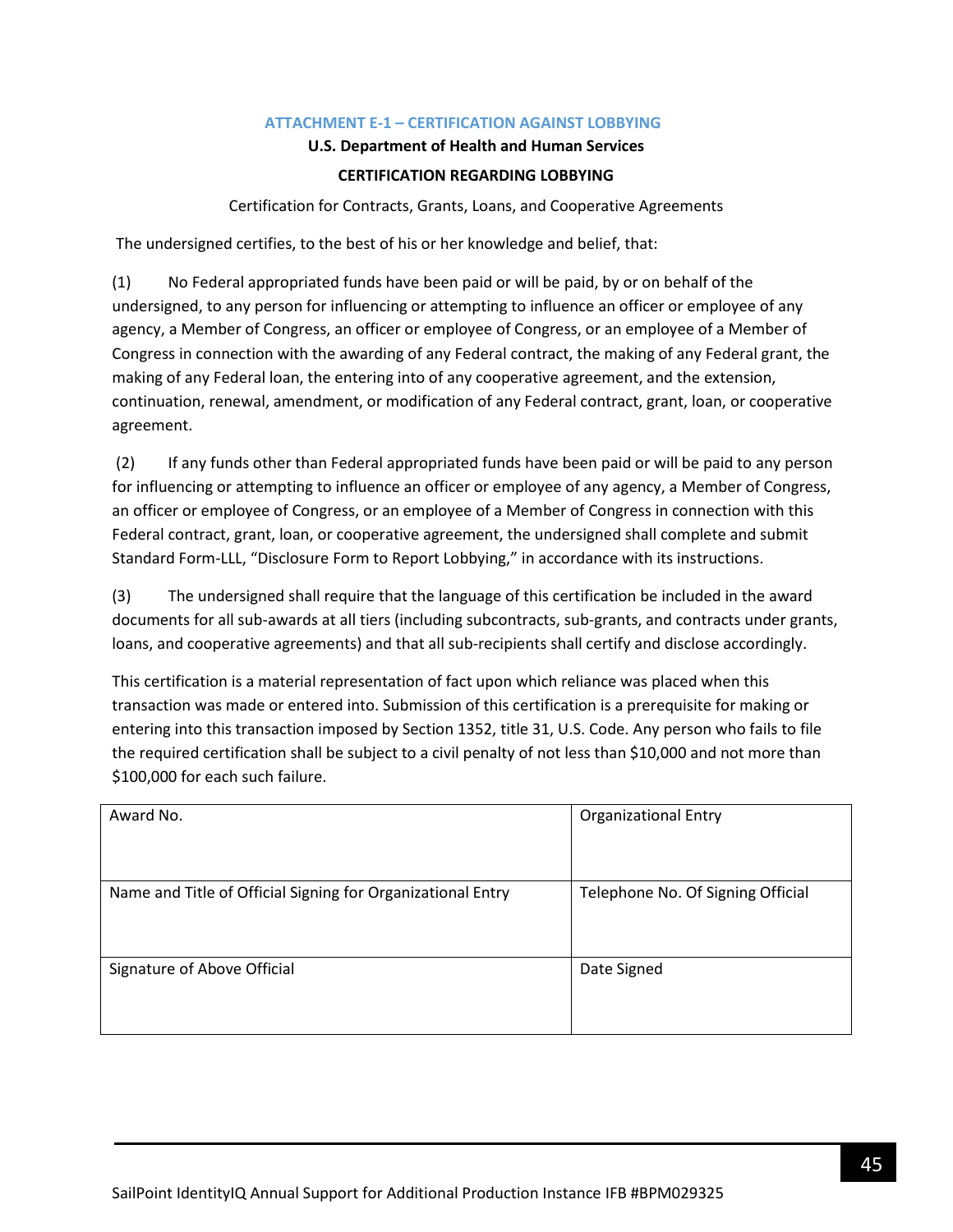## ATTACHMENT E-1 – CERTIFICATION AGAINST LOBBYING

**U.S. Department of Health and Human Services**

**CERTIFICATION REGARDING LOBBYING**

Certification for Contracts, Grants, Loans, and Cooperative Agreements

The undersigned certifies, to the best of his or her knowledge and belief, that:

(1) No Federal appropriated funds have been paid or will be paid, by or on behalf of the undersigned, to any person for influencing or attempting to influence an officer or employee of any agency, a Member of Congress, an officer or employee of Congress, or an employee of a Member of Congress in connection with the awarding of any Federal contract, the making of any Federal grant, the making of any Federal loan, the entering into of any cooperative agreement, and the extension, continuation, renewal, amendment, or modification of any Federal contract, grant, loan, or cooperative agreement.

(2) If any funds other than Federal appropriated funds have been paid or will be paid to any person for influencing or attempting to influence an officer or employee of any agency, a Member of Congress, an officer or employee of Congress, or an employee of a Member of Congress in connection with this Federal contract, grant, loan, or cooperative agreement, the undersigned shall complete and submit Standard Form-LLL, "Disclosure Form to Report Lobbying," in accordance with its instructions.

(3) The undersigned shall require that the language of this certification be included in the award documents for all sub-awards at all tiers (including subcontracts, sub-grants, and contracts under grants, loans, and cooperative agreements) and that all sub-recipients shall certify and disclose accordingly.

This certification is a material representation of fact upon which reliance was placed when this transaction was made or entered into. Submission of this certification is a prerequisite for making or entering into this transaction imposed by Section 1352, title 31, U.S. Code. Any person who fails to file the required certification shall be subject to a civil penalty of not less than $10,000 and not more than $100,000 for each such failure.

| Award No. | Organizational Entry |
|---|---|
| Name and Title of Official Signing for Organizational Entry | Telephone No. Of Signing Official |
| Signature of Above Official | Date Signed |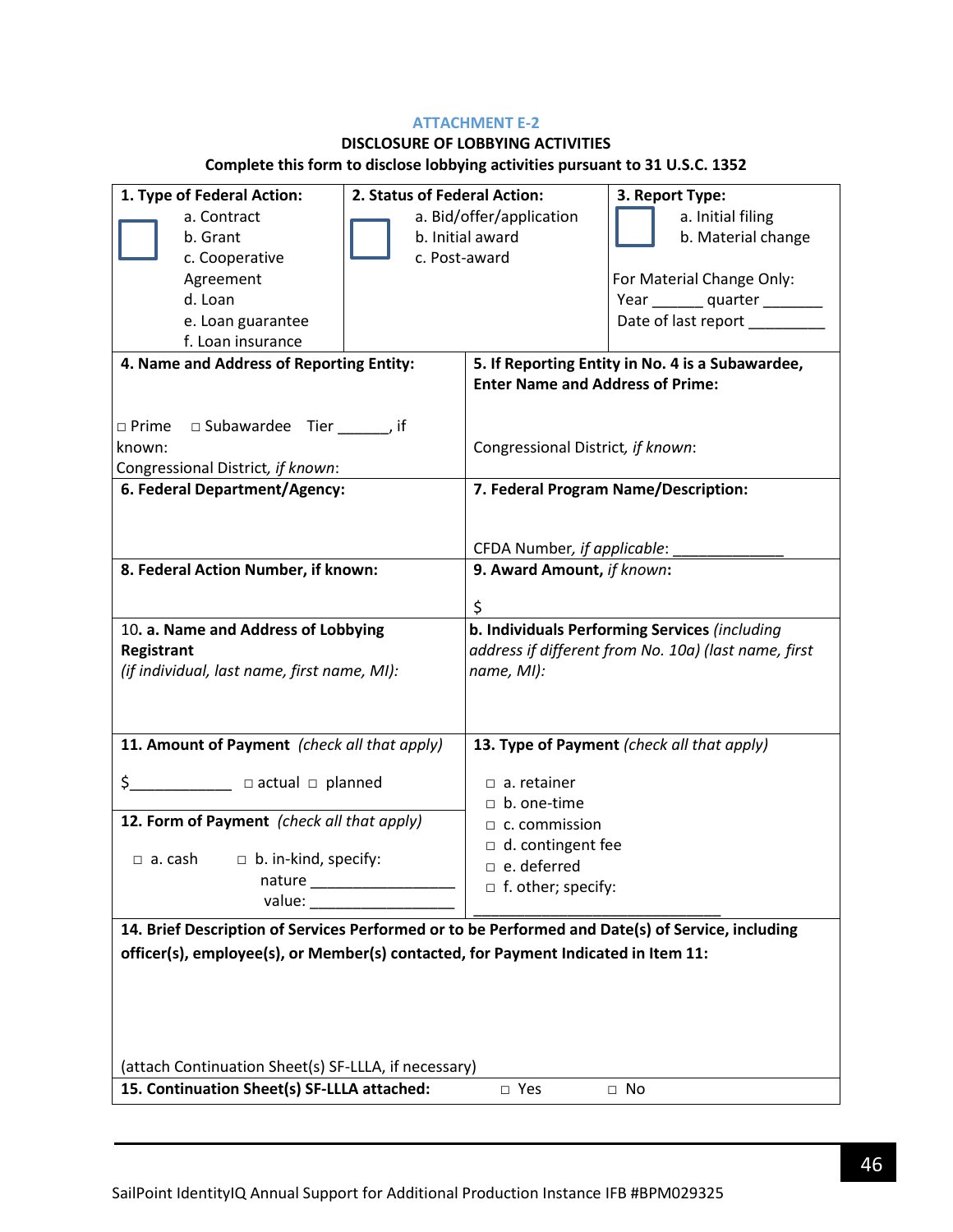### ATTACHMENT E-2

**DISCLOSURE OF LOBBYING ACTIVITIES**

**Complete this form to disclose lobbying activities pursuant to 31 U.S.C. 1352**

| **1. Type of Federal Action:** ☐ a. Contract b. Grant c. Cooperative Agreement d. Loan e. Loan guarantee f. Loan insurance | **2. Status of Federal Action:** ☐ a. Bid/offer/application b. Initial award c. Post-award | **3. Report Type:** ☐ a. Initial filing b. Material change<br><br>For Material Change Only:<br>Year ______ quarter _______<br>Date of last report _________ |
|---|---|---|
| **4. Name and Address of Reporting Entity:**<br><br>□ Prime □ Subawardee Tier ______, if known:<br>Congressional District, *if known*: | **5. If Reporting Entity in No. 4 is a Subawardee, Enter Name and Address of Prime:**<br><br>Congressional District, *if known*: | |
| **6. Federal Department/Agency:** | **7. Federal Program Name/Description:**<br><br>CFDA Number, *if applicable*: _____________ | |
| **8. Federal Action Number, if known:** | **9. Award Amount,** ***if known*:**<br><br>$ | |
| 10. **a. Name and Address of Lobbying Registrant**<br>*(if individual, last name, first name, MI):* | **b. Individuals Performing Services** *(including address if different from No. 10a) (last name, first name, MI):* | |
| **11. Amount of Payment** *(check all that apply)*<br><br>$____________ □ actual □ planned<br><br>**12. Form of Payment** *(check all that apply)*<br><br>□ a. cash □ b. in-kind, specify:<br>nature _________________<br>value: _________________ | **13. Type of Payment** *(check all that apply)*<br><br>□ a. retainer<br>□ b. one-time<br>□ c. commission<br>□ d. contingent fee<br>□ e. deferred<br>□ f. other; specify:<br>_____________________________ | |
| **14. Brief Description of Services Performed or to be Performed and Date(s) of Service, including officer(s), employee(s), or Member(s) contacted, for Payment Indicated in Item 11:**<br><br>(attach Continuation Sheet(s) SF-LLLA, if necessary) | | |
| **15. Continuation Sheet(s) SF-LLLA attached:** | □ Yes □ No | |

SailPoint IdentityIQ Annual Support for Additional Production Instance IFB #BPM029325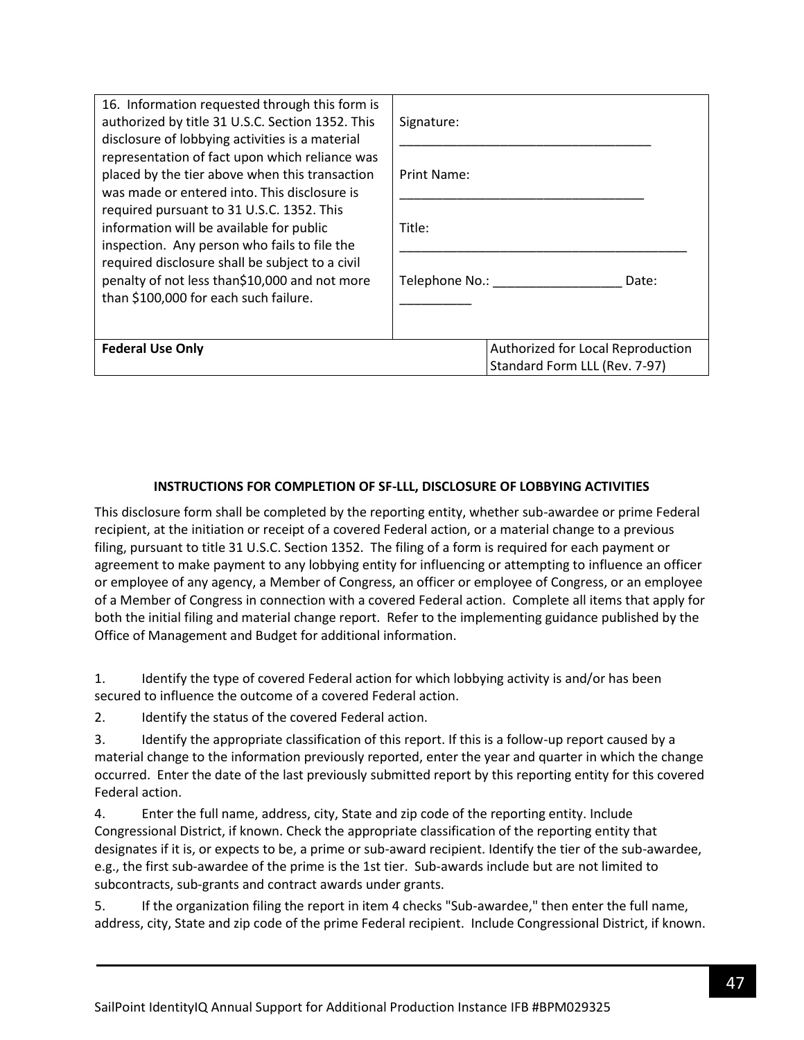| 16. Information requested through this form is authorized by title 31 U.S.C. Section 1352. This disclosure of lobbying activities is a material representation of fact upon which reliance was placed by the tier above when this transaction was made or entered into. This disclosure is required pursuant to 31 U.S.C. 1352. This information will be available for public inspection. Any person who fails to file the required disclosure shall be subject to a civil penalty of not less than$10,000 and not more than $100,000 for each such failure. | Signature: ___________________________________<br><br>Print Name: __________________________________<br><br>Title: _________________________________________<br><br>Telephone No.: __________________ Date: __________ |
|---|---|
| **Federal Use Only** | Authorized for Local Reproduction<br>Standard Form LLL (Rev. 7-97) |

**INSTRUCTIONS FOR COMPLETION OF SF-LLL, DISCLOSURE OF LOBBYING ACTIVITIES**

This disclosure form shall be completed by the reporting entity, whether sub-awardee or prime Federal recipient, at the initiation or receipt of a covered Federal action, or a material change to a previous filing, pursuant to title 31 U.S.C. Section 1352. The filing of a form is required for each payment or agreement to make payment to any lobbying entity for influencing or attempting to influence an officer or employee of any agency, a Member of Congress, an officer or employee of Congress, or an employee of a Member of Congress in connection with a covered Federal action. Complete all items that apply for both the initial filing and material change report. Refer to the implementing guidance published by the Office of Management and Budget for additional information.

1. Identify the type of covered Federal action for which lobbying activity is and/or has been secured to influence the outcome of a covered Federal action.
2. Identify the status of the covered Federal action.
3. Identify the appropriate classification of this report. If this is a follow-up report caused by a material change to the information previously reported, enter the year and quarter in which the change occurred. Enter the date of the last previously submitted report by this reporting entity for this covered Federal action.
4. Enter the full name, address, city, State and zip code of the reporting entity. Include Congressional District, if known. Check the appropriate classification of the reporting entity that designates if it is, or expects to be, a prime or sub-award recipient. Identify the tier of the sub-awardee, e.g., the first sub-awardee of the prime is the 1st tier. Sub-awards include but are not limited to subcontracts, sub-grants and contract awards under grants.
5. If the organization filing the report in item 4 checks "Sub-awardee," then enter the full name, address, city, State and zip code of the prime Federal recipient. Include Congressional District, if known.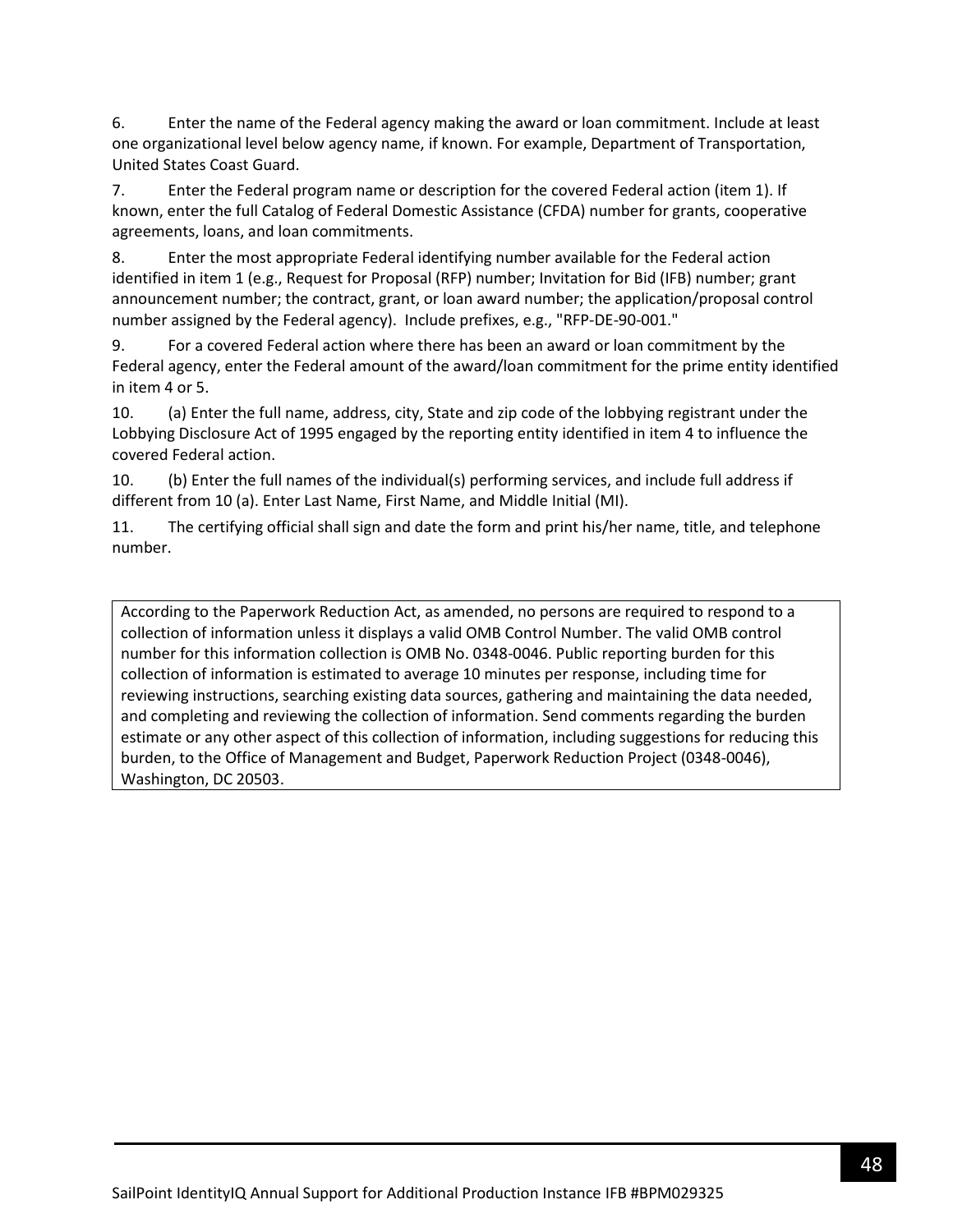6. Enter the name of the Federal agency making the award or loan commitment. Include at least one organizational level below agency name, if known. For example, Department of Transportation, United States Coast Guard.

7. Enter the Federal program name or description for the covered Federal action (item 1). If known, enter the full Catalog of Federal Domestic Assistance (CFDA) number for grants, cooperative agreements, loans, and loan commitments.

8. Enter the most appropriate Federal identifying number available for the Federal action identified in item 1 (e.g., Request for Proposal (RFP) number; Invitation for Bid (IFB) number; grant announcement number; the contract, grant, or loan award number; the application/proposal control number assigned by the Federal agency). Include prefixes, e.g., "RFP-DE-90-001."

9. For a covered Federal action where there has been an award or loan commitment by the Federal agency, enter the Federal amount of the award/loan commitment for the prime entity identified in item 4 or 5.

10. (a) Enter the full name, address, city, State and zip code of the lobbying registrant under the Lobbying Disclosure Act of 1995 engaged by the reporting entity identified in item 4 to influence the covered Federal action.

10. (b) Enter the full names of the individual(s) performing services, and include full address if different from 10 (a). Enter Last Name, First Name, and Middle Initial (MI).

11. The certifying official shall sign and date the form and print his/her name, title, and telephone number.

According to the Paperwork Reduction Act, as amended, no persons are required to respond to a collection of information unless it displays a valid OMB Control Number. The valid OMB control number for this information collection is OMB No. 0348-0046. Public reporting burden for this collection of information is estimated to average 10 minutes per response, including time for reviewing instructions, searching existing data sources, gathering and maintaining the data needed, and completing and reviewing the collection of information. Send comments regarding the burden estimate or any other aspect of this collection of information, including suggestions for reducing this burden, to the Office of Management and Budget, Paperwork Reduction Project (0348-0046), Washington, DC 20503.